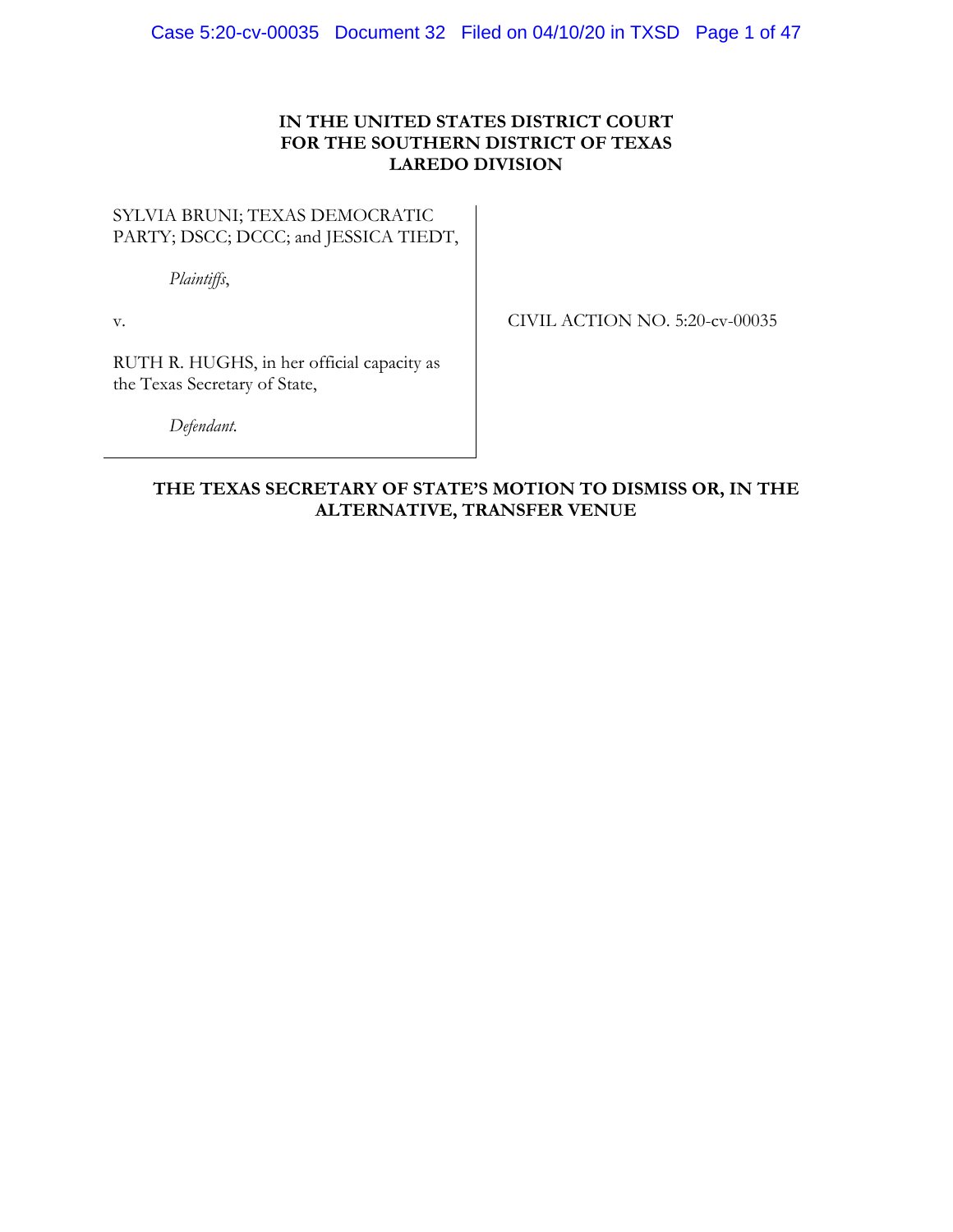**IN THE UNITED STATES DISTRICT COURT**
**FOR THE SOUTHERN DISTRICT OF TEXAS**
**LAREDO DIVISION**

| | |
|---|---|
| SYLVIA BRUNI; TEXAS DEMOCRATIC PARTY; DSCC; DCCC; and JESSICA TIEDT, | |
| *Plaintiffs*, | |
| v. | CIVIL ACTION NO. 5:20-cv-00035 |
| RUTH R. HUGHS, in her official capacity as the Texas Secretary of State, | |
| *Defendant.* | |

# THE TEXAS SECRETARY OF STATE'S MOTION TO DISMISS OR, IN THE ALTERNATIVE, TRANSFER VENUE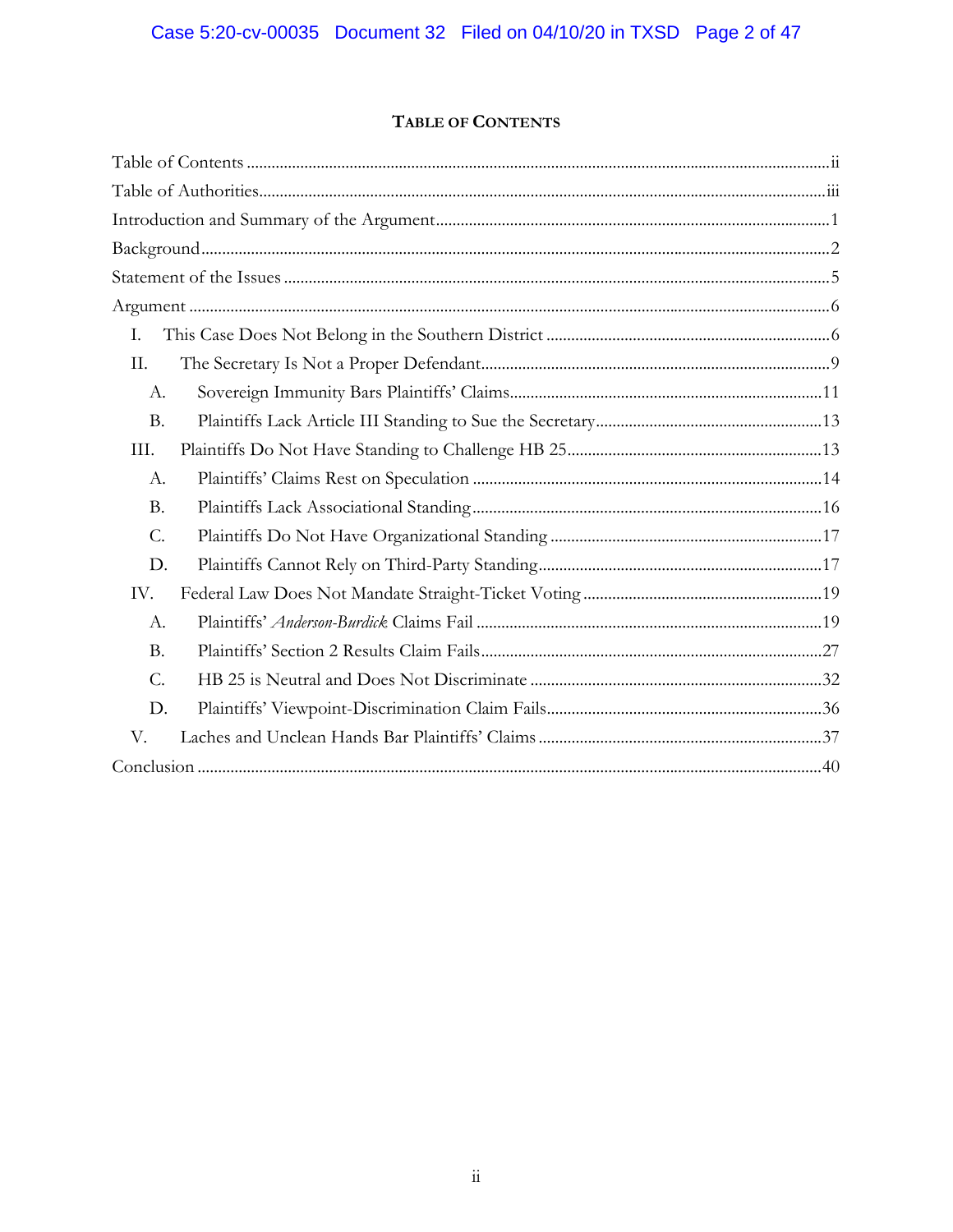# TABLE OF CONTENTS

Table of Contents ............................................................ ii

Table of Authorities ............................................................ iii

Introduction and Summary of the Argument ............................................................ 1

Background ............................................................ 2

Statement of the Issues ............................................................ 5

Argument ............................................................ 6

- I. This Case Does Not Belong in the Southern District ............................................................ 6
- II. The Secretary Is Not a Proper Defendant ............................................................ 9
  - A. Sovereign Immunity Bars Plaintiffs' Claims ............................................................ 11
  - B. Plaintiffs Lack Article III Standing to Sue the Secretary ............................................................ 13
- III. Plaintiffs Do Not Have Standing to Challenge HB 25 ............................................................ 13
  - A. Plaintiffs' Claims Rest on Speculation ............................................................ 14
  - B. Plaintiffs Lack Associational Standing ............................................................ 16
  - C. Plaintiffs Do Not Have Organizational Standing ............................................................ 17
  - D. Plaintiffs Cannot Rely on Third-Party Standing ............................................................ 17
- IV. Federal Law Does Not Mandate Straight-Ticket Voting ............................................................ 19
  - A. Plaintiffs' *Anderson-Burdick* Claims Fail ............................................................ 19
  - B. Plaintiffs' Section 2 Results Claim Fails ............................................................ 27
  - C. HB 25 is Neutral and Does Not Discriminate ............................................................ 32
  - D. Plaintiffs' Viewpoint-Discrimination Claim Fails ............................................................ 36
- V. Laches and Unclean Hands Bar Plaintiffs' Claims ............................................................ 37

Conclusion ............................................................ 40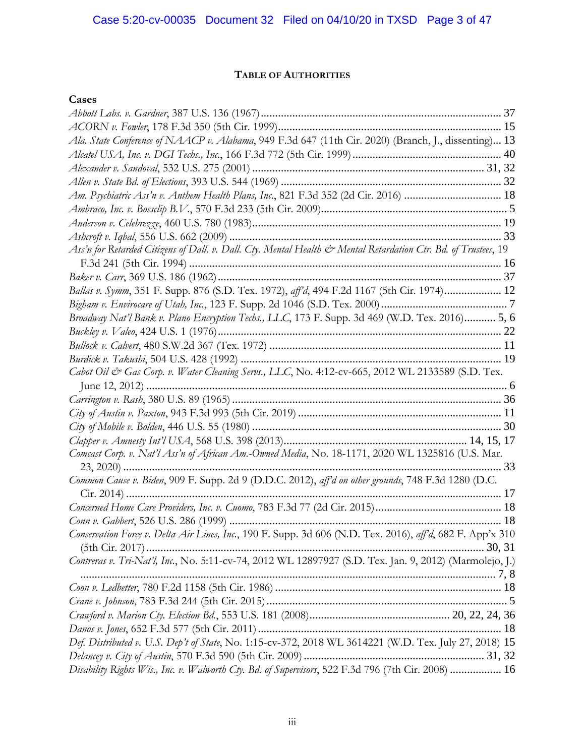# TABLE OF AUTHORITIES

## Cases

*Abbott Labs. v. Gardner*, 387 U.S. 136 (1967) .................................................. 37

*ACORN v. Fowler*, 178 F.3d 350 (5th Cir. 1999) .................................................. 15

*Ala. State Conference of NAACP v. Alabama*, 949 F.3d 647 (11th Cir. 2020) (Branch, J., dissenting) ... 13

*Alcatel USA, Inc. v. DGI Techs., Inc.*, 166 F.3d 772 (5th Cir. 1999) .................................................. 40

*Alexander v. Sandoval*, 532 U.S. 275 (2001) .................................................. 31, 32

*Allen v. State Bd. of Elections*, 393 U.S. 544 (1969) .................................................. 32

*Am. Psychiatric Ass'n v. Anthem Health Plans, Inc.*, 821 F.3d 352 (2d Cir. 2016) .................................................. 18

*Ambraco, Inc. v. Bossclip B.V.*, 570 F.3d 233 (5th Cir. 2009) .................................................. 5

*Anderson v. Celebrezze*, 460 U.S. 780 (1983) .................................................. 19

*Ashcroft v. Iqbal*, 556 U.S. 662 (2009) .................................................. 33

*Ass'n for Retarded Citizens of Dall. v. Dall. Cty. Mental Health & Mental Retardation Ctr. Bd. of Trustees*, 19 F.3d 241 (5th Cir. 1994) .................................................. 16

*Baker v. Carr*, 369 U.S. 186 (1962) .................................................. 37

*Ballas v. Symm*, 351 F. Supp. 876 (S.D. Tex. 1972), *aff'd*, 494 F.2d 1167 (5th Cir. 1974) .................................................. 12

*Bigham v. Envirocare of Utah, Inc.*, 123 F. Supp. 2d 1046 (S.D. Tex. 2000) .................................................. 7

*Broadway Nat'l Bank v. Plano Encryption Techs., LLC*, 173 F. Supp. 3d 469 (W.D. Tex. 2016) .................................................. 5, 6

*Buckley v. Valeo*, 424 U.S. 1 (1976) .................................................. 22

*Bullock v. Calvert*, 480 S.W.2d 367 (Tex. 1972) .................................................. 11

*Burdick v. Takushi*, 504 U.S. 428 (1992) .................................................. 19

*Cabot Oil & Gas Corp. v. Water Cleaning Servs., LLC*, No. 4:12-cv-665, 2012 WL 2133589 (S.D. Tex. June 12, 2012) .................................................. 6

*Carrington v. Rash*, 380 U.S. 89 (1965) .................................................. 36

*City of Austin v. Paxton*, 943 F.3d 993 (5th Cir. 2019) .................................................. 11

*City of Mobile v. Bolden*, 446 U.S. 55 (1980) .................................................. 30

*Clapper v. Amnesty Int'l USA*, 568 U.S. 398 (2013) .................................................. 14, 15, 17

*Comcast Corp. v. Nat'l Ass'n of African Am.-Owned Media*, No. 18-1171, 2020 WL 1325816 (U.S. Mar. 23, 2020) .................................................. 33

*Common Cause v. Biden*, 909 F. Supp. 2d 9 (D.D.C. 2012), *aff'd on other grounds*, 748 F.3d 1280 (D.C. Cir. 2014) .................................................. 17

*Concerned Home Care Providers, Inc. v. Cuomo*, 783 F.3d 77 (2d Cir. 2015) .................................................. 18

*Conn v. Gabbert*, 526 U.S. 286 (1999) .................................................. 18

*Conservation Force v. Delta Air Lines, Inc.*, 190 F. Supp. 3d 606 (N.D. Tex. 2016), *aff'd*, 682 F. App'x 310 (5th Cir. 2017) .................................................. 30, 31

*Contreras v. Tri-Nat'l, Inc.*, No. 5:11-cv-74, 2012 WL 12897927 (S.D. Tex. Jan. 9, 2012) (Marmolejo, J.) .................................................. 7, 8

*Coon v. Ledbetter*, 780 F.2d 1158 (5th Cir. 1986) .................................................. 18

*Crane v. Johnson*, 783 F.3d 244 (5th Cir. 2015) .................................................. 5

*Crawford v. Marion Cty. Election Bd.*, 553 U.S. 181 (2008) .................................................. 20, 22, 24, 36

*Danos v. Jones*, 652 F.3d 577 (5th Cir. 2011) .................................................. 18

*Def. Distributed v. U.S. Dep't of State*, No. 1:15-cv-372, 2018 WL 3614221 (W.D. Tex. July 27, 2018) 15

*Delancey v. City of Austin*, 570 F.3d 590 (5th Cir. 2009) .................................................. 31, 32

*Disability Rights Wis., Inc. v. Walworth Cty. Bd. of Supervisors*, 522 F.3d 796 (7th Cir. 2008) .................................................. 16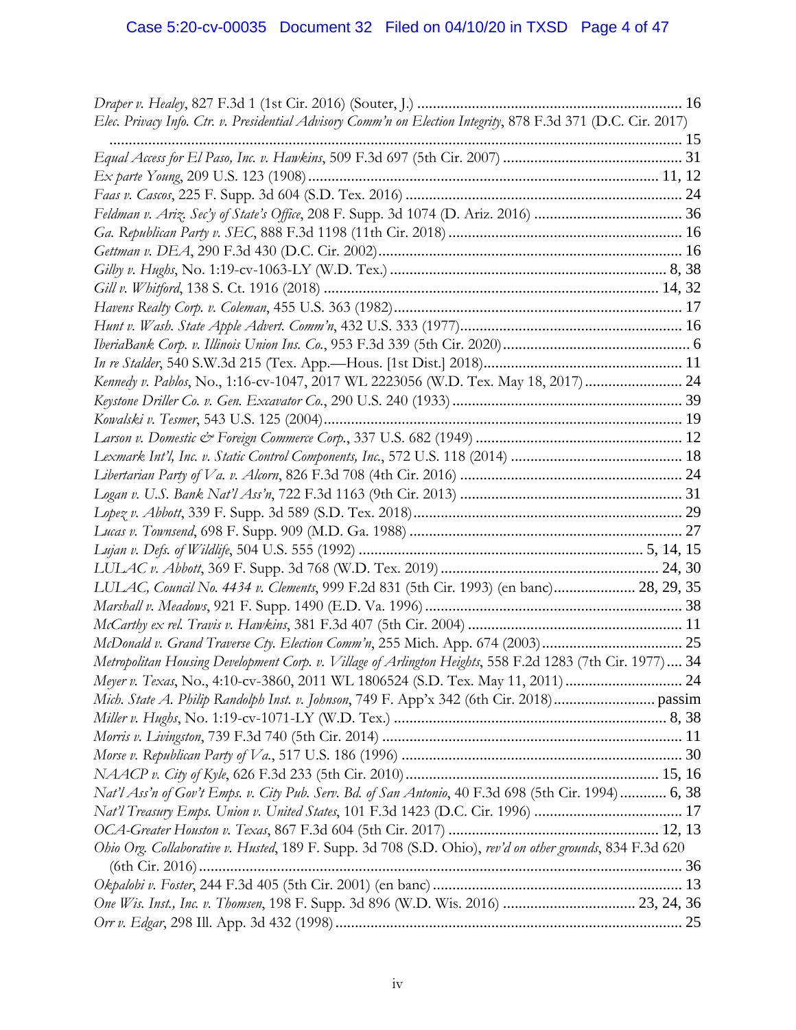*Draper v. Healey*, 827 F.3d 1 (1st Cir. 2016) (Souter, J.) .................................................................... 16

*Elec. Privacy Info. Ctr. v. Presidential Advisory Comm'n on Election Integrity*, 878 F.3d 371 (D.C. Cir. 2017) .................................................................................................................................................. 15

*Equal Access for El Paso, Inc. v. Hawkins*, 509 F.3d 697 (5th Cir. 2007) ............................................ 31

*Ex parte Young*, 209 U.S. 123 (1908) ......................................................................................... 11, 12

*Faas v. Cascos*, 225 F. Supp. 3d 604 (S.D. Tex. 2016) ........................................................................ 24

*Feldman v. Ariz. Sec'y of State's Office*, 208 F. Supp. 3d 1074 (D. Ariz. 2016) ...................................... 36

*Ga. Republican Party v. SEC*, 888 F.3d 1198 (11th Cir. 2018) ............................................................ 16

*Gettman v. DEA*, 290 F.3d 430 (D.C. Cir. 2002) ................................................................................ 16

*Gilby v. Hughs*, No. 1:19-cv-1063-LY (W.D. Tex.) ...................................................................... 8, 38

*Gill v. Whitford*, 138 S. Ct. 1916 (2018) ....................................................................................... 14, 32

*Havens Realty Corp. v. Coleman*, 455 U.S. 363 (1982) .......................................................................... 17

*Hunt v. Wash. State Apple Advert. Comm'n*, 432 U.S. 333 (1977) ........................................................ 16

*IberiaBank Corp. v. Illinois Union Ins. Co.*, 953 F.3d 339 (5th Cir. 2020) ................................................ 6

*In re Stalder*, 540 S.W.3d 215 (Tex. App.—Hous. [1st Dist.] 2018) .................................................. 11

*Kennedy v. Pablos*, No., 1:16-cv-1047, 2017 WL 2223056 (W.D. Tex. May 18, 2017) ......................... 24

*Keystone Driller Co. v. Gen. Excavator Co.*, 290 U.S. 240 (1933) ........................................................... 39

*Kowalski v. Tesmer*, 543 U.S. 125 (2004) ............................................................................................ 19

*Larson v. Domestic & Foreign Commerce Corp.*, 337 U.S. 682 (1949) ...................................................... 12

*Lexmark Int'l, Inc. v. Static Control Components, Inc.*, 572 U.S. 118 (2014) ............................................ 18

*Libertarian Party of Va. v. Alcorn*, 826 F.3d 708 (4th Cir. 2016) ......................................................... 24

*Logan v. U.S. Bank Nat'l Ass'n*, 722 F.3d 1163 (9th Cir. 2013) ......................................................... 31

*Lopez v. Abbott*, 339 F. Supp. 3d 589 (S.D. Tex. 2018) ..................................................................... 29

*Lucas v. Townsend*, 698 F. Supp. 909 (M.D. Ga. 1988) ...................................................................... 27

*Lujan v. Defs. of Wildlife*, 504 U.S. 555 (1992) ........................................................................ 5, 14, 15

*LULAC v. Abbott*, 369 F. Supp. 3d 768 (W.D. Tex. 2019) ........................................................... 24, 30

*LULAC, Council No. 4434 v. Clements*, 999 F.2d 831 (5th Cir. 1993) (en banc) ..................... 28, 29, 35

*Marshall v. Meadows*, 921 F. Supp. 1490 (E.D. Va. 1996) .................................................................. 38

*McCarthy ex rel. Travis v. Hawkins*, 381 F.3d 407 (5th Cir. 2004) ....................................................... 11

*McDonald v. Grand Traverse Cty. Election Comm'n*, 255 Mich. App. 674 (2003) .................................... 25

*Metropolitan Housing Development Corp. v. Village of Arlington Heights*, 558 F.2d 1283 (7th Cir. 1977) .... 34

*Meyer v. Texas*, No., 4:10-cv-3860, 2011 WL 1806524 (S.D. Tex. May 11, 2011) .............................. 24

*Mich. State A. Philip Randolph Inst. v. Johnson*, 749 F. App'x 342 (6th Cir. 2018) .......................... passim

*Miller v. Hughs*, No. 1:19-cv-1071-LY (W.D. Tex.) ...................................................................... 8, 38

*Morris v. Livingston*, 739 F.3d 740 (5th Cir. 2014) ............................................................................. 11

*Morse v. Republican Party of Va.*, 517 U.S. 186 (1996) ........................................................................ 30

*NAACP v. City of Kyle*, 626 F.3d 233 (5th Cir. 2010) ................................................................. 15, 16

*Nat'l Ass'n of Gov't Emps. v. City Pub. Serv. Bd. of San Antonio*, 40 F.3d 698 (5th Cir. 1994) ............ 6, 38

*Nat'l Treasury Emps. Union v. United States*, 101 F.3d 1423 (D.C. Cir. 1996) ....................................... 17

*OCA-Greater Houston v. Texas*, 867 F.3d 604 (5th Cir. 2017) ...................................................... 12, 13

*Ohio Org. Collaborative v. Husted*, 189 F. Supp. 3d 708 (S.D. Ohio), *rev'd on other grounds*, 834 F.3d 620 (6th Cir. 2016) ........................................................................................................................... 36

*Okpalobi v. Foster*, 244 F.3d 405 (5th Cir. 2001) (en banc) ................................................................. 13

*One Wis. Inst., Inc. v. Thomsen*, 198 F. Supp. 3d 896 (W.D. Wis. 2016) .................................. 23, 24, 36

*Orr v. Edgar*, 298 Ill. App. 3d 432 (1998) .......................................................................................... 25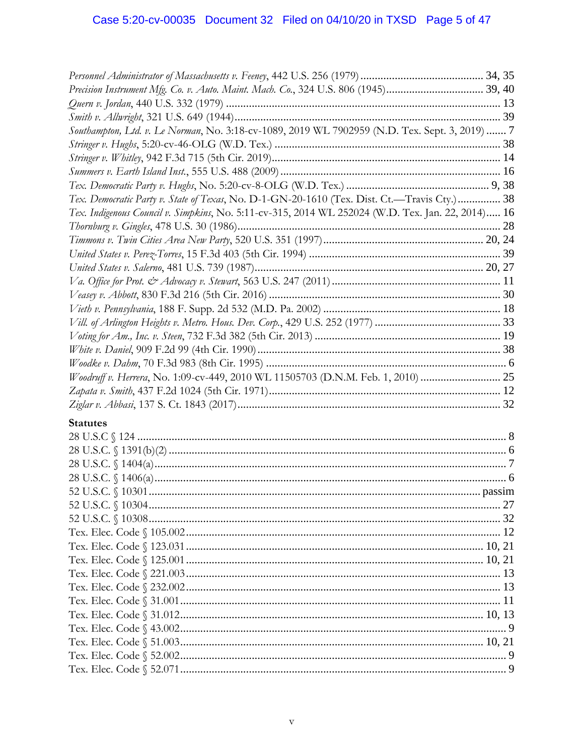*Personnel Administrator of Massachusetts v. Feeney*, 442 U.S. 256 (1979) .......................................... 34, 35
*Precision Instrument Mfg. Co. v. Auto. Maint. Mach. Co.*, 324 U.S. 806 (1945).................................. 39, 40
*Quern v. Jordan*, 440 U.S. 332 (1979) ............................................................................................. 13
*Smith v. Allwright*, 321 U.S. 649 (1944)............................................................................................. 39
*Southampton, Ltd. v. Le Norman*, No. 3:18-cv-1089, 2019 WL 7902959 (N.D. Tex. Sept. 3, 2019) ....... 7
*Stringer v. Hughs*, 5:20-cv-46-OLG (W.D. Tex.) ............................................................................. 38
*Stringer v. Whitley*, 942 F.3d 715 (5th Cir. 2019)............................................................................... 14
*Summers v. Earth Island Inst.*, 555 U.S. 488 (2009) ............................................................................ 16
*Tex. Democratic Party v. Hughs*, No. 5:20-cv-8-OLG (W.D. Tex.) ................................................. 9, 38
*Tex. Democratic Party v. State of Texas*, No. D-1-GN-20-1610 (Tex. Dist. Ct.—Travis Cty.)............... 38
*Tex. Indigenous Council v. Simpkins*, No. 5:11-cv-315, 2014 WL 252024 (W.D. Tex. Jan. 22, 2014)..... 16
*Thornburg v. Gingles*, 478 U.S. 30 (1986)........................................................................................... 28
*Timmons v. Twin Cities Area New Party*, 520 U.S. 351 (1997)....................................................... 20, 24
*United States v. Perez-Torres*, 15 F.3d 403 (5th Cir. 1994) .................................................................. 39
*United States v. Salerno*, 481 U.S. 739 (1987)................................................................................. 20, 27
*Va. Office for Prot. & Advocacy v. Stewart*, 563 U.S. 247 (2011) .......................................................... 11
*Veasey v. Abbott*, 830 F.3d 216 (5th Cir. 2016) ................................................................................... 30
*Vieth v. Pennsylvania*, 188 F. Supp. 2d 532 (M.D. Pa. 2002) ............................................................. 18
*Vill. of Arlington Heights v. Metro. Hous. Dev. Corp.*, 429 U.S. 252 (1977) ........................................... 33
*Voting for Am., Inc. v. Steen*, 732 F.3d 382 (5th Cir. 2013) ................................................................. 19
*White v. Daniel*, 909 F.2d 99 (4th Cir. 1990)...................................................................................... 38
*Woodke v. Dahm*, 70 F.3d 983 (8th Cir. 1995) ..................................................................................... 6
*Woodruff v. Herrera*, No. 1:09-cv-449, 2010 WL 11505703 (D.N.M. Feb. 1, 2010) ............................ 25
*Zapata v. Smith*, 437 F.2d 1024 (5th Cir. 1971)................................................................................... 12
*Ziglar v. Abbasi*, 137 S. Ct. 1843 (2017)............................................................................................. 32

**Statutes**

28 U.S.C § 124 .................................................................................................................................. 8
28 U.S.C. § 1391(b)(2) ....................................................................................................................... 6
28 U.S.C. § 1404(a)........................................................................................................................... 7
28 U.S.C. § 1406(a)........................................................................................................................... 6
52 U.S.C. § 10301 ..................................................................................................................... passim
52 U.S.C. § 10304............................................................................................................................ 27
52 U.S.C. § 10308............................................................................................................................ 32
Tex. Elec. Code § 105.002................................................................................................................ 12
Tex. Elec. Code § 123.031 ........................................................................................................... 10, 21
Tex. Elec. Code § 125.001 ........................................................................................................... 10, 21
Tex. Elec. Code § 221.003................................................................................................................ 13
Tex. Elec. Code § 232.002................................................................................................................ 13
Tex. Elec. Code § 31.001 .................................................................................................................. 11
Tex. Elec. Code § 31.012............................................................................................................. 10, 13
Tex. Elec. Code § 43.002..................................................................................................................... 9
Tex. Elec. Code § 51.003............................................................................................................. 10, 21
Tex. Elec. Code § 52.002..................................................................................................................... 9
Tex. Elec. Code § 52.071..................................................................................................................... 9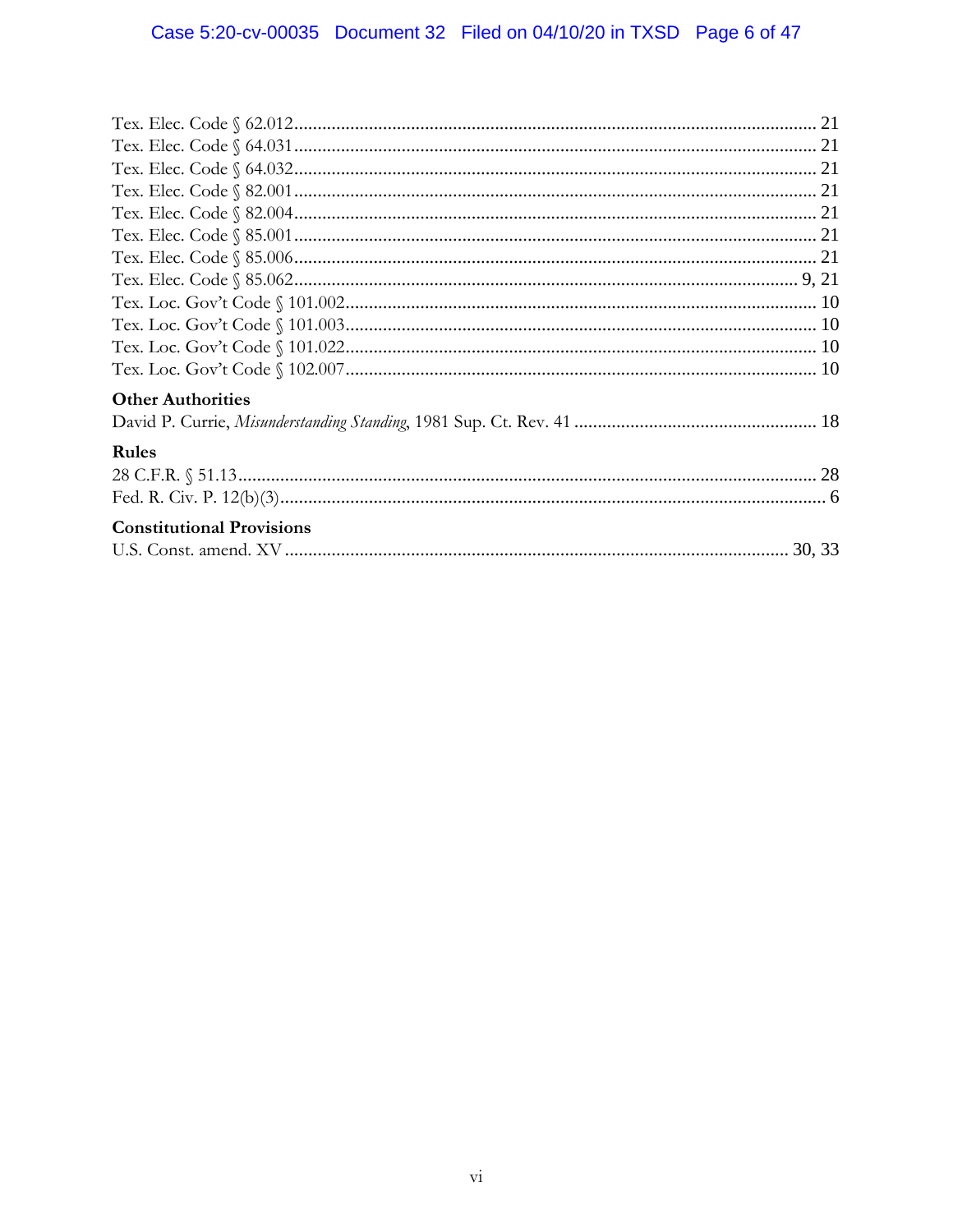Tex. Elec. Code § 62.012 .......... 21
Tex. Elec. Code § 64.031 .......... 21
Tex. Elec. Code § 64.032 .......... 21
Tex. Elec. Code § 82.001 .......... 21
Tex. Elec. Code § 82.004 .......... 21
Tex. Elec. Code § 85.001 .......... 21
Tex. Elec. Code § 85.006 .......... 21
Tex. Elec. Code § 85.062 .......... 9, 21
Tex. Loc. Gov't Code § 101.002 .......... 10
Tex. Loc. Gov't Code § 101.003 .......... 10
Tex. Loc. Gov't Code § 101.022 .......... 10
Tex. Loc. Gov't Code § 102.007 .......... 10

**Other Authorities**

David P. Currie, *Misunderstanding Standing*, 1981 Sup. Ct. Rev. 41 .......... 18

**Rules**

28 C.F.R. § 51.13 .......... 28
Fed. R. Civ. P. 12(b)(3) .......... 6

**Constitutional Provisions**

U.S. Const. amend. XV .......... 30, 33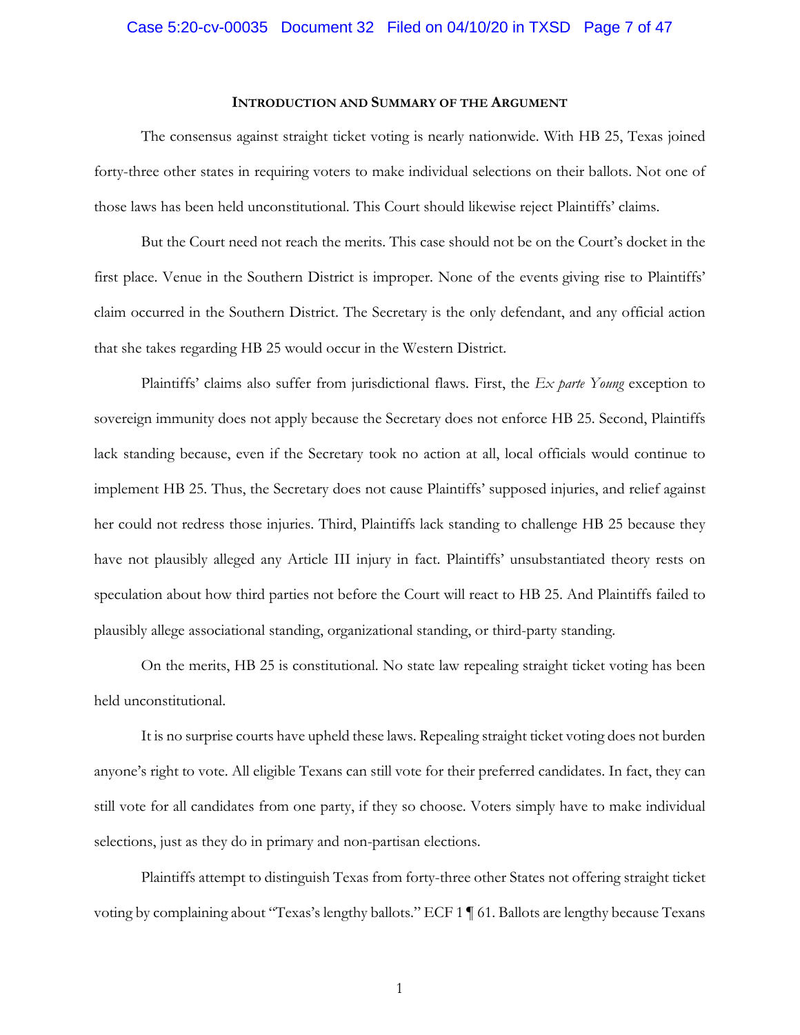## Introduction and Summary of the Argument

The consensus against straight ticket voting is nearly nationwide. With HB 25, Texas joined forty-three other states in requiring voters to make individual selections on their ballots. Not one of those laws has been held unconstitutional. This Court should likewise reject Plaintiffs' claims.

But the Court need not reach the merits. This case should not be on the Court's docket in the first place. Venue in the Southern District is improper. None of the events giving rise to Plaintiffs' claim occurred in the Southern District. The Secretary is the only defendant, and any official action that she takes regarding HB 25 would occur in the Western District.

Plaintiffs' claims also suffer from jurisdictional flaws. First, the *Ex parte Young* exception to sovereign immunity does not apply because the Secretary does not enforce HB 25. Second, Plaintiffs lack standing because, even if the Secretary took no action at all, local officials would continue to implement HB 25. Thus, the Secretary does not cause Plaintiffs' supposed injuries, and relief against her could not redress those injuries. Third, Plaintiffs lack standing to challenge HB 25 because they have not plausibly alleged any Article III injury in fact. Plaintiffs' unsubstantiated theory rests on speculation about how third parties not before the Court will react to HB 25. And Plaintiffs failed to plausibly allege associational standing, organizational standing, or third-party standing.

On the merits, HB 25 is constitutional. No state law repealing straight ticket voting has been held unconstitutional.

It is no surprise courts have upheld these laws. Repealing straight ticket voting does not burden anyone's right to vote. All eligible Texans can still vote for their preferred candidates. In fact, they can still vote for all candidates from one party, if they so choose. Voters simply have to make individual selections, just as they do in primary and non-partisan elections.

Plaintiffs attempt to distinguish Texas from forty-three other States not offering straight ticket voting by complaining about "Texas's lengthy ballots." ECF 1 ¶ 61. Ballots are lengthy because Texans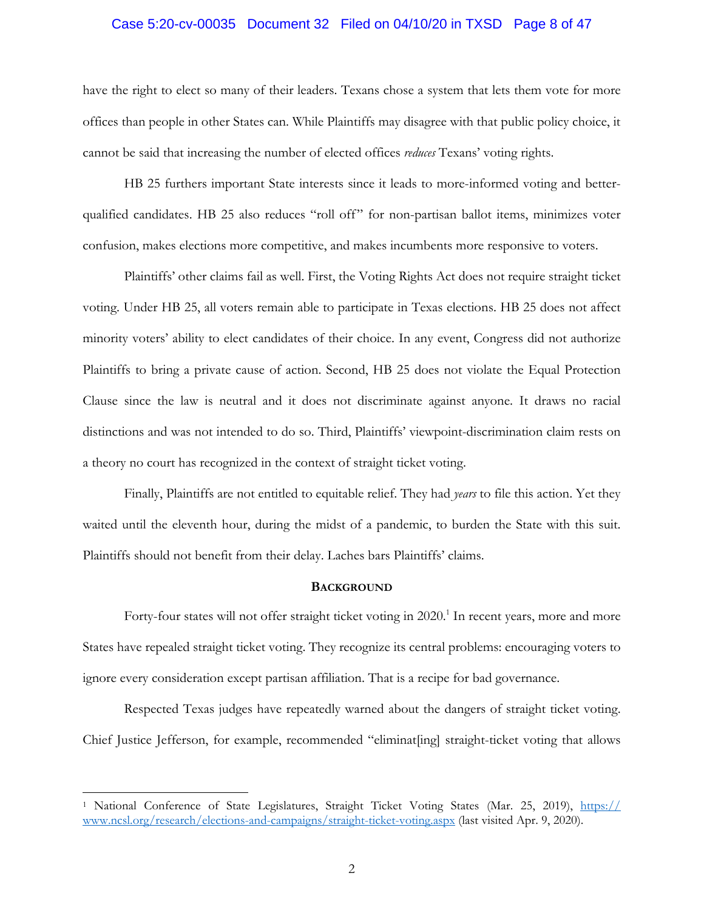have the right to elect so many of their leaders. Texans chose a system that lets them vote for more offices than people in other States can. While Plaintiffs may disagree with that public policy choice, it cannot be said that increasing the number of elected offices *reduces* Texans' voting rights.

HB 25 furthers important State interests since it leads to more-informed voting and better-qualified candidates. HB 25 also reduces "roll off" for non-partisan ballot items, minimizes voter confusion, makes elections more competitive, and makes incumbents more responsive to voters.

Plaintiffs' other claims fail as well. First, the Voting Rights Act does not require straight ticket voting. Under HB 25, all voters remain able to participate in Texas elections. HB 25 does not affect minority voters' ability to elect candidates of their choice. In any event, Congress did not authorize Plaintiffs to bring a private cause of action. Second, HB 25 does not violate the Equal Protection Clause since the law is neutral and it does not discriminate against anyone. It draws no racial distinctions and was not intended to do so. Third, Plaintiffs' viewpoint-discrimination claim rests on a theory no court has recognized in the context of straight ticket voting.

Finally, Plaintiffs are not entitled to equitable relief. They had *years* to file this action. Yet they waited until the eleventh hour, during the midst of a pandemic, to burden the State with this suit. Plaintiffs should not benefit from their delay. Laches bars Plaintiffs' claims.

## Background

Forty-four states will not offer straight ticket voting in 2020.[1] In recent years, more and more States have repealed straight ticket voting. They recognize its central problems: encouraging voters to ignore every consideration except partisan affiliation. That is a recipe for bad governance.

Respected Texas judges have repeatedly warned about the dangers of straight ticket voting. Chief Justice Jefferson, for example, recommended "eliminat[ing] straight-ticket voting that allows

---

[1] National Conference of State Legislatures, Straight Ticket Voting States (Mar. 25, 2019), https://www.ncsl.org/research/elections-and-campaigns/straight-ticket-voting.aspx (last visited Apr. 9, 2020).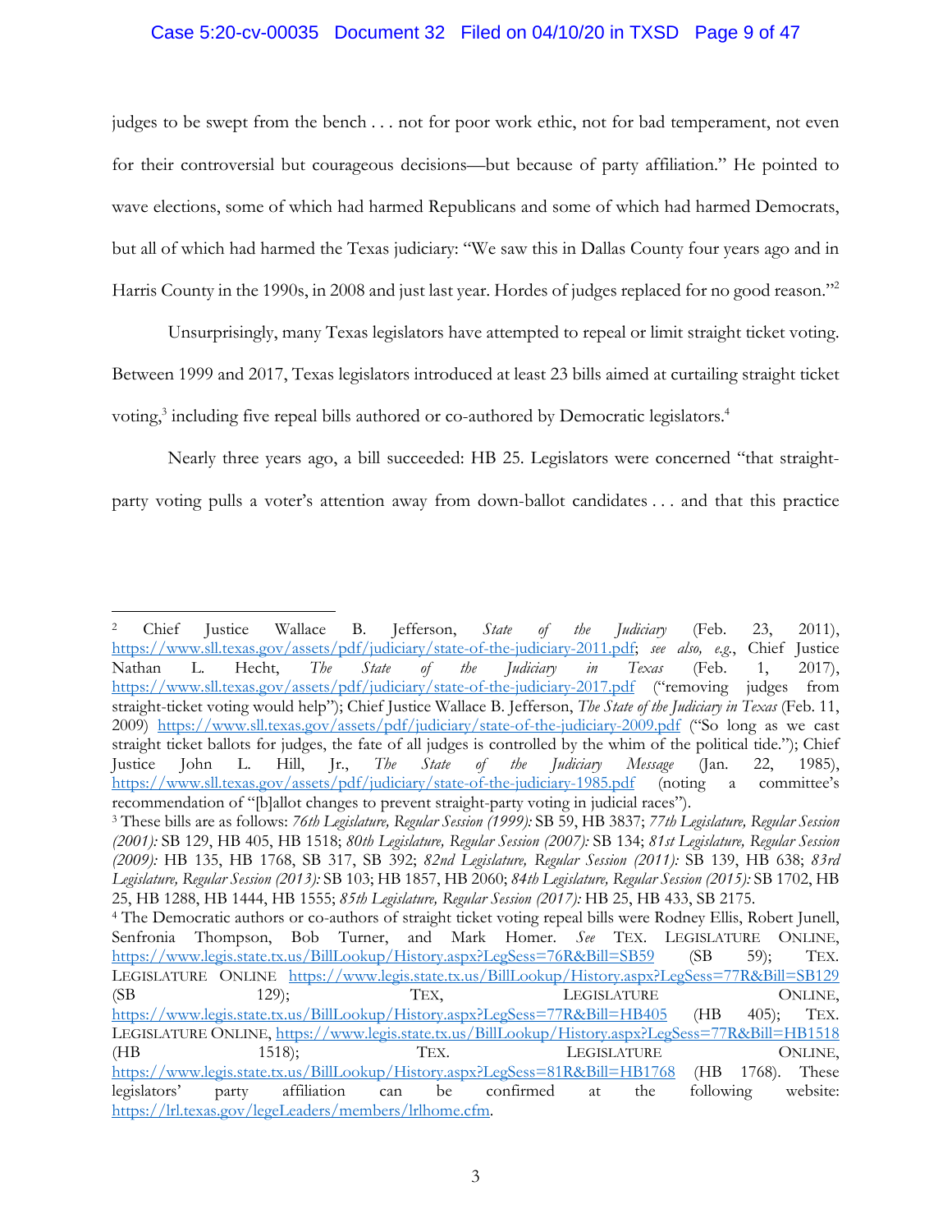judges to be swept from the bench . . . not for poor work ethic, not for bad temperament, not even for their controversial but courageous decisions—but because of party affiliation." He pointed to wave elections, some of which had harmed Republicans and some of which had harmed Democrats, but all of which had harmed the Texas judiciary: "We saw this in Dallas County four years ago and in Harris County in the 1990s, in 2008 and just last year. Hordes of judges replaced for no good reason."[2]

Unsurprisingly, many Texas legislators have attempted to repeal or limit straight ticket voting. Between 1999 and 2017, Texas legislators introduced at least 23 bills aimed at curtailing straight ticket voting,[3] including five repeal bills authored or co-authored by Democratic legislators.[4]

Nearly three years ago, a bill succeeded: HB 25. Legislators were concerned "that straight-party voting pulls a voter's attention away from down-ballot candidates . . . and that this practice

---

[2] Chief Justice Wallace B. Jefferson, *State of the Judiciary* (Feb. 23, 2011), https://www.sll.texas.gov/assets/pdf/judiciary/state-of-the-judiciary-2011.pdf; *see also, e.g.*, Chief Justice Nathan L. Hecht, *The State of the Judiciary in Texas* (Feb. 1, 2017), https://www.sll.texas.gov/assets/pdf/judiciary/state-of-the-judiciary-2017.pdf ("removing judges from straight-ticket voting would help"); Chief Justice Wallace B. Jefferson, *The State of the Judiciary in Texas* (Feb. 11, 2009) https://www.sll.texas.gov/assets/pdf/judiciary/state-of-the-judiciary-2009.pdf ("So long as we cast straight ticket ballots for judges, the fate of all judges is controlled by the whim of the political tide."); Chief Justice John L. Hill, Jr., *The State of the Judiciary Message* (Jan. 22, 1985), https://www.sll.texas.gov/assets/pdf/judiciary/state-of-the-judiciary-1985.pdf (noting a committee's recommendation of "[b]allot changes to prevent straight-party voting in judicial races").

[3] These bills are as follows: *76th Legislature, Regular Session (1999):* SB 59, HB 3837; *77th Legislature, Regular Session (2001):* SB 129, HB 405, HB 1518; *80th Legislature, Regular Session (2007):* SB 134; *81st Legislature, Regular Session (2009):* HB 135, HB 1768, SB 317, SB 392; *82nd Legislature, Regular Session (2011):* SB 139, HB 638; *83rd Legislature, Regular Session (2013):* SB 103; HB 1857, HB 2060; *84th Legislature, Regular Session (2015):* SB 1702, HB 25, HB 1288, HB 1444, HB 1555; *85th Legislature, Regular Session (2017):* HB 25, HB 433, SB 2175.

[4] The Democratic authors or co-authors of straight ticket voting repeal bills were Rodney Ellis, Robert Junell, Senfronia Thompson, Bob Turner, and Mark Homer. *See* TEX. LEGISLATURE ONLINE, https://www.legis.state.tx.us/BillLookup/History.aspx?LegSess=76R&Bill=SB59 (SB 59); TEX. LEGISLATURE ONLINE https://www.legis.state.tx.us/BillLookup/History.aspx?LegSess=77R&Bill=SB129 (SB 129); TEX, LEGISLATURE ONLINE, https://www.legis.state.tx.us/BillLookup/History.aspx?LegSess=77R&Bill=HB405 (HB 405); TEX. LEGISLATURE ONLINE, https://www.legis.state.tx.us/BillLookup/History.aspx?LegSess=77R&Bill=HB1518 (HB 1518); TEX. LEGISLATURE ONLINE, https://www.legis.state.tx.us/BillLookup/History.aspx?LegSess=81R&Bill=HB1768 (HB 1768). These legislators' party affiliation can be confirmed at the following website: https://lrl.texas.gov/legeLeaders/members/lrlhome.cfm.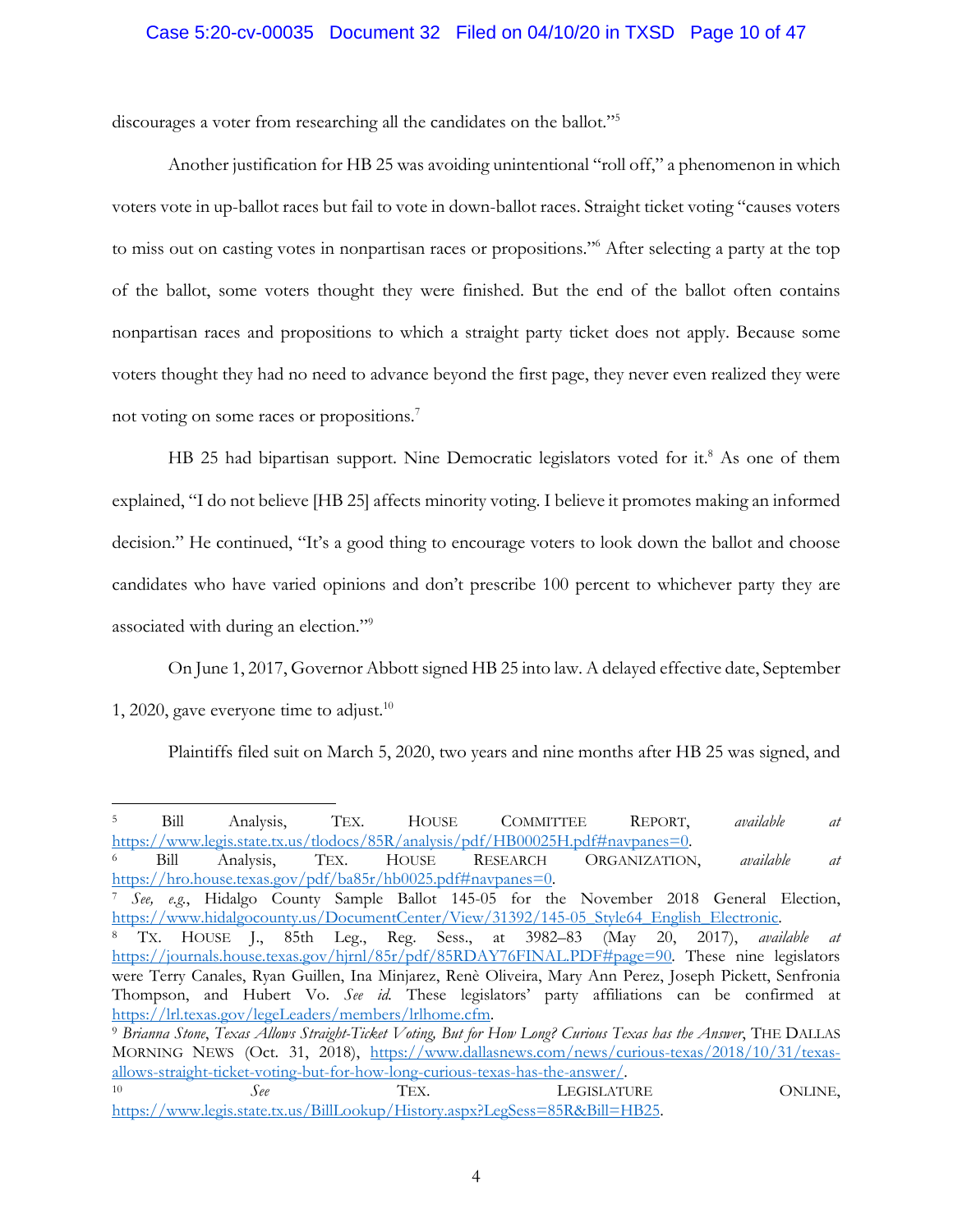discourages a voter from researching all the candidates on the ballot."[5]

Another justification for HB 25 was avoiding unintentional "roll off," a phenomenon in which voters vote in up-ballot races but fail to vote in down-ballot races. Straight ticket voting "causes voters to miss out on casting votes in nonpartisan races or propositions."[6] After selecting a party at the top of the ballot, some voters thought they were finished. But the end of the ballot often contains nonpartisan races and propositions to which a straight party ticket does not apply. Because some voters thought they had no need to advance beyond the first page, they never even realized they were not voting on some races or propositions.[7]

HB 25 had bipartisan support. Nine Democratic legislators voted for it.[8] As one of them explained, "I do not believe [HB 25] affects minority voting. I believe it promotes making an informed decision." He continued, "It's a good thing to encourage voters to look down the ballot and choose candidates who have varied opinions and don't prescribe 100 percent to whichever party they are associated with during an election."[9]

On June 1, 2017, Governor Abbott signed HB 25 into law. A delayed effective date, September 1, 2020, gave everyone time to adjust.[10]

Plaintiffs filed suit on March 5, 2020, two years and nine months after HB 25 was signed, and

---

[5] Bill Analysis, TEX. HOUSE COMMITTEE REPORT, *available at* https://www.legis.state.tx.us/tlodocs/85R/analysis/pdf/HB00025H.pdf#navpanes=0.

[6] Bill Analysis, TEX. HOUSE RESEARCH ORGANIZATION, *available at* https://hro.house.texas.gov/pdf/ba85r/hb0025.pdf#navpanes=0.

[7] *See, e.g.*, Hidalgo County Sample Ballot 145-05 for the November 2018 General Election, https://www.hidalgocounty.us/DocumentCenter/View/31392/145-05_Style64_English_Electronic.

[8] TX. HOUSE J., 85th Leg., Reg. Sess., at 3982–83 (May 20, 2017), *available at* https://journals.house.texas.gov/hjrnl/85r/pdf/85RDAY76FINAL.PDF#page=90. These nine legislators were Terry Canales, Ryan Guillen, Ina Minjarez, Renè Oliveira, Mary Ann Perez, Joseph Pickett, Senfronia Thompson, and Hubert Vo. *See id.* These legislators' party affiliations can be confirmed at https://lrl.texas.gov/legeLeaders/members/lrlhome.cfm.

[9] *Brianna Stone*, *Texas Allows Straight-Ticket Voting, But for How Long? Curious Texas has the Answer*, THE DALLAS MORNING NEWS (Oct. 31, 2018), https://www.dallasnews.com/news/curious-texas/2018/10/31/texas-allows-straight-ticket-voting-but-for-how-long-curious-texas-has-the-answer/.

[10] *See* TEX. LEGISLATURE ONLINE, https://www.legis.state.tx.us/BillLookup/History.aspx?LegSess=85R&Bill=HB25.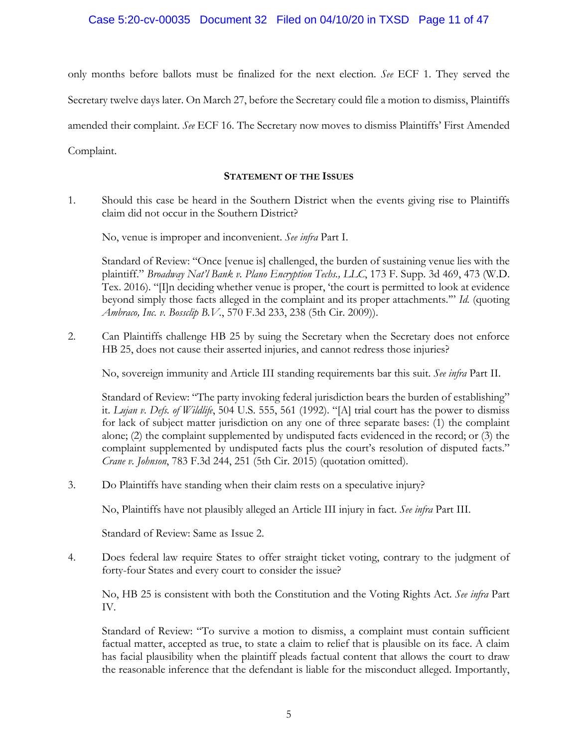only months before ballots must be finalized for the next election. *See* ECF 1. They served the Secretary twelve days later. On March 27, before the Secretary could file a motion to dismiss, Plaintiffs amended their complaint. *See* ECF 16. The Secretary now moves to dismiss Plaintiffs' First Amended Complaint.

## STATEMENT OF THE ISSUES

1. Should this case be heard in the Southern District when the events giving rise to Plaintiffs claim did not occur in the Southern District?

   No, venue is improper and inconvenient. *See infra* Part I.

   Standard of Review: "Once [venue is] challenged, the burden of sustaining venue lies with the plaintiff." *Broadway Nat'l Bank v. Plano Encryption Techs., LLC*, 173 F. Supp. 3d 469, 473 (W.D. Tex. 2016). "[I]n deciding whether venue is proper, 'the court is permitted to look at evidence beyond simply those facts alleged in the complaint and its proper attachments.'" *Id.* (quoting *Ambraco, Inc. v. Bossclip B.V.*, 570 F.3d 233, 238 (5th Cir. 2009)).

2. Can Plaintiffs challenge HB 25 by suing the Secretary when the Secretary does not enforce HB 25, does not cause their asserted injuries, and cannot redress those injuries?

   No, sovereign immunity and Article III standing requirements bar this suit. *See infra* Part II.

   Standard of Review: "The party invoking federal jurisdiction bears the burden of establishing" it. *Lujan v. Defs. of Wildlife*, 504 U.S. 555, 561 (1992). "[A] trial court has the power to dismiss for lack of subject matter jurisdiction on any one of three separate bases: (1) the complaint alone; (2) the complaint supplemented by undisputed facts evidenced in the record; or (3) the complaint supplemented by undisputed facts plus the court's resolution of disputed facts." *Crane v. Johnson*, 783 F.3d 244, 251 (5th Cir. 2015) (quotation omitted).

3. Do Plaintiffs have standing when their claim rests on a speculative injury?

   No, Plaintiffs have not plausibly alleged an Article III injury in fact. *See infra* Part III.

   Standard of Review: Same as Issue 2.

4. Does federal law require States to offer straight ticket voting, contrary to the judgment of forty-four States and every court to consider the issue?

   No, HB 25 is consistent with both the Constitution and the Voting Rights Act. *See infra* Part IV.

   Standard of Review: "To survive a motion to dismiss, a complaint must contain sufficient factual matter, accepted as true, to state a claim to relief that is plausible on its face. A claim has facial plausibility when the plaintiff pleads factual content that allows the court to draw the reasonable inference that the defendant is liable for the misconduct alleged. Importantly,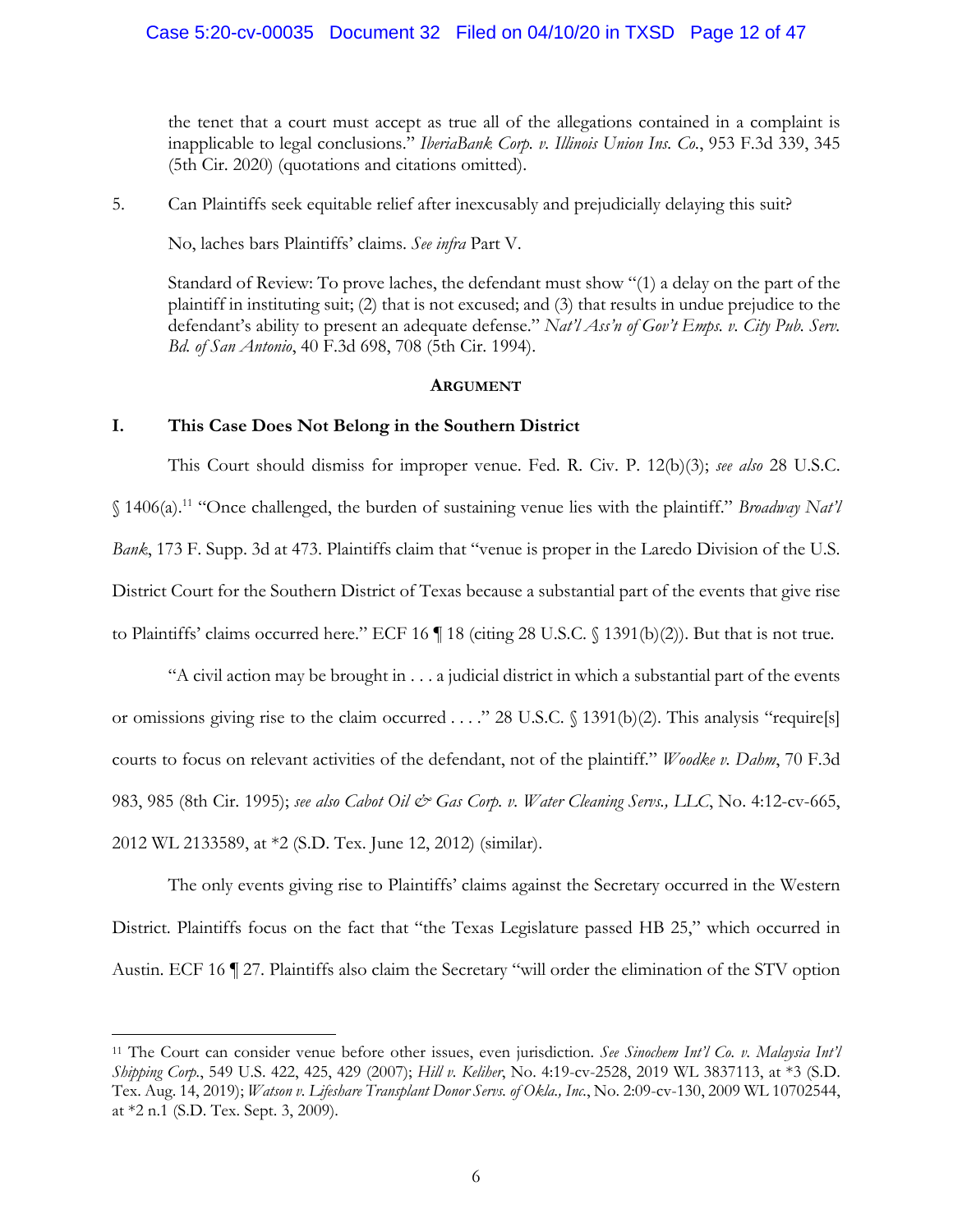the tenet that a court must accept as true all of the allegations contained in a complaint is inapplicable to legal conclusions." *IberiaBank Corp. v. Illinois Union Ins. Co.*, 953 F.3d 339, 345 (5th Cir. 2020) (quotations and citations omitted).

5. Can Plaintiffs seek equitable relief after inexcusably and prejudicially delaying this suit?

   No, laches bars Plaintiffs' claims. *See infra* Part V.

   Standard of Review: To prove laches, the defendant must show "(1) a delay on the part of the plaintiff in instituting suit; (2) that is not excused; and (3) that results in undue prejudice to the defendant's ability to present an adequate defense." *Nat'l Ass'n of Gov't Emps. v. City Pub. Serv. Bd. of San Antonio*, 40 F.3d 698, 708 (5th Cir. 1994).

## Argument

### I. This Case Does Not Belong in the Southern District

This Court should dismiss for improper venue. Fed. R. Civ. P. 12(b)(3); *see also* 28 U.S.C. § 1406(a).[11] "Once challenged, the burden of sustaining venue lies with the plaintiff." *Broadway Nat'l Bank*, 173 F. Supp. 3d at 473. Plaintiffs claim that "venue is proper in the Laredo Division of the U.S. District Court for the Southern District of Texas because a substantial part of the events that give rise to Plaintiffs' claims occurred here." ECF 16 ¶ 18 (citing 28 U.S.C. § 1391(b)(2)). But that is not true.

"A civil action may be brought in . . . a judicial district in which a substantial part of the events or omissions giving rise to the claim occurred . . . ." 28 U.S.C. § 1391(b)(2). This analysis "require[s] courts to focus on relevant activities of the defendant, not of the plaintiff." *Woodke v. Dahm*, 70 F.3d 983, 985 (8th Cir. 1995); *see also Cabot Oil & Gas Corp. v. Water Cleaning Servs., LLC*, No. 4:12-cv-665, 2012 WL 2133589, at *2 (S.D. Tex. June 12, 2012) (similar).

The only events giving rise to Plaintiffs' claims against the Secretary occurred in the Western District. Plaintiffs focus on the fact that "the Texas Legislature passed HB 25," which occurred in Austin. ECF 16 ¶ 27. Plaintiffs also claim the Secretary "will order the elimination of the STV option

---

[11] The Court can consider venue before other issues, even jurisdiction. *See Sinochem Int'l Co. v. Malaysia Int'l Shipping Corp.*, 549 U.S. 422, 425, 429 (2007); *Hill v. Keliher*, No. 4:19-cv-2528, 2019 WL 3837113, at *3 (S.D. Tex. Aug. 14, 2019); *Watson v. Lifeshare Transplant Donor Servs. of Okla., Inc.*, No. 2:09-cv-130, 2009 WL 10702544, at *2 n.1 (S.D. Tex. Sept. 3, 2009).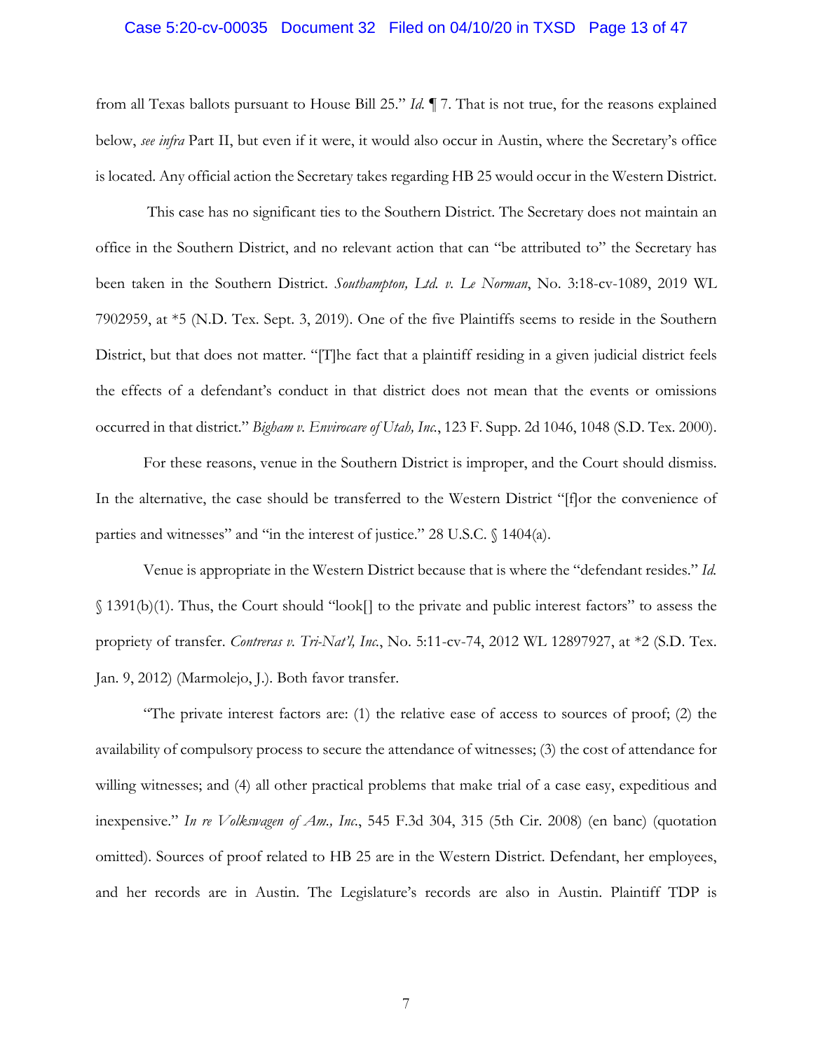from all Texas ballots pursuant to House Bill 25." *Id.* ¶ 7. That is not true, for the reasons explained below, *see infra* Part II, but even if it were, it would also occur in Austin, where the Secretary's office is located. Any official action the Secretary takes regarding HB 25 would occur in the Western District.

This case has no significant ties to the Southern District. The Secretary does not maintain an office in the Southern District, and no relevant action that can "be attributed to" the Secretary has been taken in the Southern District. *Southampton, Ltd. v. Le Norman*, No. 3:18-cv-1089, 2019 WL 7902959, at *5 (N.D. Tex. Sept. 3, 2019). One of the five Plaintiffs seems to reside in the Southern District, but that does not matter. "[T]he fact that a plaintiff residing in a given judicial district feels the effects of a defendant's conduct in that district does not mean that the events or omissions occurred in that district." *Bigham v. Envirocare of Utah, Inc.*, 123 F. Supp. 2d 1046, 1048 (S.D. Tex. 2000).

For these reasons, venue in the Southern District is improper, and the Court should dismiss. In the alternative, the case should be transferred to the Western District "[f]or the convenience of parties and witnesses" and "in the interest of justice." 28 U.S.C. § 1404(a).

Venue is appropriate in the Western District because that is where the "defendant resides." *Id.* § 1391(b)(1). Thus, the Court should "look[] to the private and public interest factors" to assess the propriety of transfer. *Contreras v. Tri-Nat'l, Inc.*, No. 5:11-cv-74, 2012 WL 12897927, at *2 (S.D. Tex. Jan. 9, 2012) (Marmolejo, J.). Both favor transfer.

"The private interest factors are: (1) the relative ease of access to sources of proof; (2) the availability of compulsory process to secure the attendance of witnesses; (3) the cost of attendance for willing witnesses; and (4) all other practical problems that make trial of a case easy, expeditious and inexpensive." *In re Volkswagen of Am., Inc.*, 545 F.3d 304, 315 (5th Cir. 2008) (en banc) (quotation omitted). Sources of proof related to HB 25 are in the Western District. Defendant, her employees, and her records are in Austin. The Legislature's records are also in Austin. Plaintiff TDP is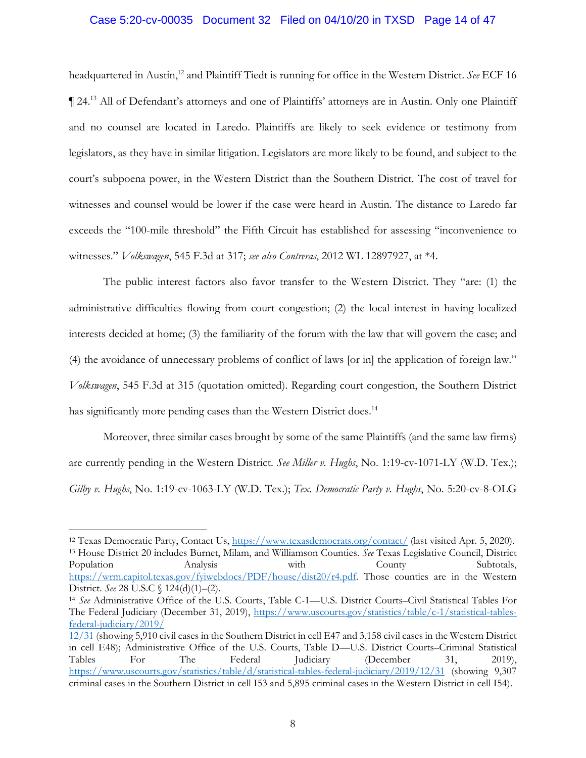headquartered in Austin,[12] and Plaintiff Tiedt is running for office in the Western District. *See* ECF 16 ¶ 24.[13] All of Defendant's attorneys and one of Plaintiffs' attorneys are in Austin. Only one Plaintiff and no counsel are located in Laredo. Plaintiffs are likely to seek evidence or testimony from legislators, as they have in similar litigation. Legislators are more likely to be found, and subject to the court's subpoena power, in the Western District than the Southern District. The cost of travel for witnesses and counsel would be lower if the case were heard in Austin. The distance to Laredo far exceeds the "100-mile threshold" the Fifth Circuit has established for assessing "inconvenience to witnesses." *Volkswagen*, 545 F.3d at 317; *see also Contreras*, 2012 WL 12897927, at *4.

The public interest factors also favor transfer to the Western District. They "are: (1) the administrative difficulties flowing from court congestion; (2) the local interest in having localized interests decided at home; (3) the familiarity of the forum with the law that will govern the case; and (4) the avoidance of unnecessary problems of conflict of laws [or in] the application of foreign law." *Volkswagen*, 545 F.3d at 315 (quotation omitted). Regarding court congestion, the Southern District has significantly more pending cases than the Western District does.[14]

Moreover, three similar cases brought by some of the same Plaintiffs (and the same law firms) are currently pending in the Western District. *See Miller v. Hughs*, No. 1:19-cv-1071-LY (W.D. Tex.); *Gilby v. Hughs*, No. 1:19-cv-1063-LY (W.D. Tex.); *Tex. Democratic Party v. Hughs*, No. 5:20-cv-8-OLG

---

[12] Texas Democratic Party, Contact Us, https://www.texasdemocrats.org/contact/ (last visited Apr. 5, 2020).

[13] House District 20 includes Burnet, Milam, and Williamson Counties. *See* Texas Legislative Council, District Population Analysis with County Subtotals, https://wrm.capitol.texas.gov/fyiwebdocs/PDF/house/dist20/r4.pdf. Those counties are in the Western District. *See* 28 U.S.C § 124(d)(1)–(2).

[14] *See* Administrative Office of the U.S. Courts, Table C-1—U.S. District Courts–Civil Statistical Tables For The Federal Judiciary (December 31, 2019), https://www.uscourts.gov/statistics/table/c-1/statistical-tables-federal-judiciary/2019/12/31 (showing 5,910 civil cases in the Southern District in cell E47 and 3,158 civil cases in the Western District in cell E48); Administrative Office of the U.S. Courts, Table D—U.S. District Courts–Criminal Statistical Tables For The Federal Judiciary (December 31, 2019), https://www.uscourts.gov/statistics/table/d/statistical-tables-federal-judiciary/2019/12/31 (showing 9,307 criminal cases in the Southern District in cell I53 and 5,895 criminal cases in the Western District in cell I54).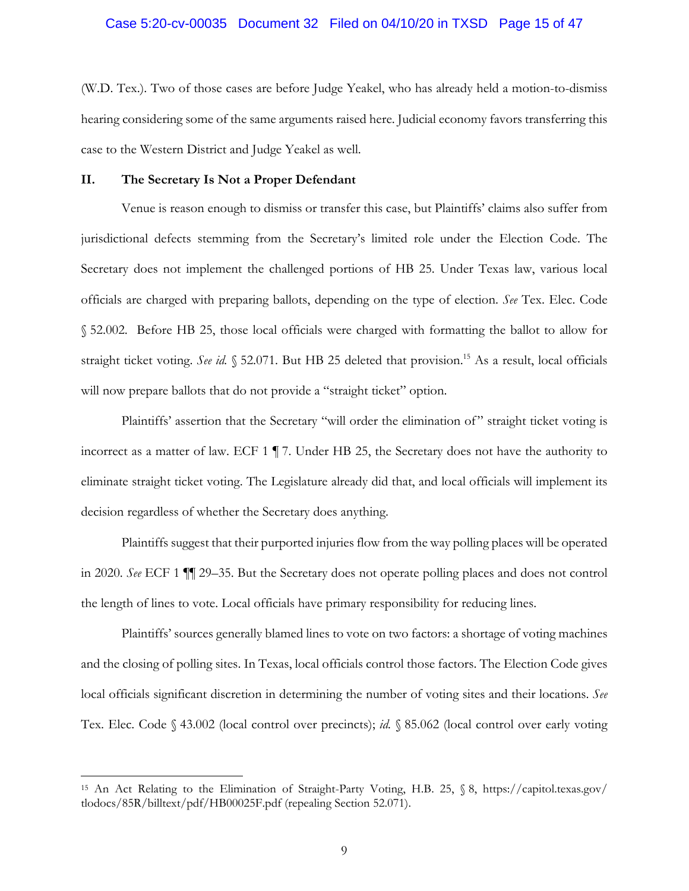(W.D. Tex.). Two of those cases are before Judge Yeakel, who has already held a motion-to-dismiss hearing considering some of the same arguments raised here. Judicial economy favors transferring this case to the Western District and Judge Yeakel as well.

## II. The Secretary Is Not a Proper Defendant

Venue is reason enough to dismiss or transfer this case, but Plaintiffs' claims also suffer from jurisdictional defects stemming from the Secretary's limited role under the Election Code. The Secretary does not implement the challenged portions of HB 25. Under Texas law, various local officials are charged with preparing ballots, depending on the type of election. *See* Tex. Elec. Code § 52.002. Before HB 25, those local officials were charged with formatting the ballot to allow for straight ticket voting. *See id.* § 52.071. But HB 25 deleted that provision.[15] As a result, local officials will now prepare ballots that do not provide a "straight ticket" option.

Plaintiffs' assertion that the Secretary "will order the elimination of" straight ticket voting is incorrect as a matter of law. ECF 1 ¶ 7. Under HB 25, the Secretary does not have the authority to eliminate straight ticket voting. The Legislature already did that, and local officials will implement its decision regardless of whether the Secretary does anything.

Plaintiffs suggest that their purported injuries flow from the way polling places will be operated in 2020. *See* ECF 1 ¶¶ 29–35. But the Secretary does not operate polling places and does not control the length of lines to vote. Local officials have primary responsibility for reducing lines.

Plaintiffs' sources generally blamed lines to vote on two factors: a shortage of voting machines and the closing of polling sites. In Texas, local officials control those factors. The Election Code gives local officials significant discretion in determining the number of voting sites and their locations. *See* Tex. Elec. Code § 43.002 (local control over precincts); *id.* § 85.062 (local control over early voting

---

[15] An Act Relating to the Elimination of Straight-Party Voting, H.B. 25, § 8, https://capitol.texas.gov/tlodocs/85R/billtext/pdf/HB00025F.pdf (repealing Section 52.071).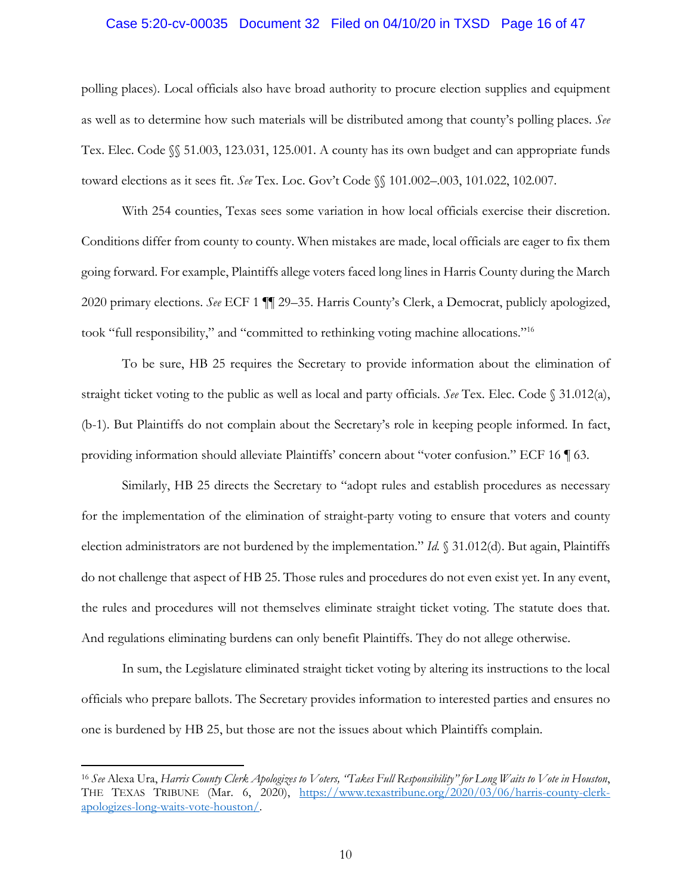polling places). Local officials also have broad authority to procure election supplies and equipment as well as to determine how such materials will be distributed among that county's polling places. *See* Tex. Elec. Code §§ 51.003, 123.031, 125.001. A county has its own budget and can appropriate funds toward elections as it sees fit. *See* Tex. Loc. Gov't Code §§ 101.002–.003, 101.022, 102.007.

With 254 counties, Texas sees some variation in how local officials exercise their discretion. Conditions differ from county to county. When mistakes are made, local officials are eager to fix them going forward. For example, Plaintiffs allege voters faced long lines in Harris County during the March 2020 primary elections. *See* ECF 1 ¶¶ 29–35. Harris County's Clerk, a Democrat, publicly apologized, took "full responsibility," and "committed to rethinking voting machine allocations."[16]

To be sure, HB 25 requires the Secretary to provide information about the elimination of straight ticket voting to the public as well as local and party officials. *See* Tex. Elec. Code § 31.012(a), (b-1). But Plaintiffs do not complain about the Secretary's role in keeping people informed. In fact, providing information should alleviate Plaintiffs' concern about "voter confusion." ECF 16 ¶ 63.

Similarly, HB 25 directs the Secretary to "adopt rules and establish procedures as necessary for the implementation of the elimination of straight-party voting to ensure that voters and county election administrators are not burdened by the implementation." *Id.* § 31.012(d). But again, Plaintiffs do not challenge that aspect of HB 25. Those rules and procedures do not even exist yet. In any event, the rules and procedures will not themselves eliminate straight ticket voting. The statute does that. And regulations eliminating burdens can only benefit Plaintiffs. They do not allege otherwise.

In sum, the Legislature eliminated straight ticket voting by altering its instructions to the local officials who prepare ballots. The Secretary provides information to interested parties and ensures no one is burdened by HB 25, but those are not the issues about which Plaintiffs complain.

---

[16] *See* Alexa Ura, *Harris County Clerk Apologizes to Voters, "Takes Full Responsibility" for Long Waits to Vote in Houston*, THE TEXAS TRIBUNE (Mar. 6, 2020), https://www.texastribune.org/2020/03/06/harris-county-clerk-apologizes-long-waits-vote-houston/.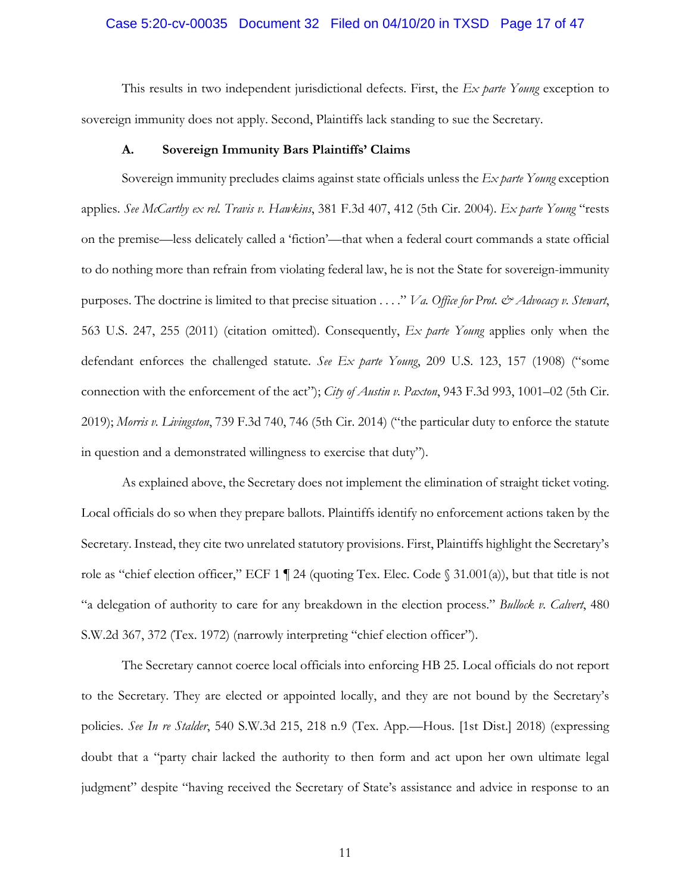This results in two independent jurisdictional defects. First, the *Ex parte Young* exception to sovereign immunity does not apply. Second, Plaintiffs lack standing to sue the Secretary.

### A. Sovereign Immunity Bars Plaintiffs' Claims

Sovereign immunity precludes claims against state officials unless the *Ex parte Young* exception applies. *See McCarthy ex rel. Travis v. Hawkins*, 381 F.3d 407, 412 (5th Cir. 2004). *Ex parte Young* "rests on the premise—less delicately called a 'fiction'—that when a federal court commands a state official to do nothing more than refrain from violating federal law, he is not the State for sovereign-immunity purposes. The doctrine is limited to that precise situation . . . ." *Va. Office for Prot. & Advocacy v. Stewart*, 563 U.S. 247, 255 (2011) (citation omitted). Consequently, *Ex parte Young* applies only when the defendant enforces the challenged statute. *See Ex parte Young*, 209 U.S. 123, 157 (1908) ("some connection with the enforcement of the act"); *City of Austin v. Paxton*, 943 F.3d 993, 1001–02 (5th Cir. 2019); *Morris v. Livingston*, 739 F.3d 740, 746 (5th Cir. 2014) ("the particular duty to enforce the statute in question and a demonstrated willingness to exercise that duty").

As explained above, the Secretary does not implement the elimination of straight ticket voting. Local officials do so when they prepare ballots. Plaintiffs identify no enforcement actions taken by the Secretary. Instead, they cite two unrelated statutory provisions. First, Plaintiffs highlight the Secretary's role as "chief election officer," ECF 1 ¶ 24 (quoting Tex. Elec. Code § 31.001(a)), but that title is not "a delegation of authority to care for any breakdown in the election process." *Bullock v. Calvert*, 480 S.W.2d 367, 372 (Tex. 1972) (narrowly interpreting "chief election officer").

The Secretary cannot coerce local officials into enforcing HB 25. Local officials do not report to the Secretary. They are elected or appointed locally, and they are not bound by the Secretary's policies. *See In re Stalder*, 540 S.W.3d 215, 218 n.9 (Tex. App.—Hous. [1st Dist.] 2018) (expressing doubt that a "party chair lacked the authority to then form and act upon her own ultimate legal judgment" despite "having received the Secretary of State's assistance and advice in response to an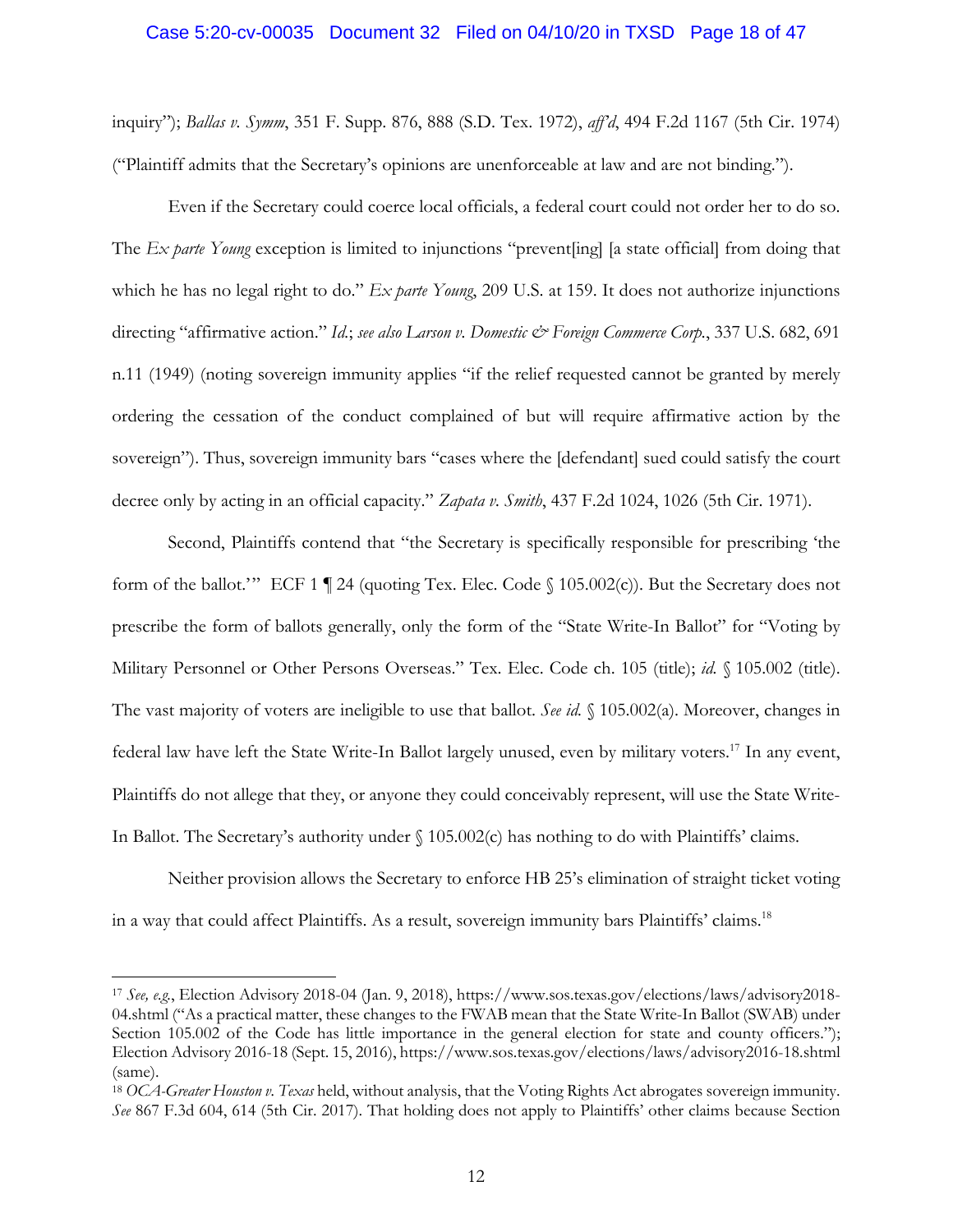inquiry"); *Ballas v. Symm*, 351 F. Supp. 876, 888 (S.D. Tex. 1972), *aff'd*, 494 F.2d 1167 (5th Cir. 1974) ("Plaintiff admits that the Secretary's opinions are unenforceable at law and are not binding.").

Even if the Secretary could coerce local officials, a federal court could not order her to do so. The *Ex parte Young* exception is limited to injunctions "prevent[ing] [a state official] from doing that which he has no legal right to do." *Ex parte Young*, 209 U.S. at 159. It does not authorize injunctions directing "affirmative action." *Id.*; *see also Larson v. Domestic & Foreign Commerce Corp.*, 337 U.S. 682, 691 n.11 (1949) (noting sovereign immunity applies "if the relief requested cannot be granted by merely ordering the cessation of the conduct complained of but will require affirmative action by the sovereign"). Thus, sovereign immunity bars "cases where the [defendant] sued could satisfy the court decree only by acting in an official capacity." *Zapata v. Smith*, 437 F.2d 1024, 1026 (5th Cir. 1971).

Second, Plaintiffs contend that "the Secretary is specifically responsible for prescribing 'the form of the ballot.'" ECF 1 ¶ 24 (quoting Tex. Elec. Code § 105.002(c)). But the Secretary does not prescribe the form of ballots generally, only the form of the "State Write-In Ballot" for "Voting by Military Personnel or Other Persons Overseas." Tex. Elec. Code ch. 105 (title); *id.* § 105.002 (title). The vast majority of voters are ineligible to use that ballot. *See id.* § 105.002(a). Moreover, changes in federal law have left the State Write-In Ballot largely unused, even by military voters.[17] In any event, Plaintiffs do not allege that they, or anyone they could conceivably represent, will use the State Write-In Ballot. The Secretary's authority under § 105.002(c) has nothing to do with Plaintiffs' claims.

Neither provision allows the Secretary to enforce HB 25's elimination of straight ticket voting in a way that could affect Plaintiffs. As a result, sovereign immunity bars Plaintiffs' claims.[18]

---

[17] *See, e.g.*, Election Advisory 2018-04 (Jan. 9, 2018), https://www.sos.texas.gov/elections/laws/advisory2018-04.shtml ("As a practical matter, these changes to the FWAB mean that the State Write-In Ballot (SWAB) under Section 105.002 of the Code has little importance in the general election for state and county officers."); Election Advisory 2016-18 (Sept. 15, 2016), https://www.sos.texas.gov/elections/laws/advisory2016-18.shtml (same).

[18] *OCA-Greater Houston v. Texas* held, without analysis, that the Voting Rights Act abrogates sovereign immunity. *See* 867 F.3d 604, 614 (5th Cir. 2017). That holding does not apply to Plaintiffs' other claims because Section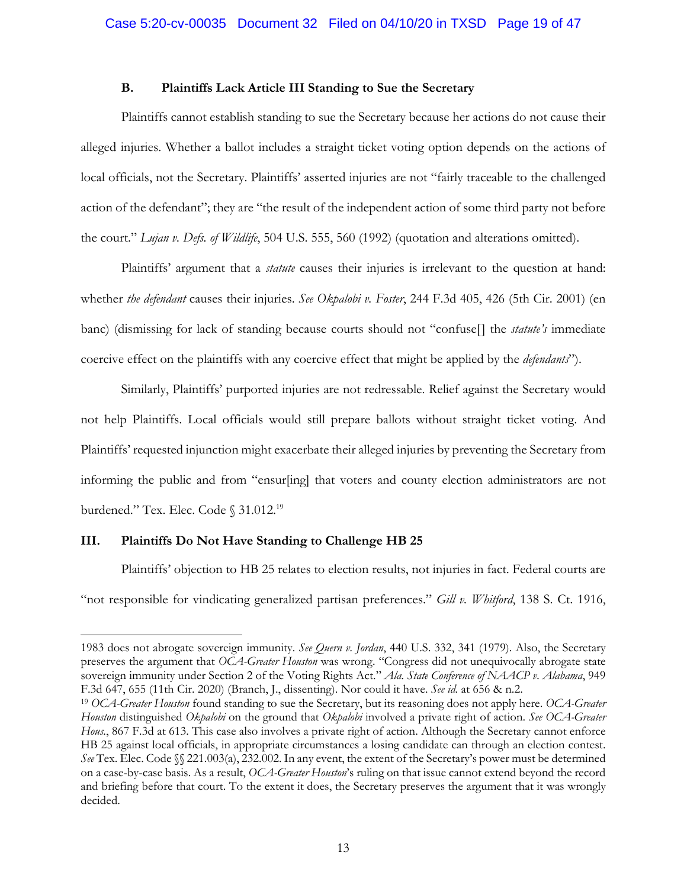### B. Plaintiffs Lack Article III Standing to Sue the Secretary

Plaintiffs cannot establish standing to sue the Secretary because her actions do not cause their alleged injuries. Whether a ballot includes a straight ticket voting option depends on the actions of local officials, not the Secretary. Plaintiffs' asserted injuries are not "fairly traceable to the challenged action of the defendant"; they are "the result of the independent action of some third party not before the court." *Lujan v. Defs. of Wildlife*, 504 U.S. 555, 560 (1992) (quotation and alterations omitted).

Plaintiffs' argument that a *statute* causes their injuries is irrelevant to the question at hand: whether *the defendant* causes their injuries. *See Okpalobi v. Foster*, 244 F.3d 405, 426 (5th Cir. 2001) (en banc) (dismissing for lack of standing because courts should not "confuse[] the *statute's* immediate coercive effect on the plaintiffs with any coercive effect that might be applied by the *defendants*").

Similarly, Plaintiffs' purported injuries are not redressable. Relief against the Secretary would not help Plaintiffs. Local officials would still prepare ballots without straight ticket voting. And Plaintiffs' requested injunction might exacerbate their alleged injuries by preventing the Secretary from informing the public and from "ensur[ing] that voters and county election administrators are not burdened." Tex. Elec. Code § 31.012.[19]

## III. Plaintiffs Do Not Have Standing to Challenge HB 25

Plaintiffs' objection to HB 25 relates to election results, not injuries in fact. Federal courts are "not responsible for vindicating generalized partisan preferences." *Gill v. Whitford*, 138 S. Ct. 1916,

---

1983 does not abrogate sovereign immunity. *See Quern v. Jordan*, 440 U.S. 332, 341 (1979). Also, the Secretary preserves the argument that *OCA-Greater Houston* was wrong. "Congress did not unequivocally abrogate state sovereign immunity under Section 2 of the Voting Rights Act." *Ala. State Conference of NAACP v. Alabama*, 949 F.3d 647, 655 (11th Cir. 2020) (Branch, J., dissenting). Nor could it have. *See id.* at 656 & n.2.

[19] *OCA-Greater Houston* found standing to sue the Secretary, but its reasoning does not apply here. *OCA-Greater Houston* distinguished *Okpalobi* on the ground that *Okpalobi* involved a private right of action. *See OCA-Greater Hous.*, 867 F.3d at 613. This case also involves a private right of action. Although the Secretary cannot enforce HB 25 against local officials, in appropriate circumstances a losing candidate can through an election contest. *See* Tex. Elec. Code §§ 221.003(a), 232.002. In any event, the extent of the Secretary's power must be determined on a case-by-case basis. As a result, *OCA-Greater Houston*'s ruling on that issue cannot extend beyond the record and briefing before that court. To the extent it does, the Secretary preserves the argument that it was wrongly decided.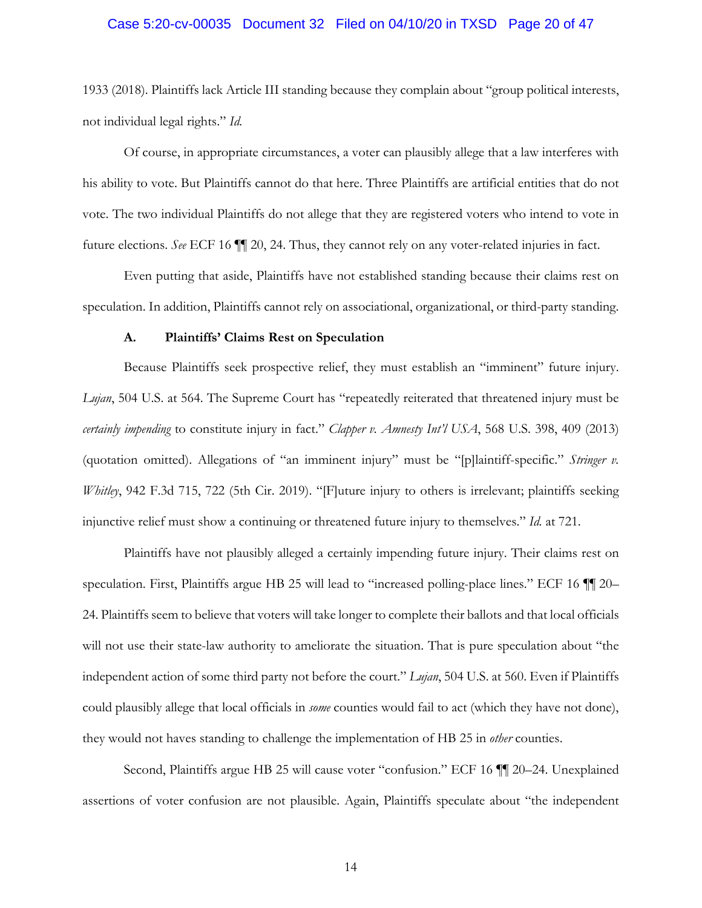1933 (2018). Plaintiffs lack Article III standing because they complain about "group political interests, not individual legal rights." *Id.*

Of course, in appropriate circumstances, a voter can plausibly allege that a law interferes with his ability to vote. But Plaintiffs cannot do that here. Three Plaintiffs are artificial entities that do not vote. The two individual Plaintiffs do not allege that they are registered voters who intend to vote in future elections. *See* ECF 16 ¶¶ 20, 24. Thus, they cannot rely on any voter-related injuries in fact.

Even putting that aside, Plaintiffs have not established standing because their claims rest on speculation. In addition, Plaintiffs cannot rely on associational, organizational, or third-party standing.

### A. Plaintiffs' Claims Rest on Speculation

Because Plaintiffs seek prospective relief, they must establish an "imminent" future injury. *Lujan*, 504 U.S. at 564. The Supreme Court has "repeatedly reiterated that threatened injury must be *certainly impending* to constitute injury in fact." *Clapper v. Amnesty Int'l USA*, 568 U.S. 398, 409 (2013) (quotation omitted). Allegations of "an imminent injury" must be "[p]laintiff-specific." *Stringer v. Whitley*, 942 F.3d 715, 722 (5th Cir. 2019). "[F]uture injury to others is irrelevant; plaintiffs seeking injunctive relief must show a continuing or threatened future injury to themselves." *Id.* at 721.

Plaintiffs have not plausibly alleged a certainly impending future injury. Their claims rest on speculation. First, Plaintiffs argue HB 25 will lead to "increased polling-place lines." ECF 16 ¶¶ 20–24. Plaintiffs seem to believe that voters will take longer to complete their ballots and that local officials will not use their state-law authority to ameliorate the situation. That is pure speculation about "the independent action of some third party not before the court." *Lujan*, 504 U.S. at 560. Even if Plaintiffs could plausibly allege that local officials in *some* counties would fail to act (which they have not done), they would not haves standing to challenge the implementation of HB 25 in *other* counties.

Second, Plaintiffs argue HB 25 will cause voter "confusion." ECF 16 ¶¶ 20–24. Unexplained assertions of voter confusion are not plausible. Again, Plaintiffs speculate about "the independent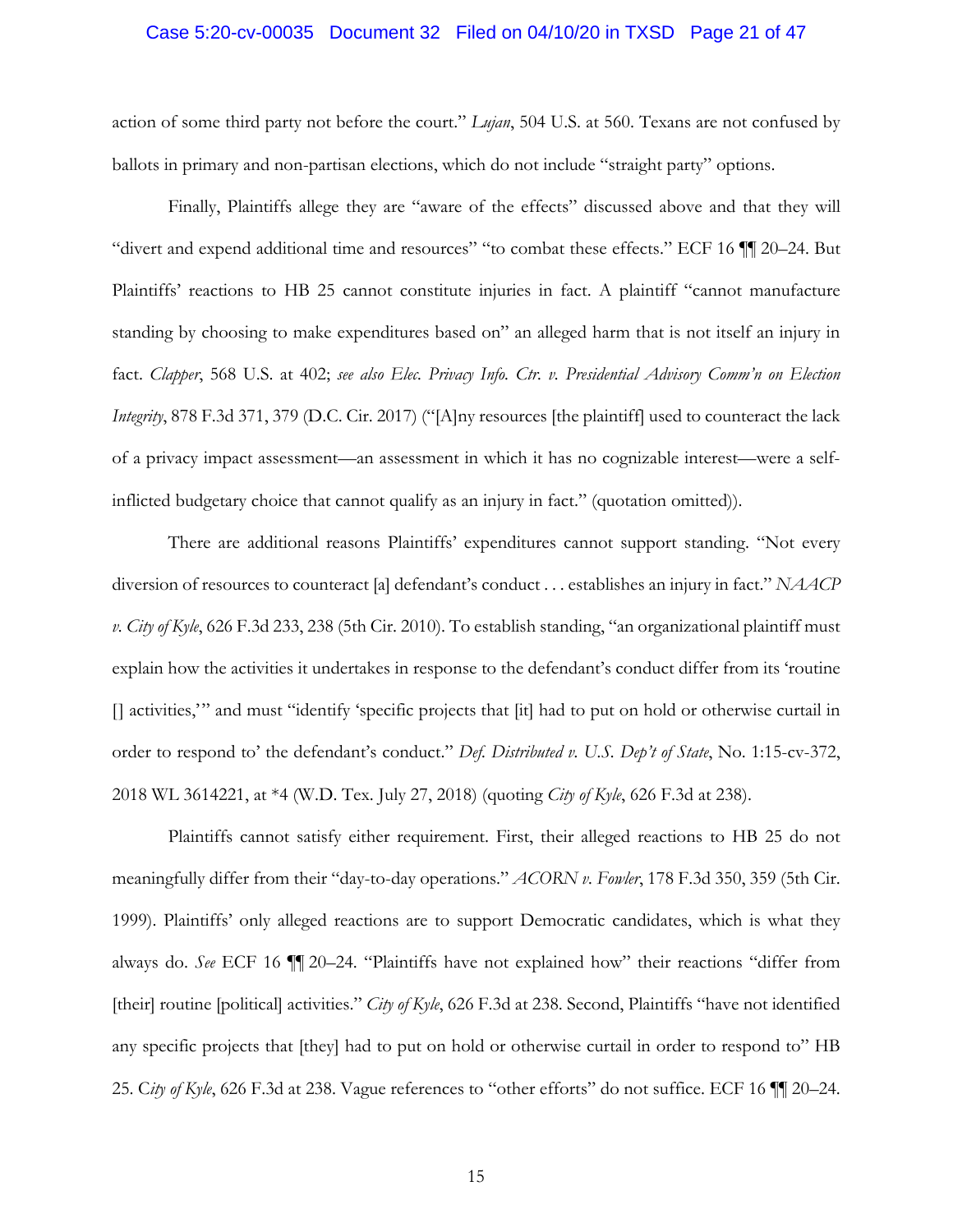action of some third party not before the court." *Lujan*, 504 U.S. at 560. Texans are not confused by ballots in primary and non-partisan elections, which do not include "straight party" options.

Finally, Plaintiffs allege they are "aware of the effects" discussed above and that they will "divert and expend additional time and resources" "to combat these effects." ECF 16 ¶¶ 20–24. But Plaintiffs' reactions to HB 25 cannot constitute injuries in fact. A plaintiff "cannot manufacture standing by choosing to make expenditures based on" an alleged harm that is not itself an injury in fact. *Clapper*, 568 U.S. at 402; *see also Elec. Privacy Info. Ctr. v. Presidential Advisory Comm'n on Election Integrity*, 878 F.3d 371, 379 (D.C. Cir. 2017) ("[A]ny resources [the plaintiff] used to counteract the lack of a privacy impact assessment—an assessment in which it has no cognizable interest—were a self-inflicted budgetary choice that cannot qualify as an injury in fact." (quotation omitted)).

There are additional reasons Plaintiffs' expenditures cannot support standing. "Not every diversion of resources to counteract [a] defendant's conduct . . . establishes an injury in fact." *NAACP v. City of Kyle*, 626 F.3d 233, 238 (5th Cir. 2010). To establish standing, "an organizational plaintiff must explain how the activities it undertakes in response to the defendant's conduct differ from its 'routine [] activities,'" and must "identify 'specific projects that [it] had to put on hold or otherwise curtail in order to respond to' the defendant's conduct." *Def. Distributed v. U.S. Dep't of State*, No. 1:15-cv-372, 2018 WL 3614221, at *4 (W.D. Tex. July 27, 2018) (quoting *City of Kyle*, 626 F.3d at 238).

Plaintiffs cannot satisfy either requirement. First, their alleged reactions to HB 25 do not meaningfully differ from their "day-to-day operations." *ACORN v. Fowler*, 178 F.3d 350, 359 (5th Cir. 1999). Plaintiffs' only alleged reactions are to support Democratic candidates, which is what they always do. *See* ECF 16 ¶¶ 20–24. "Plaintiffs have not explained how" their reactions "differ from [their] routine [political] activities." *City of Kyle*, 626 F.3d at 238. Second, Plaintiffs "have not identified any specific projects that [they] had to put on hold or otherwise curtail in order to respond to" HB 25. *City of Kyle*, 626 F.3d at 238. Vague references to "other efforts" do not suffice. ECF 16 ¶¶ 20–24.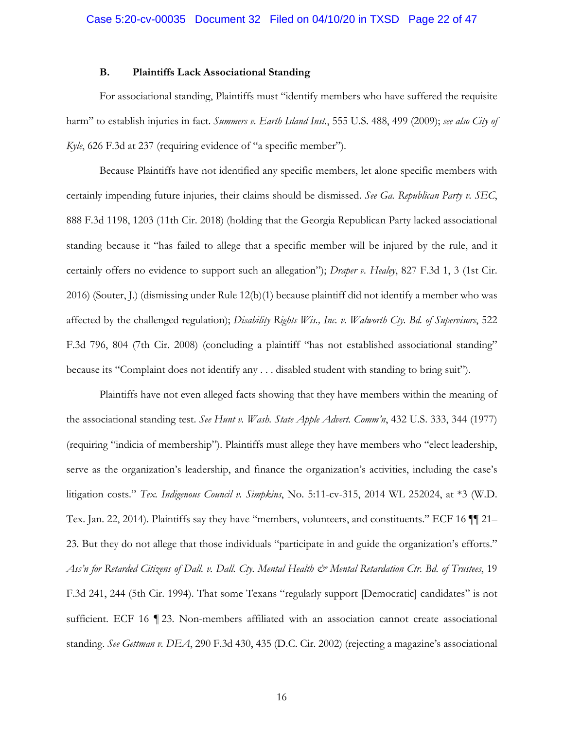### B. Plaintiffs Lack Associational Standing

For associational standing, Plaintiffs must "identify members who have suffered the requisite harm" to establish injuries in fact. *Summers v. Earth Island Inst.*, 555 U.S. 488, 499 (2009); *see also City of Kyle*, 626 F.3d at 237 (requiring evidence of "a specific member").

Because Plaintiffs have not identified any specific members, let alone specific members with certainly impending future injuries, their claims should be dismissed. *See Ga. Republican Party v. SEC*, 888 F.3d 1198, 1203 (11th Cir. 2018) (holding that the Georgia Republican Party lacked associational standing because it "has failed to allege that a specific member will be injured by the rule, and it certainly offers no evidence to support such an allegation"); *Draper v. Healey*, 827 F.3d 1, 3 (1st Cir. 2016) (Souter, J.) (dismissing under Rule 12(b)(1) because plaintiff did not identify a member who was affected by the challenged regulation); *Disability Rights Wis., Inc. v. Walworth Cty. Bd. of Supervisors*, 522 F.3d 796, 804 (7th Cir. 2008) (concluding a plaintiff "has not established associational standing" because its "Complaint does not identify any . . . disabled student with standing to bring suit").

Plaintiffs have not even alleged facts showing that they have members within the meaning of the associational standing test. *See Hunt v. Wash. State Apple Advert. Comm'n*, 432 U.S. 333, 344 (1977) (requiring "indicia of membership"). Plaintiffs must allege they have members who "elect leadership, serve as the organization's leadership, and finance the organization's activities, including the case's litigation costs." *Tex. Indigenous Council v. Simpkins*, No. 5:11-cv-315, 2014 WL 252024, at *3 (W.D. Tex. Jan. 22, 2014). Plaintiffs say they have "members, volunteers, and constituents." ECF 16 ¶¶ 21–23. But they do not allege that those individuals "participate in and guide the organization's efforts." *Ass'n for Retarded Citizens of Dall. v. Dall. Cty. Mental Health & Mental Retardation Ctr. Bd. of Trustees*, 19 F.3d 241, 244 (5th Cir. 1994). That some Texans "regularly support [Democratic] candidates" is not sufficient. ECF 16 ¶ 23. Non-members affiliated with an association cannot create associational standing. *See Gettman v. DEA*, 290 F.3d 430, 435 (D.C. Cir. 2002) (rejecting a magazine's associational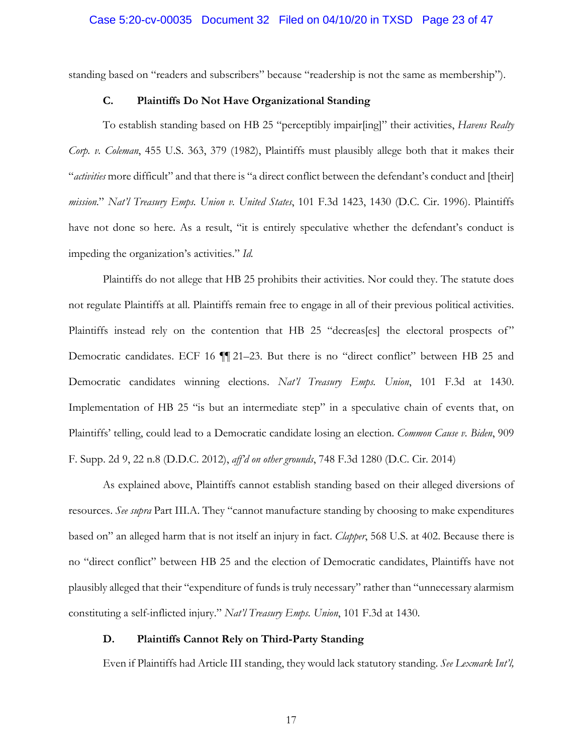standing based on "readers and subscribers" because "readership is not the same as membership").

### C. Plaintiffs Do Not Have Organizational Standing

To establish standing based on HB 25 "perceptibly impair[ing]" their activities, *Havens Realty Corp. v. Coleman*, 455 U.S. 363, 379 (1982), Plaintiffs must plausibly allege both that it makes their "*activities* more difficult" and that there is "a direct conflict between the defendant's conduct and [their] *mission*." *Nat'l Treasury Emps. Union v. United States*, 101 F.3d 1423, 1430 (D.C. Cir. 1996). Plaintiffs have not done so here. As a result, "it is entirely speculative whether the defendant's conduct is impeding the organization's activities." *Id.*

Plaintiffs do not allege that HB 25 prohibits their activities. Nor could they. The statute does not regulate Plaintiffs at all. Plaintiffs remain free to engage in all of their previous political activities. Plaintiffs instead rely on the contention that HB 25 "decreas[es] the electoral prospects of" Democratic candidates. ECF 16 ¶¶ 21–23. But there is no "direct conflict" between HB 25 and Democratic candidates winning elections. *Nat'l Treasury Emps. Union*, 101 F.3d at 1430. Implementation of HB 25 "is but an intermediate step" in a speculative chain of events that, on Plaintiffs' telling, could lead to a Democratic candidate losing an election. *Common Cause v. Biden*, 909 F. Supp. 2d 9, 22 n.8 (D.D.C. 2012), *aff'd on other grounds*, 748 F.3d 1280 (D.C. Cir. 2014)

As explained above, Plaintiffs cannot establish standing based on their alleged diversions of resources. *See supra* Part III.A. They "cannot manufacture standing by choosing to make expenditures based on" an alleged harm that is not itself an injury in fact. *Clapper*, 568 U.S. at 402. Because there is no "direct conflict" between HB 25 and the election of Democratic candidates, Plaintiffs have not plausibly alleged that their "expenditure of funds is truly necessary" rather than "unnecessary alarmism constituting a self-inflicted injury." *Nat'l Treasury Emps. Union*, 101 F.3d at 1430.

### D. Plaintiffs Cannot Rely on Third-Party Standing

Even if Plaintiffs had Article III standing, they would lack statutory standing. *See Lexmark Int'l,*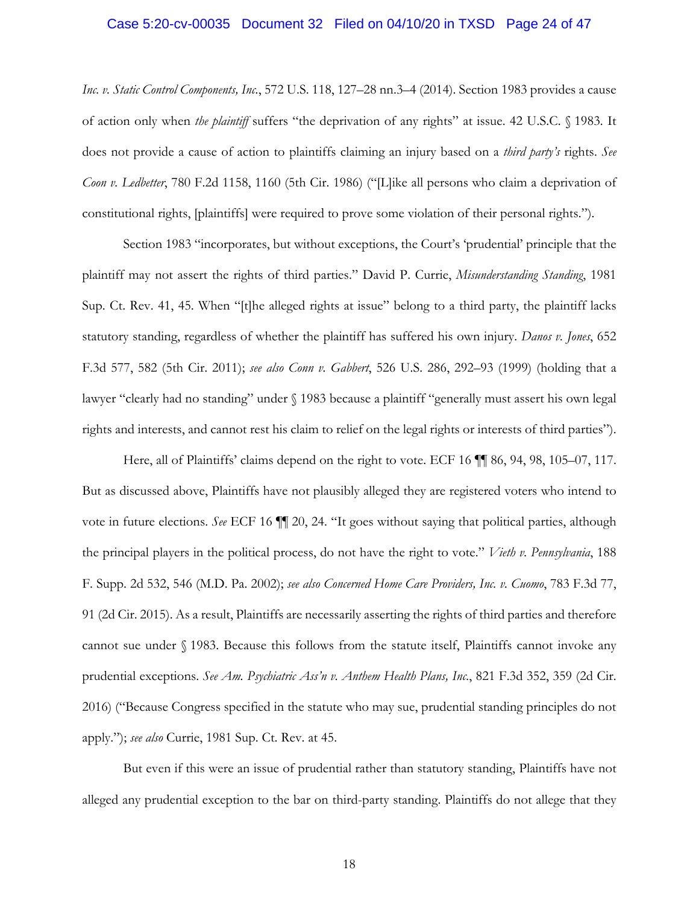*Inc. v. Static Control Components, Inc.*, 572 U.S. 118, 127–28 nn.3–4 (2014). Section 1983 provides a cause of action only when *the plaintiff* suffers "the deprivation of any rights" at issue. 42 U.S.C. § 1983. It does not provide a cause of action to plaintiffs claiming an injury based on a *third party's* rights. *See Coon v. Ledbetter*, 780 F.2d 1158, 1160 (5th Cir. 1986) ("[L]ike all persons who claim a deprivation of constitutional rights, [plaintiffs] were required to prove some violation of their personal rights.").

Section 1983 "incorporates, but without exceptions, the Court's 'prudential' principle that the plaintiff may not assert the rights of third parties." David P. Currie, *Misunderstanding Standing*, 1981 Sup. Ct. Rev. 41, 45. When "[t]he alleged rights at issue" belong to a third party, the plaintiff lacks statutory standing, regardless of whether the plaintiff has suffered his own injury. *Danos v. Jones*, 652 F.3d 577, 582 (5th Cir. 2011); *see also Conn v. Gabbert*, 526 U.S. 286, 292–93 (1999) (holding that a lawyer "clearly had no standing" under § 1983 because a plaintiff "generally must assert his own legal rights and interests, and cannot rest his claim to relief on the legal rights or interests of third parties").

Here, all of Plaintiffs' claims depend on the right to vote. ECF 16 ¶¶ 86, 94, 98, 105–07, 117. But as discussed above, Plaintiffs have not plausibly alleged they are registered voters who intend to vote in future elections. *See* ECF 16 ¶¶ 20, 24. "It goes without saying that political parties, although the principal players in the political process, do not have the right to vote." *Vieth v. Pennsylvania*, 188 F. Supp. 2d 532, 546 (M.D. Pa. 2002); *see also Concerned Home Care Providers, Inc. v. Cuomo*, 783 F.3d 77, 91 (2d Cir. 2015). As a result, Plaintiffs are necessarily asserting the rights of third parties and therefore cannot sue under § 1983. Because this follows from the statute itself, Plaintiffs cannot invoke any prudential exceptions. *See Am. Psychiatric Ass'n v. Anthem Health Plans, Inc.*, 821 F.3d 352, 359 (2d Cir. 2016) ("Because Congress specified in the statute who may sue, prudential standing principles do not apply."); *see also* Currie, 1981 Sup. Ct. Rev. at 45.

But even if this were an issue of prudential rather than statutory standing, Plaintiffs have not alleged any prudential exception to the bar on third-party standing. Plaintiffs do not allege that they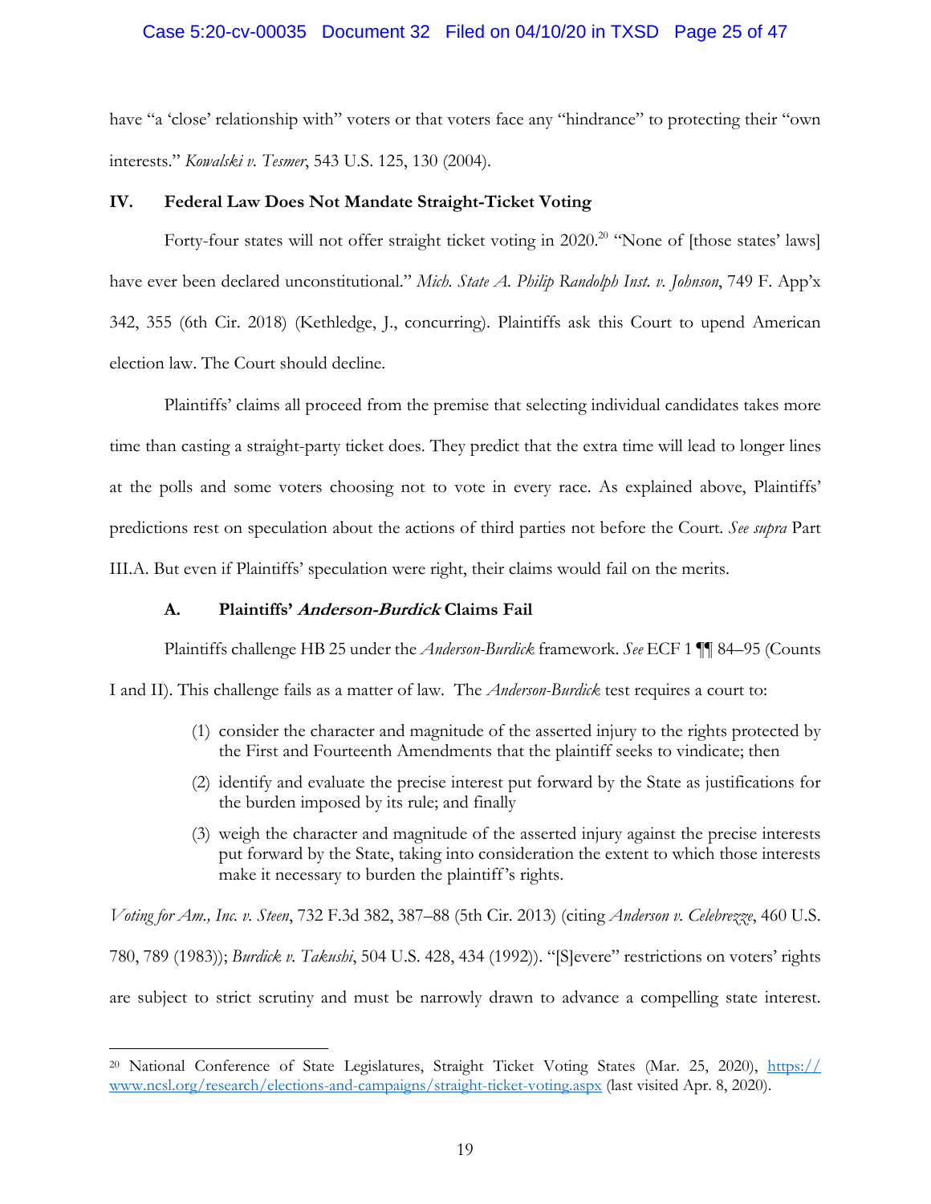have "a 'close' relationship with" voters or that voters face any "hindrance" to protecting their "own interests." *Kowalski v. Tesmer*, 543 U.S. 125, 130 (2004).

## IV. Federal Law Does Not Mandate Straight-Ticket Voting

Forty-four states will not offer straight ticket voting in 2020.[20] "None of [those states' laws] have ever been declared unconstitutional." *Mich. State A. Philip Randolph Inst. v. Johnson*, 749 F. App'x 342, 355 (6th Cir. 2018) (Kethledge, J., concurring). Plaintiffs ask this Court to upend American election law. The Court should decline.

Plaintiffs' claims all proceed from the premise that selecting individual candidates takes more time than casting a straight-party ticket does. They predict that the extra time will lead to longer lines at the polls and some voters choosing not to vote in every race. As explained above, Plaintiffs' predictions rest on speculation about the actions of third parties not before the Court. *See supra* Part III.A. But even if Plaintiffs' speculation were right, their claims would fail on the merits.

### A. Plaintiffs' *Anderson-Burdick* Claims Fail

Plaintiffs challenge HB 25 under the *Anderson-Burdick* framework. *See* ECF 1 ¶¶ 84–95 (Counts I and II). This challenge fails as a matter of law. The *Anderson-Burdick* test requires a court to:

> (1) consider the character and magnitude of the asserted injury to the rights protected by the First and Fourteenth Amendments that the plaintiff seeks to vindicate; then
>
> (2) identify and evaluate the precise interest put forward by the State as justifications for the burden imposed by its rule; and finally
>
> (3) weigh the character and magnitude of the asserted injury against the precise interests put forward by the State, taking into consideration the extent to which those interests make it necessary to burden the plaintiff's rights.

*Voting for Am., Inc. v. Steen*, 732 F.3d 382, 387–88 (5th Cir. 2013) (citing *Anderson v. Celebrezze*, 460 U.S. 780, 789 (1983)); *Burdick v. Takushi*, 504 U.S. 428, 434 (1992)). "[S]evere" restrictions on voters' rights are subject to strict scrutiny and must be narrowly drawn to advance a compelling state interest.

---

[20] National Conference of State Legislatures, Straight Ticket Voting States (Mar. 25, 2020), https://www.ncsl.org/research/elections-and-campaigns/straight-ticket-voting.aspx (last visited Apr. 8, 2020).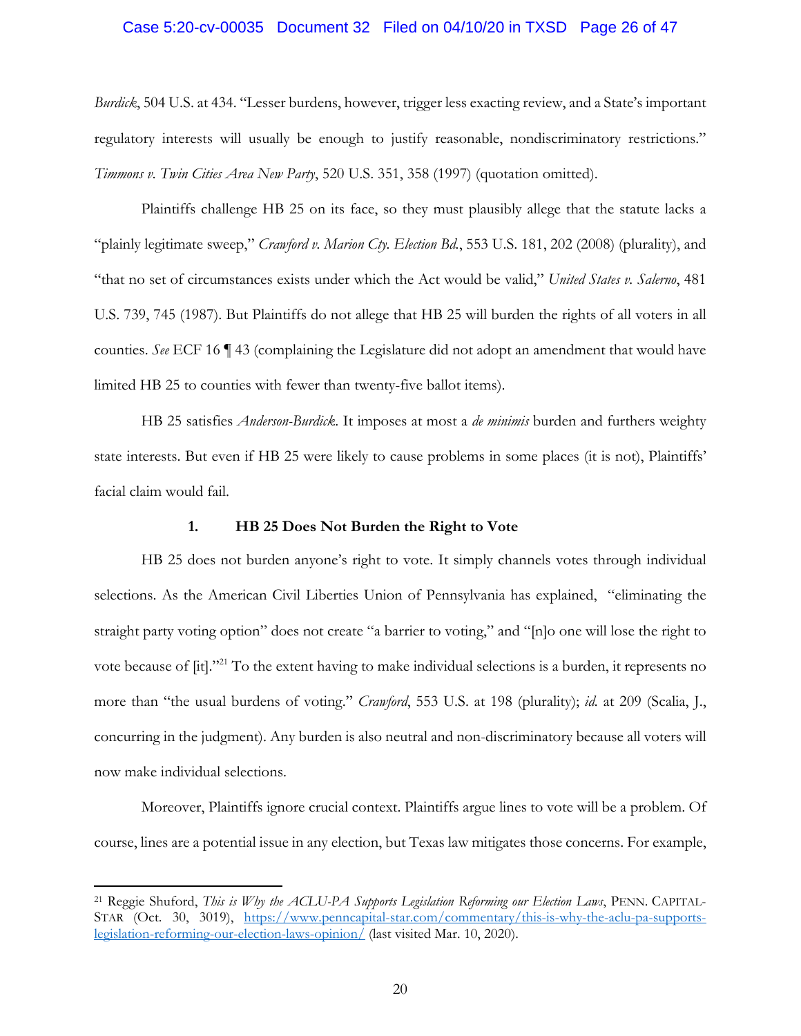*Burdick*, 504 U.S. at 434. "Lesser burdens, however, trigger less exacting review, and a State's important regulatory interests will usually be enough to justify reasonable, nondiscriminatory restrictions." *Timmons v. Twin Cities Area New Party*, 520 U.S. 351, 358 (1997) (quotation omitted).

Plaintiffs challenge HB 25 on its face, so they must plausibly allege that the statute lacks a "plainly legitimate sweep," *Crawford v. Marion Cty. Election Bd.*, 553 U.S. 181, 202 (2008) (plurality), and "that no set of circumstances exists under which the Act would be valid," *United States v. Salerno*, 481 U.S. 739, 745 (1987). But Plaintiffs do not allege that HB 25 will burden the rights of all voters in all counties. *See* ECF 16 ¶ 43 (complaining the Legislature did not adopt an amendment that would have limited HB 25 to counties with fewer than twenty-five ballot items).

HB 25 satisfies *Anderson-Burdick*. It imposes at most a *de minimis* burden and furthers weighty state interests. But even if HB 25 were likely to cause problems in some places (it is not), Plaintiffs' facial claim would fail.

### 1. HB 25 Does Not Burden the Right to Vote

HB 25 does not burden anyone's right to vote. It simply channels votes through individual selections. As the American Civil Liberties Union of Pennsylvania has explained, "eliminating the straight party voting option" does not create "a barrier to voting," and "[n]o one will lose the right to vote because of [it]."[21] To the extent having to make individual selections is a burden, it represents no more than "the usual burdens of voting." *Crawford*, 553 U.S. at 198 (plurality); *id.* at 209 (Scalia, J., concurring in the judgment). Any burden is also neutral and non-discriminatory because all voters will now make individual selections.

Moreover, Plaintiffs ignore crucial context. Plaintiffs argue lines to vote will be a problem. Of course, lines are a potential issue in any election, but Texas law mitigates those concerns. For example,

---

[21] Reggie Shuford, *This is Why the ACLU-PA Supports Legislation Reforming our Election Laws*, PENN. CAPITAL-STAR (Oct. 30, 3019), https://www.penncapital-star.com/commentary/this-is-why-the-aclu-pa-supports-legislation-reforming-our-election-laws-opinion/ (last visited Mar. 10, 2020).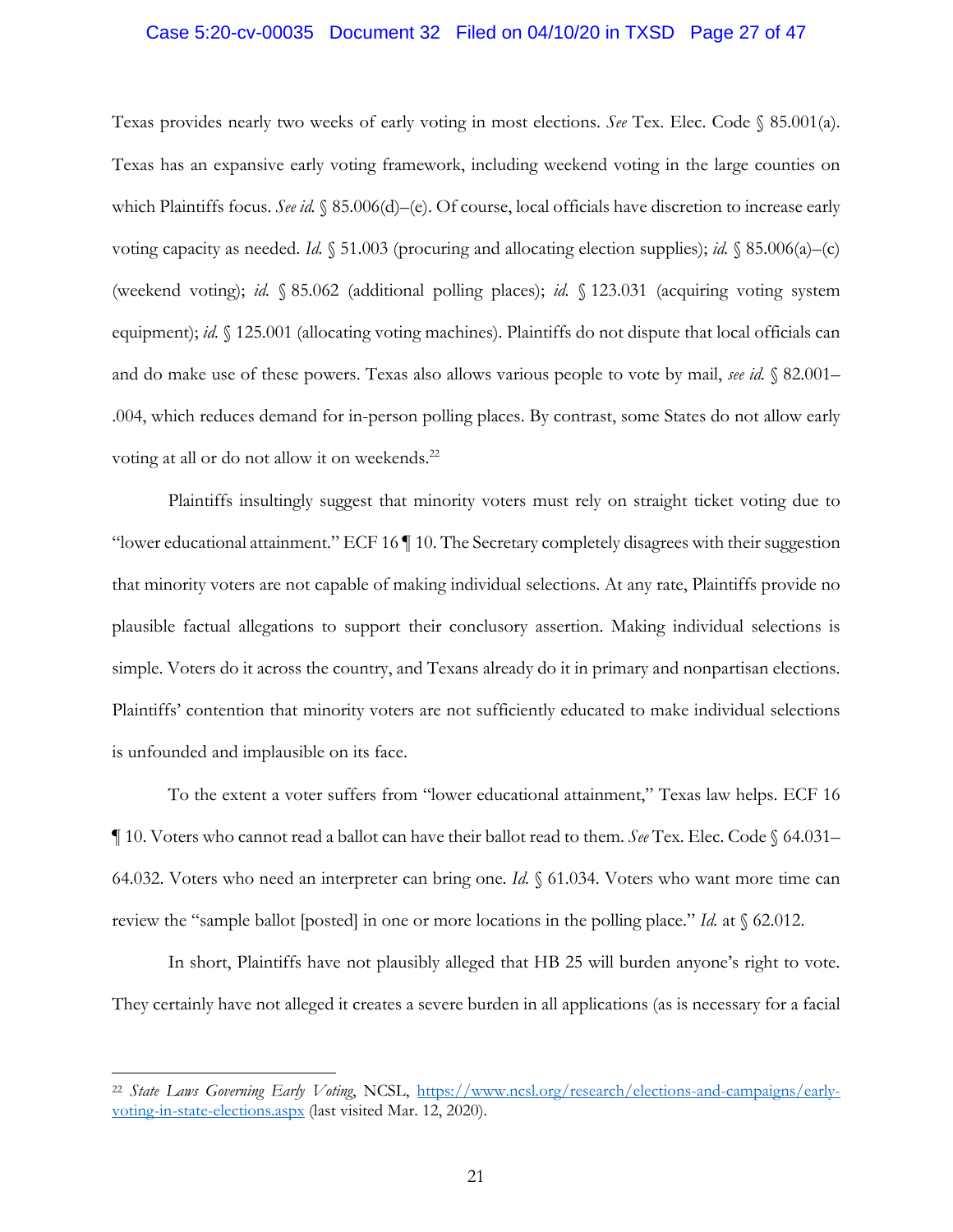Texas provides nearly two weeks of early voting in most elections. *See* Tex. Elec. Code § 85.001(a). Texas has an expansive early voting framework, including weekend voting in the large counties on which Plaintiffs focus. *See id.* § 85.006(d)–(e). Of course, local officials have discretion to increase early voting capacity as needed. *Id.* § 51.003 (procuring and allocating election supplies); *id.* § 85.006(a)–(c) (weekend voting); *id.* § 85.062 (additional polling places); *id.* § 123.031 (acquiring voting system equipment); *id.* § 125.001 (allocating voting machines). Plaintiffs do not dispute that local officials can and do make use of these powers. Texas also allows various people to vote by mail, *see id.* § 82.001–.004, which reduces demand for in-person polling places. By contrast, some States do not allow early voting at all or do not allow it on weekends.[22]

Plaintiffs insultingly suggest that minority voters must rely on straight ticket voting due to "lower educational attainment." ECF 16 ¶ 10. The Secretary completely disagrees with their suggestion that minority voters are not capable of making individual selections. At any rate, Plaintiffs provide no plausible factual allegations to support their conclusory assertion. Making individual selections is simple. Voters do it across the country, and Texans already do it in primary and nonpartisan elections. Plaintiffs' contention that minority voters are not sufficiently educated to make individual selections is unfounded and implausible on its face.

To the extent a voter suffers from "lower educational attainment," Texas law helps. ECF 16 ¶ 10. Voters who cannot read a ballot can have their ballot read to them. *See* Tex. Elec. Code § 64.031–64.032. Voters who need an interpreter can bring one. *Id.* § 61.034. Voters who want more time can review the "sample ballot [posted] in one or more locations in the polling place." *Id.* at § 62.012.

In short, Plaintiffs have not plausibly alleged that HB 25 will burden anyone's right to vote. They certainly have not alleged it creates a severe burden in all applications (as is necessary for a facial

---

[22] *State Laws Governing Early Voting*, NCSL, https://www.ncsl.org/research/elections-and-campaigns/early-voting-in-state-elections.aspx (last visited Mar. 12, 2020).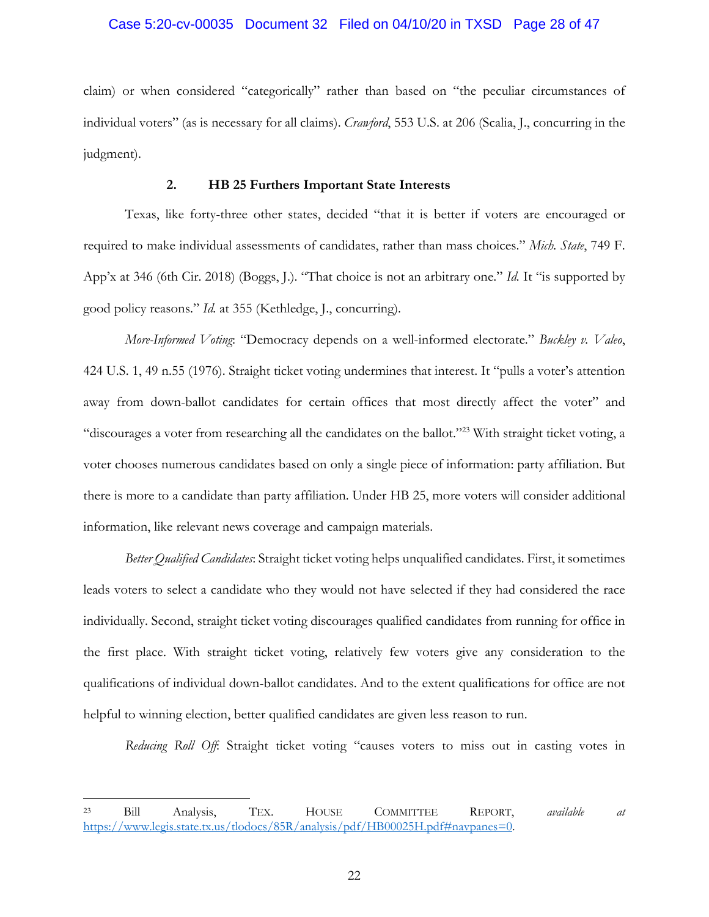claim) or when considered "categorically" rather than based on "the peculiar circumstances of individual voters" (as is necessary for all claims). *Crawford*, 553 U.S. at 206 (Scalia, J., concurring in the judgment).

### 2. HB 25 Furthers Important State Interests

Texas, like forty-three other states, decided "that it is better if voters are encouraged or required to make individual assessments of candidates, rather than mass choices." *Mich. State*, 749 F. App'x at 346 (6th Cir. 2018) (Boggs, J.). "That choice is not an arbitrary one." *Id.* It "is supported by good policy reasons." *Id.* at 355 (Kethledge, J., concurring).

*More-Informed Voting*: "Democracy depends on a well-informed electorate." *Buckley v. Valeo*, 424 U.S. 1, 49 n.55 (1976). Straight ticket voting undermines that interest. It "pulls a voter's attention away from down-ballot candidates for certain offices that most directly affect the voter" and "discourages a voter from researching all the candidates on the ballot."[23] With straight ticket voting, a voter chooses numerous candidates based on only a single piece of information: party affiliation. But there is more to a candidate than party affiliation. Under HB 25, more voters will consider additional information, like relevant news coverage and campaign materials.

*Better Qualified Candidates*: Straight ticket voting helps unqualified candidates. First, it sometimes leads voters to select a candidate who they would not have selected if they had considered the race individually. Second, straight ticket voting discourages qualified candidates from running for office in the first place. With straight ticket voting, relatively few voters give any consideration to the qualifications of individual down-ballot candidates. And to the extent qualifications for office are not helpful to winning election, better qualified candidates are given less reason to run.

*Reducing Roll Off*: Straight ticket voting "causes voters to miss out in casting votes in

---

[23] Bill Analysis, TEX. HOUSE COMMITTEE REPORT, *available at* https://www.legis.state.tx.us/tlodocs/85R/analysis/pdf/HB00025H.pdf#navpanes=0.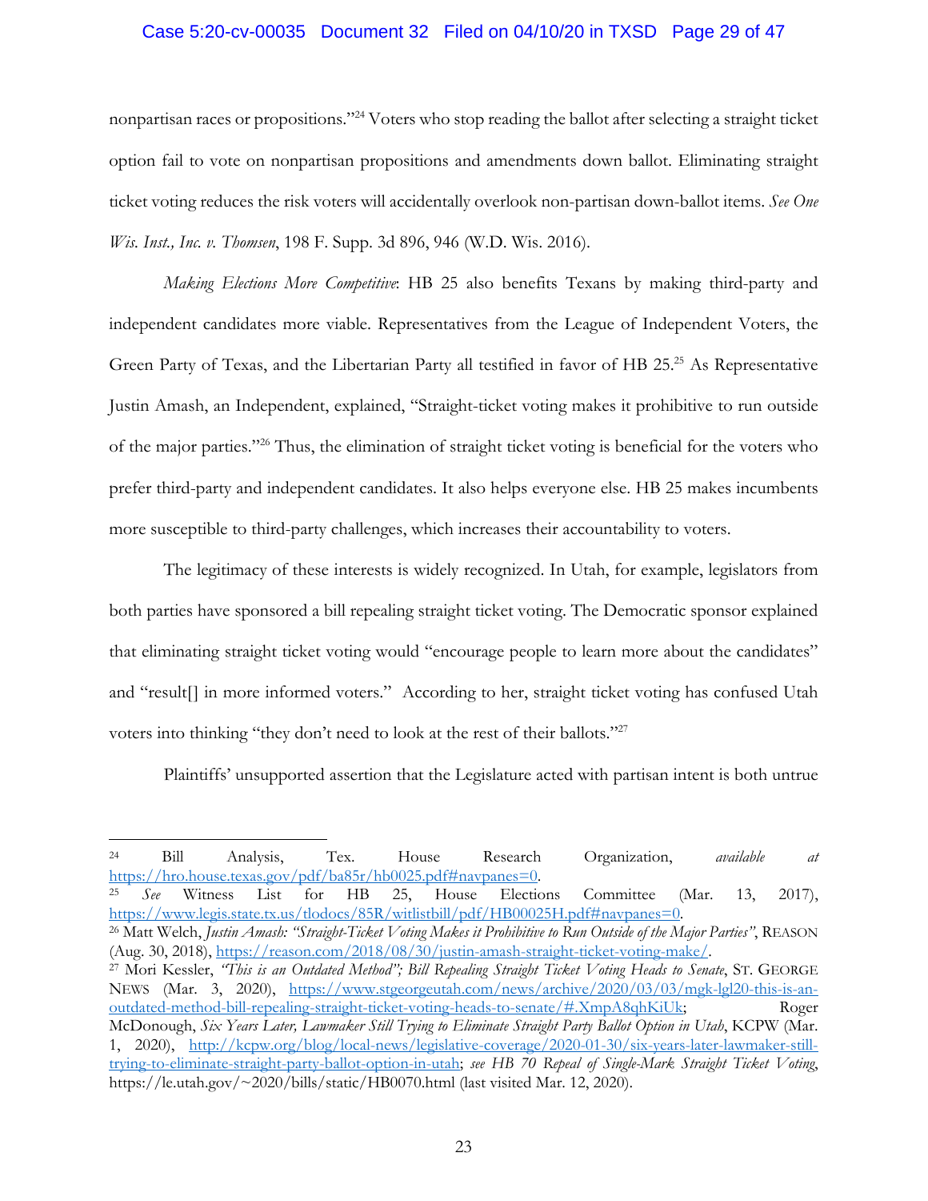nonpartisan races or propositions."[24] Voters who stop reading the ballot after selecting a straight ticket option fail to vote on nonpartisan propositions and amendments down ballot. Eliminating straight ticket voting reduces the risk voters will accidentally overlook non-partisan down-ballot items. *See One Wis. Inst., Inc. v. Thomsen*, 198 F. Supp. 3d 896, 946 (W.D. Wis. 2016).

*Making Elections More Competitive*: HB 25 also benefits Texans by making third-party and independent candidates more viable. Representatives from the League of Independent Voters, the Green Party of Texas, and the Libertarian Party all testified in favor of HB 25.[25] As Representative Justin Amash, an Independent, explained, "Straight-ticket voting makes it prohibitive to run outside of the major parties."[26] Thus, the elimination of straight ticket voting is beneficial for the voters who prefer third-party and independent candidates. It also helps everyone else. HB 25 makes incumbents more susceptible to third-party challenges, which increases their accountability to voters.

The legitimacy of these interests is widely recognized. In Utah, for example, legislators from both parties have sponsored a bill repealing straight ticket voting. The Democratic sponsor explained that eliminating straight ticket voting would "encourage people to learn more about the candidates" and "result[] in more informed voters." According to her, straight ticket voting has confused Utah voters into thinking "they don't need to look at the rest of their ballots."[27]

Plaintiffs' unsupported assertion that the Legislature acted with partisan intent is both untrue

---

[24] Bill Analysis, Tex. House Research Organization, *available at* https://hro.house.texas.gov/pdf/ba85r/hb0025.pdf#navpanes=0.

[25] *See* Witness List for HB 25, House Elections Committee (Mar. 13, 2017), https://www.legis.state.tx.us/tlodocs/85R/witlistbill/pdf/HB00025H.pdf#navpanes=0.

[26] Matt Welch, *Justin Amash: "Straight-Ticket Voting Makes it Prohibitive to Run Outside of the Major Parties"*, REASON (Aug. 30, 2018), https://reason.com/2018/08/30/justin-amash-straight-ticket-voting-make/.

[27] Mori Kessler, *"This is an Outdated Method"; Bill Repealing Straight Ticket Voting Heads to Senate*, ST. GEORGE NEWS (Mar. 3, 2020), https://www.stgeorgeutah.com/news/archive/2020/03/03/mgk-lgl20-this-is-an-outdated-method-bill-repealing-straight-ticket-voting-heads-to-senate/#.XmpA8qhKiUk; Roger McDonough, *Six Years Later, Lawmaker Still Trying to Eliminate Straight Party Ballot Option in Utah*, KCPW (Mar. 1, 2020), http://kcpw.org/blog/local-news/legislative-coverage/2020-01-30/six-years-later-lawmaker-still-trying-to-eliminate-straight-party-ballot-option-in-utah; *see HB 70 Repeal of Single-Mark Straight Ticket Voting*, https://le.utah.gov/~2020/bills/static/HB0070.html (last visited Mar. 12, 2020).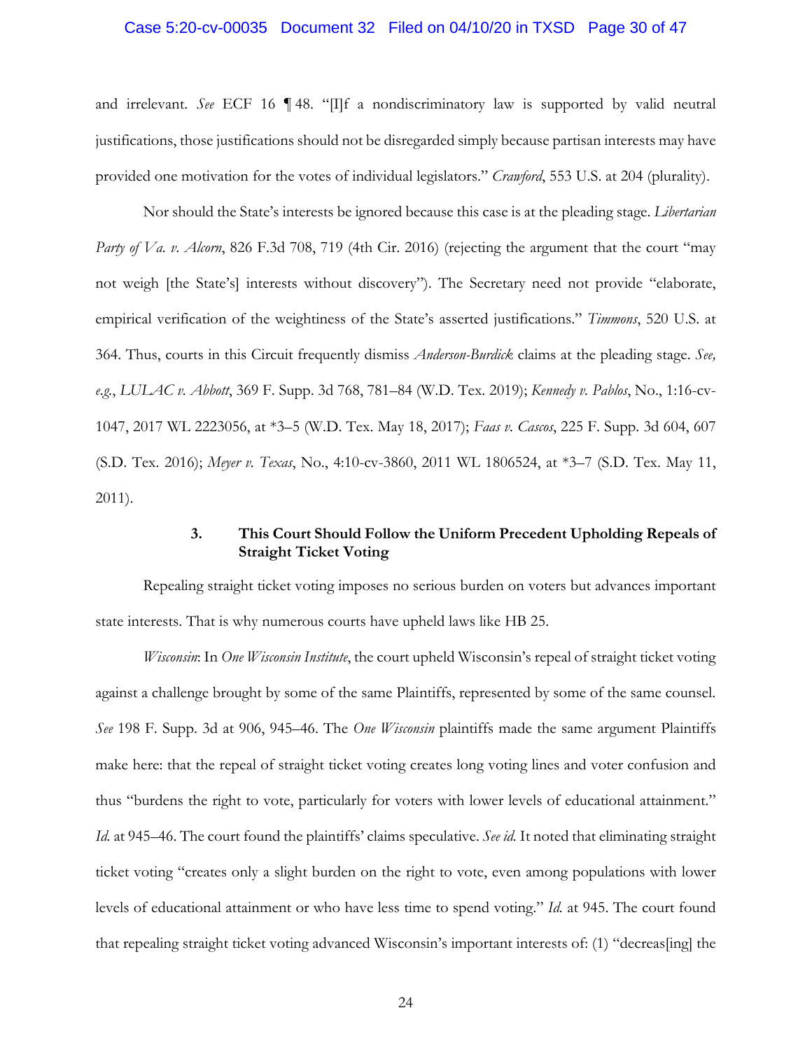and irrelevant. *See* ECF 16 ¶ 48. "[I]f a nondiscriminatory law is supported by valid neutral justifications, those justifications should not be disregarded simply because partisan interests may have provided one motivation for the votes of individual legislators." *Crawford*, 553 U.S. at 204 (plurality).

Nor should the State's interests be ignored because this case is at the pleading stage. *Libertarian Party of Va. v. Alcorn*, 826 F.3d 708, 719 (4th Cir. 2016) (rejecting the argument that the court "may not weigh [the State's] interests without discovery"). The Secretary need not provide "elaborate, empirical verification of the weightiness of the State's asserted justifications." *Timmons*, 520 U.S. at 364. Thus, courts in this Circuit frequently dismiss *Anderson-Burdick* claims at the pleading stage. *See, e.g.*, *LULAC v. Abbott*, 369 F. Supp. 3d 768, 781–84 (W.D. Tex. 2019); *Kennedy v. Pablos*, No., 1:16-cv-1047, 2017 WL 2223056, at *3–5 (W.D. Tex. May 18, 2017); *Faas v. Cascos*, 225 F. Supp. 3d 604, 607 (S.D. Tex. 2016); *Meyer v. Texas*, No., 4:10-cv-3860, 2011 WL 1806524, at *3–7 (S.D. Tex. May 11, 2011).

### 3. This Court Should Follow the Uniform Precedent Upholding Repeals of Straight Ticket Voting

Repealing straight ticket voting imposes no serious burden on voters but advances important state interests. That is why numerous courts have upheld laws like HB 25.

*Wisconsin*: In *One Wisconsin Institute*, the court upheld Wisconsin's repeal of straight ticket voting against a challenge brought by some of the same Plaintiffs, represented by some of the same counsel. *See* 198 F. Supp. 3d at 906, 945–46. The *One Wisconsin* plaintiffs made the same argument Plaintiffs make here: that the repeal of straight ticket voting creates long voting lines and voter confusion and thus "burdens the right to vote, particularly for voters with lower levels of educational attainment." *Id.* at 945–46. The court found the plaintiffs' claims speculative. *See id.* It noted that eliminating straight ticket voting "creates only a slight burden on the right to vote, even among populations with lower levels of educational attainment or who have less time to spend voting." *Id.* at 945. The court found that repealing straight ticket voting advanced Wisconsin's important interests of: (1) "decreas[ing] the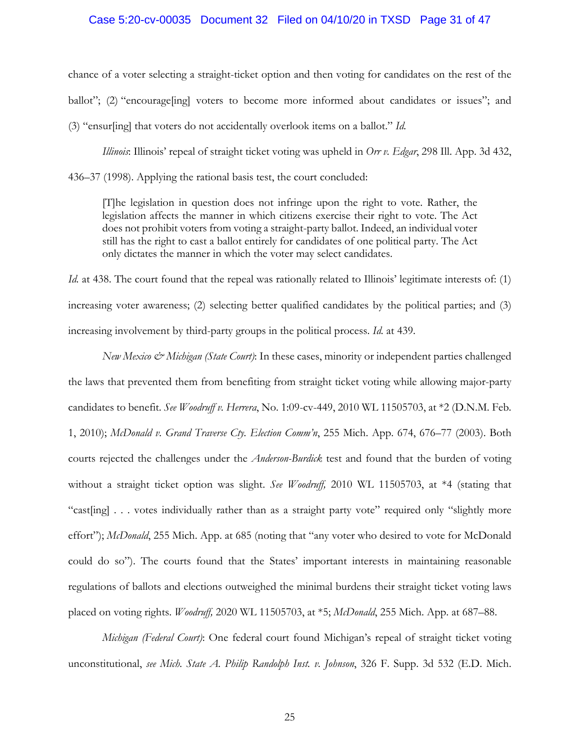chance of a voter selecting a straight-ticket option and then voting for candidates on the rest of the ballot"; (2) "encourage[ing] voters to become more informed about candidates or issues"; and (3) "ensur[ing] that voters do not accidentally overlook items on a ballot." *Id.*

*Illinois*: Illinois' repeal of straight ticket voting was upheld in *Orr v. Edgar*, 298 Ill. App. 3d 432, 436–37 (1998). Applying the rational basis test, the court concluded:

> [T]he legislation in question does not infringe upon the right to vote. Rather, the legislation affects the manner in which citizens exercise their right to vote. The Act does not prohibit voters from voting a straight-party ballot. Indeed, an individual voter still has the right to cast a ballot entirely for candidates of one political party. The Act only dictates the manner in which the voter may select candidates.

*Id.* at 438. The court found that the repeal was rationally related to Illinois' legitimate interests of: (1) increasing voter awareness; (2) selecting better qualified candidates by the political parties; and (3) increasing involvement by third-party groups in the political process. *Id.* at 439.

*New Mexico & Michigan (State Court)*: In these cases, minority or independent parties challenged the laws that prevented them from benefiting from straight ticket voting while allowing major-party candidates to benefit. *See Woodruff v. Herrera*, No. 1:09-cv-449, 2010 WL 11505703, at *2 (D.N.M. Feb. 1, 2010); *McDonald v. Grand Traverse Cty. Election Comm'n*, 255 Mich. App. 674, 676–77 (2003). Both courts rejected the challenges under the *Anderson-Burdick* test and found that the burden of voting without a straight ticket option was slight. *See Woodruff,* 2010 WL 11505703, at *4 (stating that "cast[ing] . . . votes individually rather than as a straight party vote" required only "slightly more effort"); *McDonald*, 255 Mich. App. at 685 (noting that "any voter who desired to vote for McDonald could do so"). The courts found that the States' important interests in maintaining reasonable regulations of ballots and elections outweighed the minimal burdens their straight ticket voting laws placed on voting rights. *Woodruff,* 2020 WL 11505703, at *5; *McDonald*, 255 Mich. App. at 687–88.

*Michigan (Federal Court)*: One federal court found Michigan's repeal of straight ticket voting unconstitutional, *see Mich. State A. Philip Randolph Inst. v. Johnson*, 326 F. Supp. 3d 532 (E.D. Mich.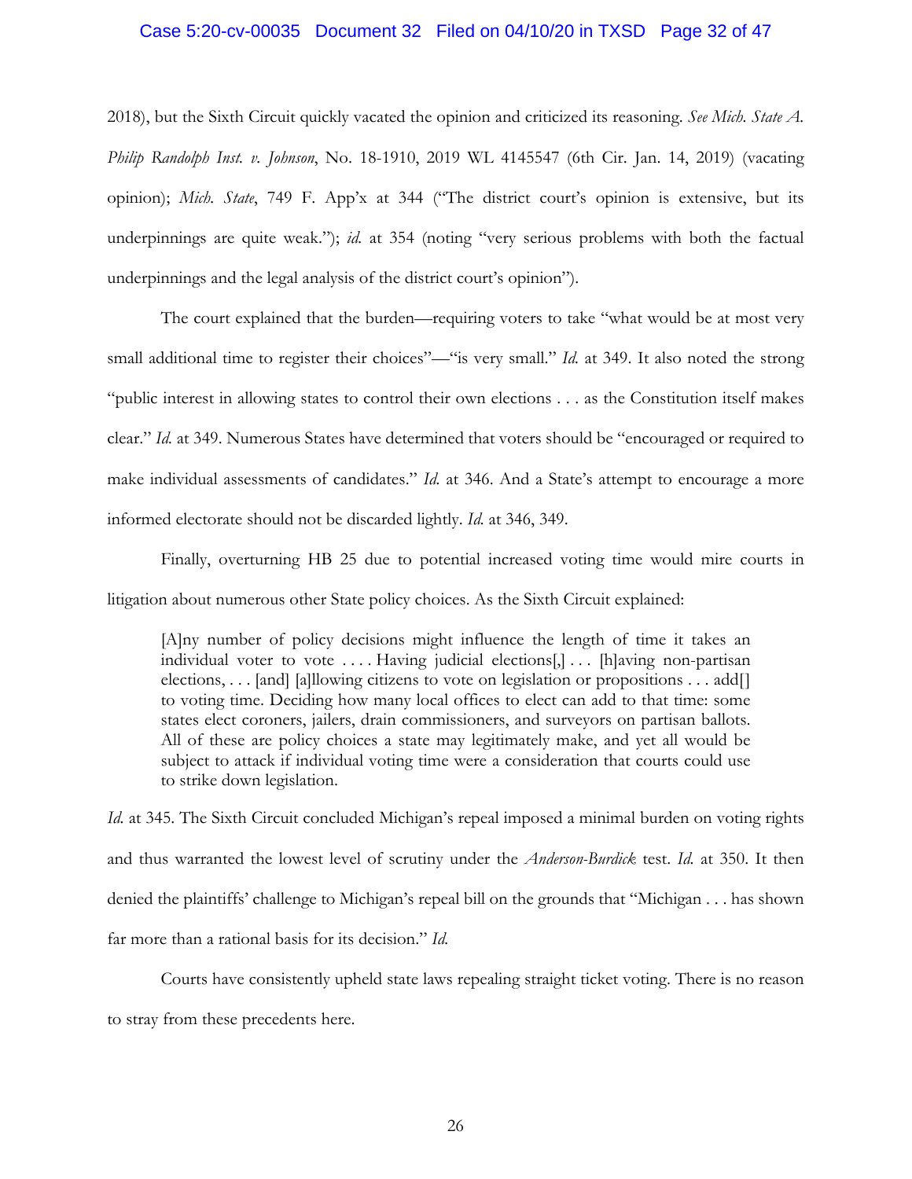2018), but the Sixth Circuit quickly vacated the opinion and criticized its reasoning. *See Mich. State A. Philip Randolph Inst. v. Johnson*, No. 18-1910, 2019 WL 4145547 (6th Cir. Jan. 14, 2019) (vacating opinion); *Mich. State*, 749 F. App'x at 344 ("The district court's opinion is extensive, but its underpinnings are quite weak."); *id.* at 354 (noting "very serious problems with both the factual underpinnings and the legal analysis of the district court's opinion").

The court explained that the burden—requiring voters to take "what would be at most very small additional time to register their choices"—"is very small." *Id.* at 349. It also noted the strong "public interest in allowing states to control their own elections . . . as the Constitution itself makes clear." *Id.* at 349. Numerous States have determined that voters should be "encouraged or required to make individual assessments of candidates." *Id.* at 346. And a State's attempt to encourage a more informed electorate should not be discarded lightly. *Id.* at 346, 349.

Finally, overturning HB 25 due to potential increased voting time would mire courts in litigation about numerous other State policy choices. As the Sixth Circuit explained:

> [A]ny number of policy decisions might influence the length of time it takes an individual voter to vote . . . . Having judicial elections[,] . . . [h]aving non-partisan elections, . . . [and] [a]llowing citizens to vote on legislation or propositions . . . add[] to voting time. Deciding how many local offices to elect can add to that time: some states elect coroners, jailers, drain commissioners, and surveyors on partisan ballots. All of these are policy choices a state may legitimately make, and yet all would be subject to attack if individual voting time were a consideration that courts could use to strike down legislation.

*Id.* at 345. The Sixth Circuit concluded Michigan's repeal imposed a minimal burden on voting rights and thus warranted the lowest level of scrutiny under the *Anderson-Burdick* test. *Id.* at 350. It then denied the plaintiffs' challenge to Michigan's repeal bill on the grounds that "Michigan . . . has shown far more than a rational basis for its decision." *Id.*

Courts have consistently upheld state laws repealing straight ticket voting. There is no reason to stray from these precedents here.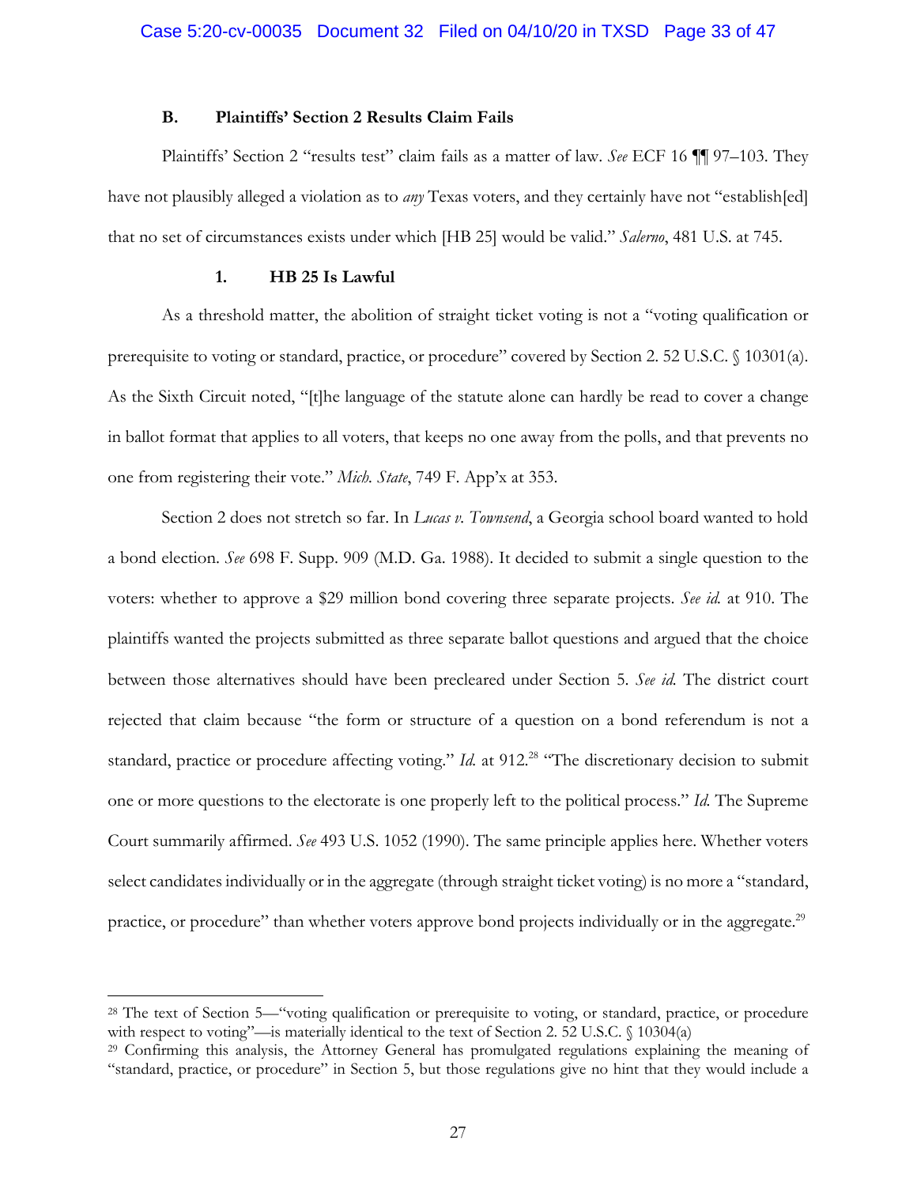### B. Plaintiffs' Section 2 Results Claim Fails

Plaintiffs' Section 2 "results test" claim fails as a matter of law. *See* ECF 16 ¶¶ 97–103. They have not plausibly alleged a violation as to *any* Texas voters, and they certainly have not "establish[ed] that no set of circumstances exists under which [HB 25] would be valid." *Salerno*, 481 U.S. at 745.

#### 1. HB 25 Is Lawful

As a threshold matter, the abolition of straight ticket voting is not a "voting qualification or prerequisite to voting or standard, practice, or procedure" covered by Section 2. 52 U.S.C. § 10301(a). As the Sixth Circuit noted, "[t]he language of the statute alone can hardly be read to cover a change in ballot format that applies to all voters, that keeps no one away from the polls, and that prevents no one from registering their vote." *Mich. State*, 749 F. App'x at 353.

Section 2 does not stretch so far. In *Lucas v. Townsend*, a Georgia school board wanted to hold a bond election. *See* 698 F. Supp. 909 (M.D. Ga. 1988). It decided to submit a single question to the voters: whether to approve a $29 million bond covering three separate projects. *See id.* at 910. The plaintiffs wanted the projects submitted as three separate ballot questions and argued that the choice between those alternatives should have been precleared under Section 5. *See id.* The district court rejected that claim because "the form or structure of a question on a bond referendum is not a standard, practice or procedure affecting voting." *Id.* at 912.[28] "The discretionary decision to submit one or more questions to the electorate is one properly left to the political process." *Id.* The Supreme Court summarily affirmed. *See* 493 U.S. 1052 (1990). The same principle applies here. Whether voters select candidates individually or in the aggregate (through straight ticket voting) is no more a "standard, practice, or procedure" than whether voters approve bond projects individually or in the aggregate.[29]

---

[28] The text of Section 5—"voting qualification or prerequisite to voting, or standard, practice, or procedure with respect to voting"—is materially identical to the text of Section 2. 52 U.S.C. § 10304(a)

[29] Confirming this analysis, the Attorney General has promulgated regulations explaining the meaning of "standard, practice, or procedure" in Section 5, but those regulations give no hint that they would include a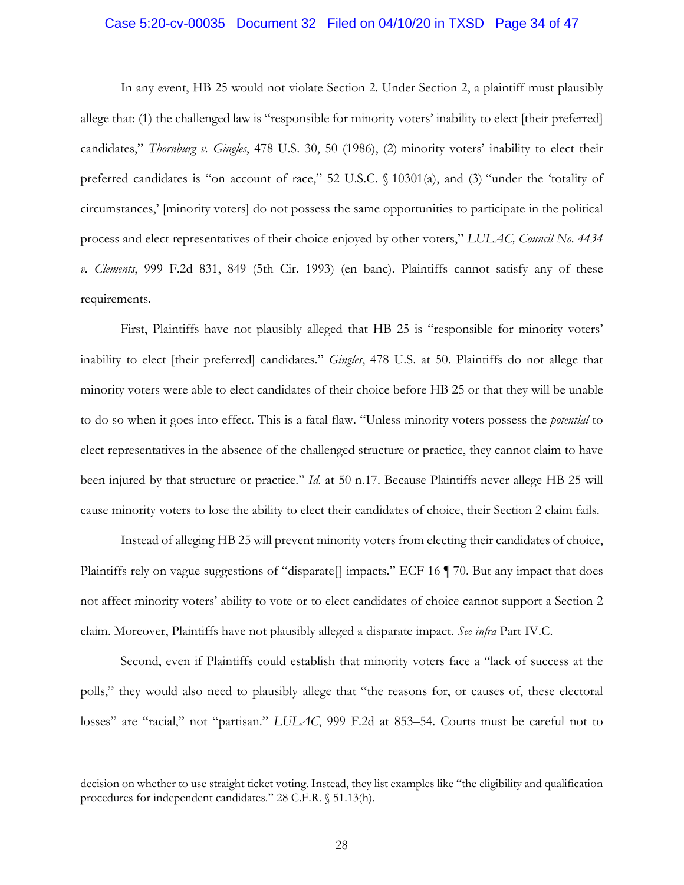In any event, HB 25 would not violate Section 2. Under Section 2, a plaintiff must plausibly allege that: (1) the challenged law is "responsible for minority voters' inability to elect [their preferred] candidates," *Thornburg v. Gingles*, 478 U.S. 30, 50 (1986), (2) minority voters' inability to elect their preferred candidates is "on account of race," 52 U.S.C. § 10301(a), and (3) "under the 'totality of circumstances,' [minority voters] do not possess the same opportunities to participate in the political process and elect representatives of their choice enjoyed by other voters," *LULAC, Council No. 4434 v. Clements*, 999 F.2d 831, 849 (5th Cir. 1993) (en banc). Plaintiffs cannot satisfy any of these requirements.

First, Plaintiffs have not plausibly alleged that HB 25 is "responsible for minority voters' inability to elect [their preferred] candidates." *Gingles*, 478 U.S. at 50. Plaintiffs do not allege that minority voters were able to elect candidates of their choice before HB 25 or that they will be unable to do so when it goes into effect. This is a fatal flaw. "Unless minority voters possess the *potential* to elect representatives in the absence of the challenged structure or practice, they cannot claim to have been injured by that structure or practice." *Id.* at 50 n.17. Because Plaintiffs never allege HB 25 will cause minority voters to lose the ability to elect their candidates of choice, their Section 2 claim fails.

Instead of alleging HB 25 will prevent minority voters from electing their candidates of choice, Plaintiffs rely on vague suggestions of "disparate[] impacts." ECF 16 ¶ 70. But any impact that does not affect minority voters' ability to vote or to elect candidates of choice cannot support a Section 2 claim. Moreover, Plaintiffs have not plausibly alleged a disparate impact. *See infra* Part IV.C.

Second, even if Plaintiffs could establish that minority voters face a "lack of success at the polls," they would also need to plausibly allege that "the reasons for, or causes of, these electoral losses" are "racial," not "partisan." *LULAC*, 999 F.2d at 853–54. Courts must be careful not to

---

decision on whether to use straight ticket voting. Instead, they list examples like "the eligibility and qualification procedures for independent candidates." 28 C.F.R. § 51.13(h).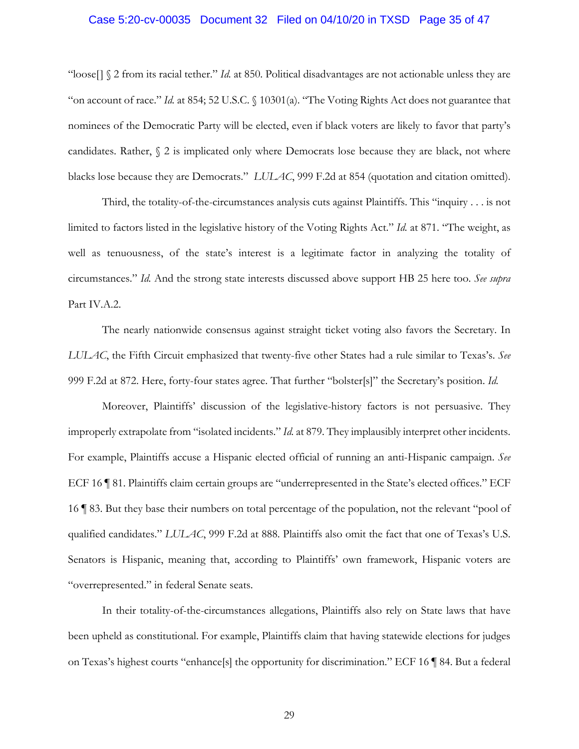"loose[] § 2 from its racial tether." *Id.* at 850. Political disadvantages are not actionable unless they are "on account of race." *Id.* at 854; 52 U.S.C. § 10301(a). "The Voting Rights Act does not guarantee that nominees of the Democratic Party will be elected, even if black voters are likely to favor that party's candidates. Rather, § 2 is implicated only where Democrats lose because they are black, not where blacks lose because they are Democrats." *LULAC*, 999 F.2d at 854 (quotation and citation omitted).

Third, the totality-of-the-circumstances analysis cuts against Plaintiffs. This "inquiry . . . is not limited to factors listed in the legislative history of the Voting Rights Act." *Id.* at 871. "The weight, as well as tenuousness, of the state's interest is a legitimate factor in analyzing the totality of circumstances." *Id.* And the strong state interests discussed above support HB 25 here too. *See supra* Part IV.A.2.

The nearly nationwide consensus against straight ticket voting also favors the Secretary. In *LULAC*, the Fifth Circuit emphasized that twenty-five other States had a rule similar to Texas's. *See* 999 F.2d at 872. Here, forty-four states agree. That further "bolster[s]" the Secretary's position. *Id.*

Moreover, Plaintiffs' discussion of the legislative-history factors is not persuasive. They improperly extrapolate from "isolated incidents." *Id.* at 879. They implausibly interpret other incidents. For example, Plaintiffs accuse a Hispanic elected official of running an anti-Hispanic campaign. *See* ECF 16 ¶ 81. Plaintiffs claim certain groups are "underrepresented in the State's elected offices." ECF 16 ¶ 83. But they base their numbers on total percentage of the population, not the relevant "pool of qualified candidates." *LULAC*, 999 F.2d at 888. Plaintiffs also omit the fact that one of Texas's U.S. Senators is Hispanic, meaning that, according to Plaintiffs' own framework, Hispanic voters are "overrepresented." in federal Senate seats.

In their totality-of-the-circumstances allegations, Plaintiffs also rely on State laws that have been upheld as constitutional. For example, Plaintiffs claim that having statewide elections for judges on Texas's highest courts "enhance[s] the opportunity for discrimination." ECF 16 ¶ 84. But a federal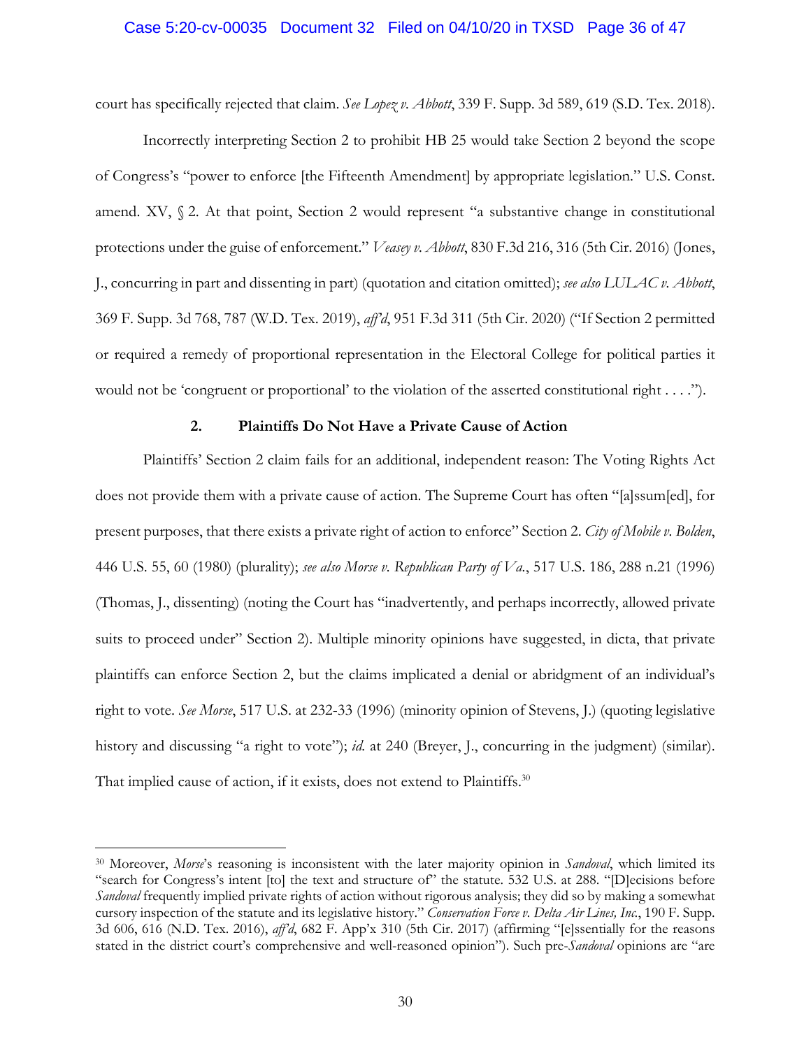court has specifically rejected that claim. *See Lopez v. Abbott*, 339 F. Supp. 3d 589, 619 (S.D. Tex. 2018).

Incorrectly interpreting Section 2 to prohibit HB 25 would take Section 2 beyond the scope of Congress's "power to enforce [the Fifteenth Amendment] by appropriate legislation." U.S. Const. amend. XV, § 2. At that point, Section 2 would represent "a substantive change in constitutional protections under the guise of enforcement." *Veasey v. Abbott*, 830 F.3d 216, 316 (5th Cir. 2016) (Jones, J., concurring in part and dissenting in part) (quotation and citation omitted); *see also LULAC v. Abbott*, 369 F. Supp. 3d 768, 787 (W.D. Tex. 2019), *aff'd*, 951 F.3d 311 (5th Cir. 2020) ("If Section 2 permitted or required a remedy of proportional representation in the Electoral College for political parties it would not be 'congruent or proportional' to the violation of the asserted constitutional right . . . .").

### 2. Plaintiffs Do Not Have a Private Cause of Action

Plaintiffs' Section 2 claim fails for an additional, independent reason: The Voting Rights Act does not provide them with a private cause of action. The Supreme Court has often "[a]ssum[ed], for present purposes, that there exists a private right of action to enforce" Section 2. *City of Mobile v. Bolden*, 446 U.S. 55, 60 (1980) (plurality); *see also Morse v. Republican Party of Va.*, 517 U.S. 186, 288 n.21 (1996) (Thomas, J., dissenting) (noting the Court has "inadvertently, and perhaps incorrectly, allowed private suits to proceed under" Section 2). Multiple minority opinions have suggested, in dicta, that private plaintiffs can enforce Section 2, but the claims implicated a denial or abridgment of an individual's right to vote. *See Morse*, 517 U.S. at 232-33 (1996) (minority opinion of Stevens, J.) (quoting legislative history and discussing "a right to vote"); *id.* at 240 (Breyer, J., concurring in the judgment) (similar). That implied cause of action, if it exists, does not extend to Plaintiffs.[30]

---

[30] Moreover, *Morse*'s reasoning is inconsistent with the later majority opinion in *Sandoval*, which limited its "search for Congress's intent [to] the text and structure of" the statute. 532 U.S. at 288. "[D]ecisions before *Sandoval* frequently implied private rights of action without rigorous analysis; they did so by making a somewhat cursory inspection of the statute and its legislative history." *Conservation Force v. Delta Air Lines, Inc.*, 190 F. Supp. 3d 606, 616 (N.D. Tex. 2016), *aff'd*, 682 F. App'x 310 (5th Cir. 2017) (affirming "[e]ssentially for the reasons stated in the district court's comprehensive and well-reasoned opinion"). Such pre-*Sandoval* opinions are "are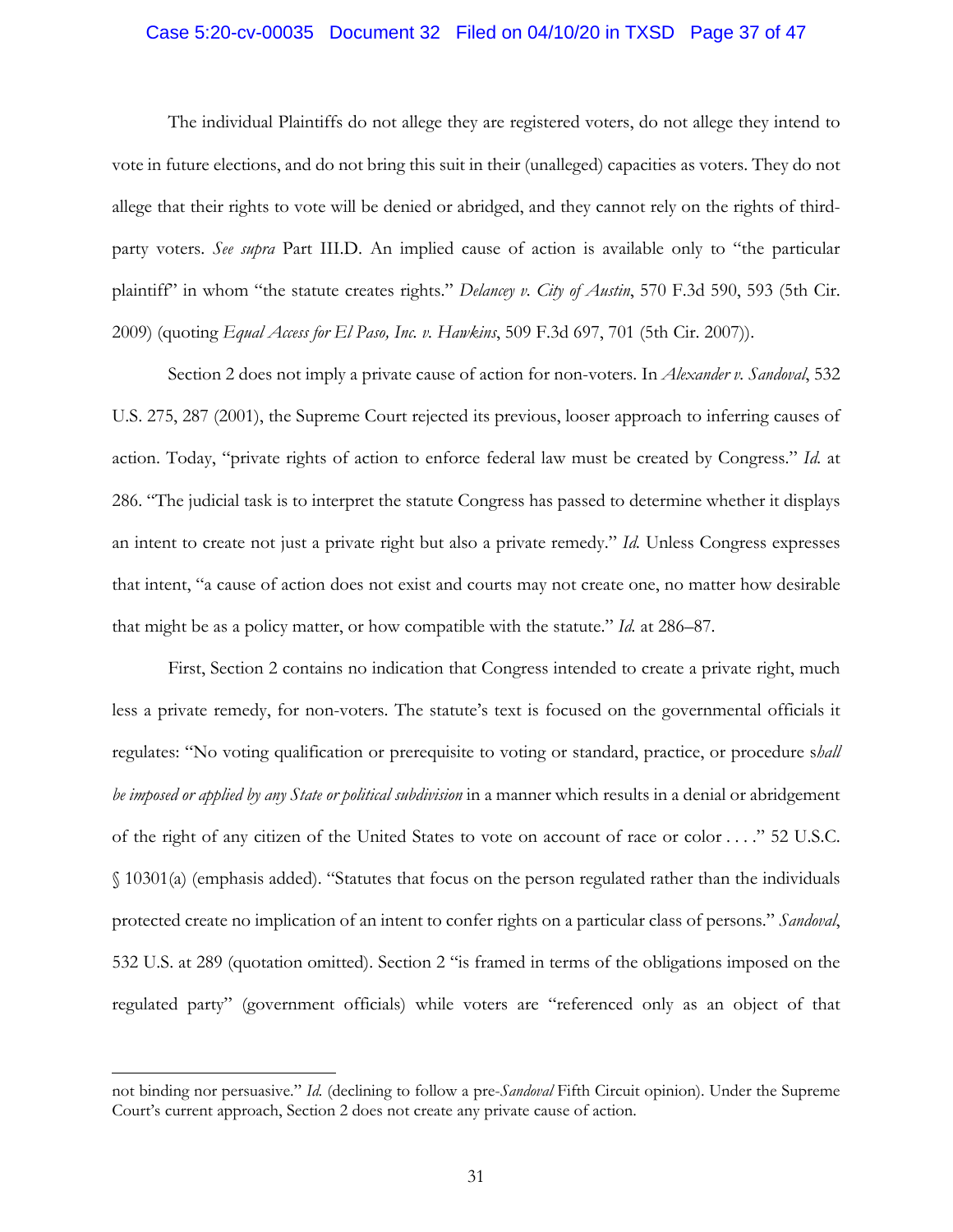The individual Plaintiffs do not allege they are registered voters, do not allege they intend to vote in future elections, and do not bring this suit in their (unalleged) capacities as voters. They do not allege that their rights to vote will be denied or abridged, and they cannot rely on the rights of third-party voters. *See supra* Part III.D. An implied cause of action is available only to "the particular plaintiff" in whom "the statute creates rights." *Delancey v. City of Austin*, 570 F.3d 590, 593 (5th Cir. 2009) (quoting *Equal Access for El Paso, Inc. v. Hawkins*, 509 F.3d 697, 701 (5th Cir. 2007)).

Section 2 does not imply a private cause of action for non-voters. In *Alexander v. Sandoval*, 532 U.S. 275, 287 (2001), the Supreme Court rejected its previous, looser approach to inferring causes of action. Today, "private rights of action to enforce federal law must be created by Congress." *Id.* at 286. "The judicial task is to interpret the statute Congress has passed to determine whether it displays an intent to create not just a private right but also a private remedy." *Id.* Unless Congress expresses that intent, "a cause of action does not exist and courts may not create one, no matter how desirable that might be as a policy matter, or how compatible with the statute." *Id.* at 286–87.

First, Section 2 contains no indication that Congress intended to create a private right, much less a private remedy, for non-voters. The statute's text is focused on the governmental officials it regulates: "No voting qualification or prerequisite to voting or standard, practice, or procedure s*hall be imposed or applied by any State or political subdivision* in a manner which results in a denial or abridgement of the right of any citizen of the United States to vote on account of race or color . . . ." 52 U.S.C. § 10301(a) (emphasis added). "Statutes that focus on the person regulated rather than the individuals protected create no implication of an intent to confer rights on a particular class of persons." *Sandoval*, 532 U.S. at 289 (quotation omitted). Section 2 "is framed in terms of the obligations imposed on the regulated party" (government officials) while voters are "referenced only as an object of that

---

not binding nor persuasive." *Id.* (declining to follow a pre-*Sandoval* Fifth Circuit opinion). Under the Supreme Court's current approach, Section 2 does not create any private cause of action.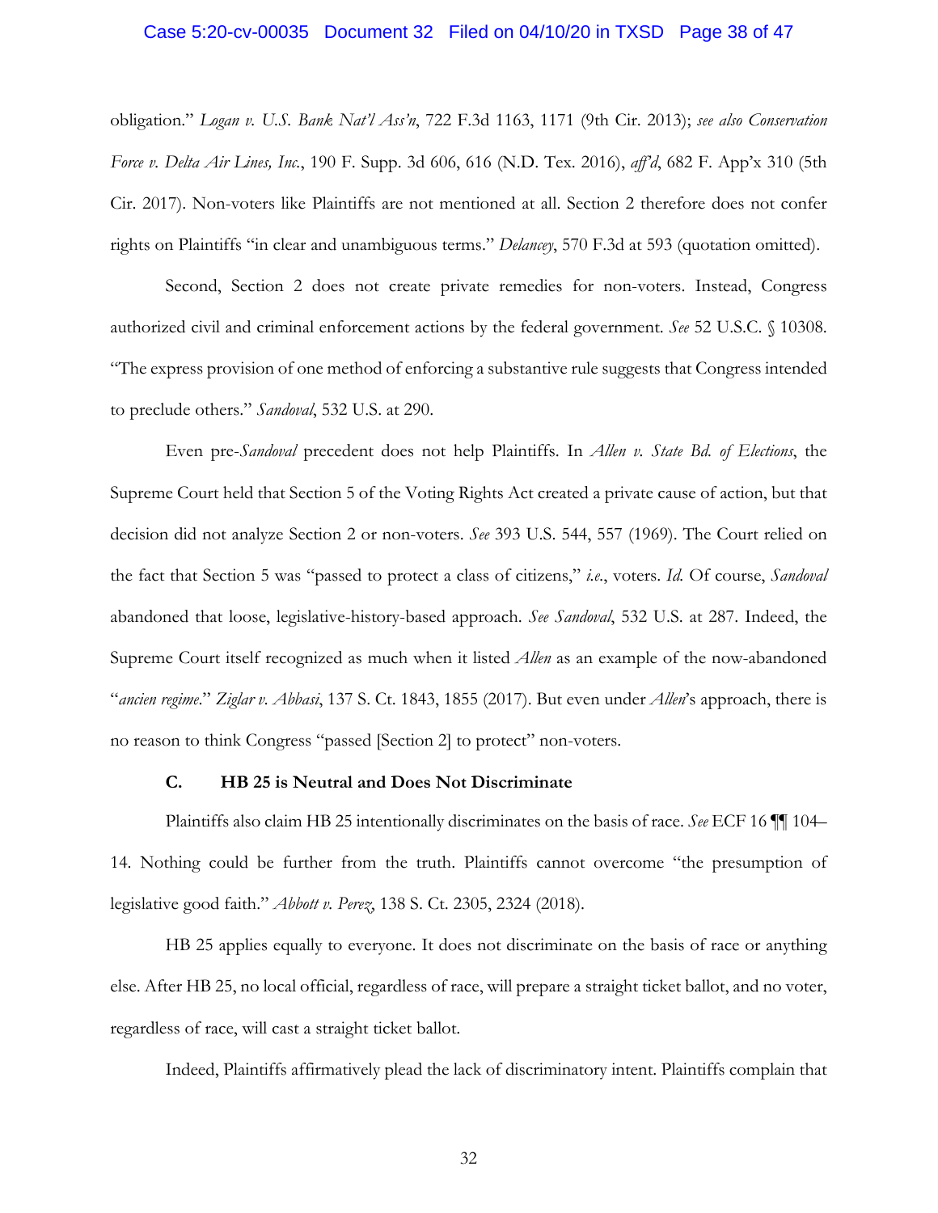obligation." *Logan v. U.S. Bank Nat'l Ass'n*, 722 F.3d 1163, 1171 (9th Cir. 2013); *see also Conservation Force v. Delta Air Lines, Inc.*, 190 F. Supp. 3d 606, 616 (N.D. Tex. 2016), *aff'd*, 682 F. App'x 310 (5th Cir. 2017). Non-voters like Plaintiffs are not mentioned at all. Section 2 therefore does not confer rights on Plaintiffs "in clear and unambiguous terms." *Delancey*, 570 F.3d at 593 (quotation omitted).

Second, Section 2 does not create private remedies for non-voters. Instead, Congress authorized civil and criminal enforcement actions by the federal government. *See* 52 U.S.C. § 10308. "The express provision of one method of enforcing a substantive rule suggests that Congress intended to preclude others." *Sandoval*, 532 U.S. at 290.

Even pre-*Sandoval* precedent does not help Plaintiffs. In *Allen v. State Bd. of Elections*, the Supreme Court held that Section 5 of the Voting Rights Act created a private cause of action, but that decision did not analyze Section 2 or non-voters. *See* 393 U.S. 544, 557 (1969). The Court relied on the fact that Section 5 was "passed to protect a class of citizens," *i.e.*, voters. *Id.* Of course, *Sandoval* abandoned that loose, legislative-history-based approach. *See Sandoval*, 532 U.S. at 287. Indeed, the Supreme Court itself recognized as much when it listed *Allen* as an example of the now-abandoned "*ancien regime*." *Ziglar v. Abbasi*, 137 S. Ct. 1843, 1855 (2017). But even under *Allen*'s approach, there is no reason to think Congress "passed [Section 2] to protect" non-voters.

### C. HB 25 is Neutral and Does Not Discriminate

Plaintiffs also claim HB 25 intentionally discriminates on the basis of race. *See* ECF 16 ¶¶ 104–14. Nothing could be further from the truth. Plaintiffs cannot overcome "the presumption of legislative good faith." *Abbott v. Perez*, 138 S. Ct. 2305, 2324 (2018).

HB 25 applies equally to everyone. It does not discriminate on the basis of race or anything else. After HB 25, no local official, regardless of race, will prepare a straight ticket ballot, and no voter, regardless of race, will cast a straight ticket ballot.

Indeed, Plaintiffs affirmatively plead the lack of discriminatory intent. Plaintiffs complain that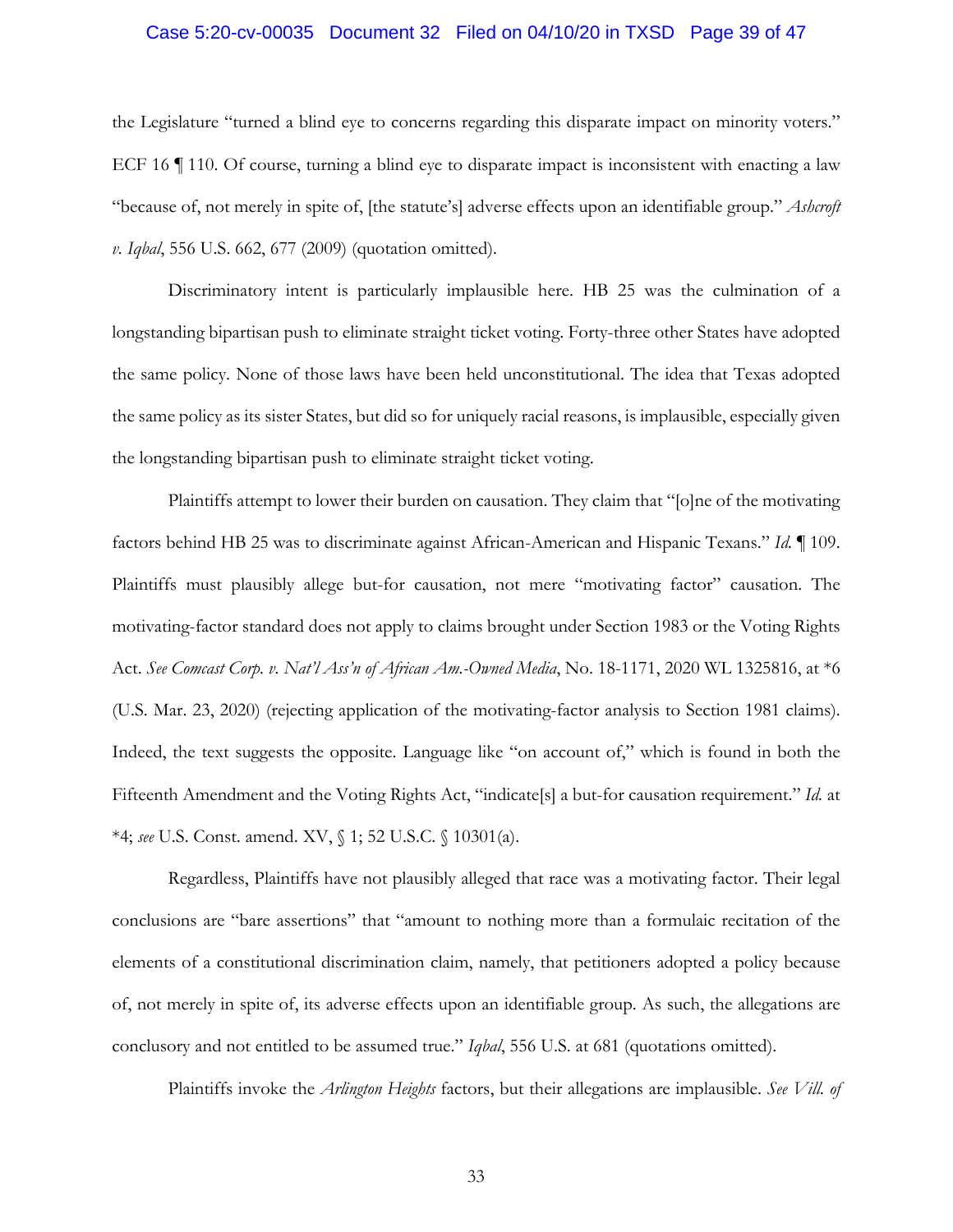the Legislature "turned a blind eye to concerns regarding this disparate impact on minority voters." ECF 16 ¶ 110. Of course, turning a blind eye to disparate impact is inconsistent with enacting a law "because of, not merely in spite of, [the statute's] adverse effects upon an identifiable group." *Ashcroft v. Iqbal*, 556 U.S. 662, 677 (2009) (quotation omitted).

Discriminatory intent is particularly implausible here. HB 25 was the culmination of a longstanding bipartisan push to eliminate straight ticket voting. Forty-three other States have adopted the same policy. None of those laws have been held unconstitutional. The idea that Texas adopted the same policy as its sister States, but did so for uniquely racial reasons, is implausible, especially given the longstanding bipartisan push to eliminate straight ticket voting.

Plaintiffs attempt to lower their burden on causation. They claim that "[o]ne of the motivating factors behind HB 25 was to discriminate against African-American and Hispanic Texans." *Id.* ¶ 109. Plaintiffs must plausibly allege but-for causation, not mere "motivating factor" causation. The motivating-factor standard does not apply to claims brought under Section 1983 or the Voting Rights Act. *See Comcast Corp. v. Nat'l Ass'n of African Am.-Owned Media*, No. 18-1171, 2020 WL 1325816, at *6 (U.S. Mar. 23, 2020) (rejecting application of the motivating-factor analysis to Section 1981 claims). Indeed, the text suggests the opposite. Language like "on account of," which is found in both the Fifteenth Amendment and the Voting Rights Act, "indicate[s] a but-for causation requirement." *Id.* at *4; *see* U.S. Const. amend. XV, § 1; 52 U.S.C. § 10301(a).

Regardless, Plaintiffs have not plausibly alleged that race was a motivating factor. Their legal conclusions are "bare assertions" that "amount to nothing more than a formulaic recitation of the elements of a constitutional discrimination claim, namely, that petitioners adopted a policy because of, not merely in spite of, its adverse effects upon an identifiable group. As such, the allegations are conclusory and not entitled to be assumed true." *Iqbal*, 556 U.S. at 681 (quotations omitted).

Plaintiffs invoke the *Arlington Heights* factors, but their allegations are implausible. *See Vill. of*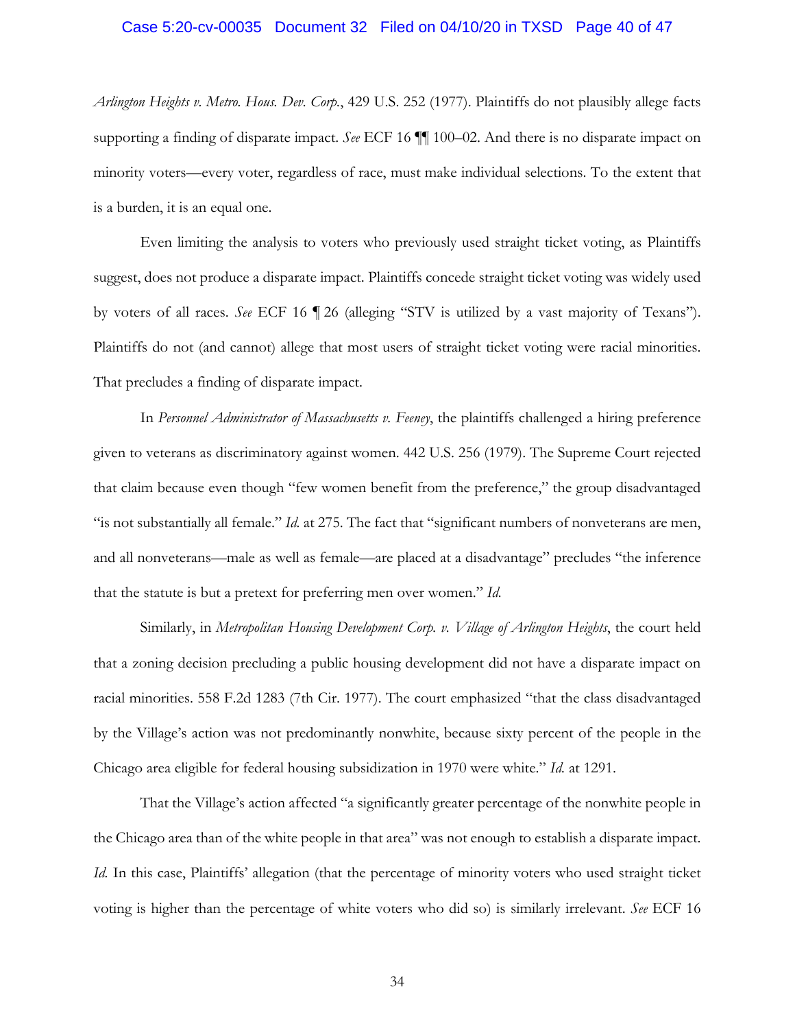*Arlington Heights v. Metro. Hous. Dev. Corp.*, 429 U.S. 252 (1977). Plaintiffs do not plausibly allege facts supporting a finding of disparate impact. *See* ECF 16 ¶¶ 100–02. And there is no disparate impact on minority voters—every voter, regardless of race, must make individual selections. To the extent that is a burden, it is an equal one.

Even limiting the analysis to voters who previously used straight ticket voting, as Plaintiffs suggest, does not produce a disparate impact. Plaintiffs concede straight ticket voting was widely used by voters of all races. *See* ECF 16 ¶ 26 (alleging "STV is utilized by a vast majority of Texans"). Plaintiffs do not (and cannot) allege that most users of straight ticket voting were racial minorities. That precludes a finding of disparate impact.

In *Personnel Administrator of Massachusetts v. Feeney*, the plaintiffs challenged a hiring preference given to veterans as discriminatory against women. 442 U.S. 256 (1979). The Supreme Court rejected that claim because even though "few women benefit from the preference," the group disadvantaged "is not substantially all female." *Id.* at 275. The fact that "significant numbers of nonveterans are men, and all nonveterans—male as well as female—are placed at a disadvantage" precludes "the inference that the statute is but a pretext for preferring men over women." *Id.*

Similarly, in *Metropolitan Housing Development Corp. v. Village of Arlington Heights*, the court held that a zoning decision precluding a public housing development did not have a disparate impact on racial minorities. 558 F.2d 1283 (7th Cir. 1977). The court emphasized "that the class disadvantaged by the Village's action was not predominantly nonwhite, because sixty percent of the people in the Chicago area eligible for federal housing subsidization in 1970 were white." *Id.* at 1291.

That the Village's action affected "a significantly greater percentage of the nonwhite people in the Chicago area than of the white people in that area" was not enough to establish a disparate impact. *Id.* In this case, Plaintiffs' allegation (that the percentage of minority voters who used straight ticket voting is higher than the percentage of white voters who did so) is similarly irrelevant. *See* ECF 16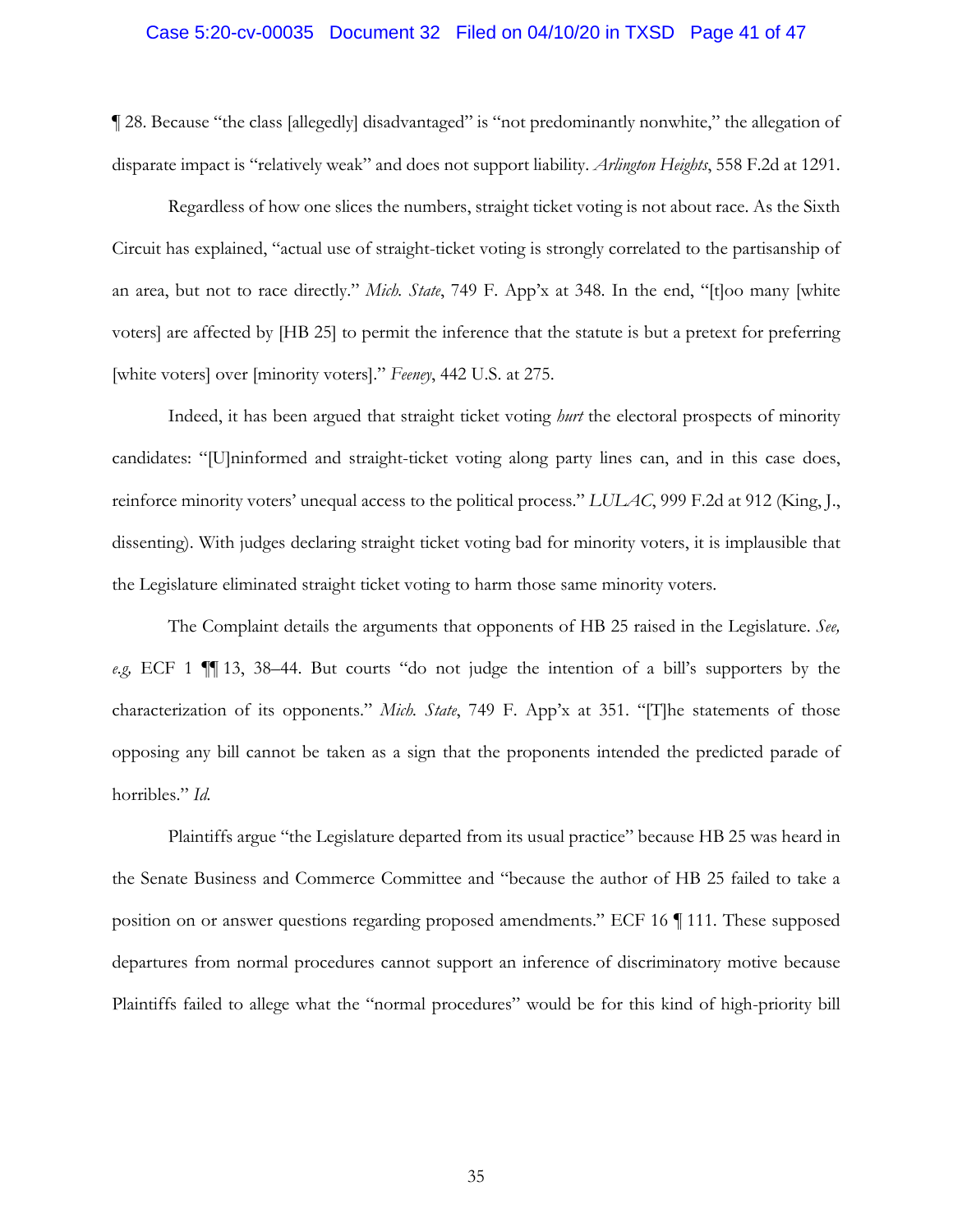¶ 28. Because "the class [allegedly] disadvantaged" is "not predominantly nonwhite," the allegation of disparate impact is "relatively weak" and does not support liability. *Arlington Heights*, 558 F.2d at 1291.

Regardless of how one slices the numbers, straight ticket voting is not about race. As the Sixth Circuit has explained, "actual use of straight-ticket voting is strongly correlated to the partisanship of an area, but not to race directly." *Mich. State*, 749 F. App'x at 348. In the end, "[t]oo many [white voters] are affected by [HB 25] to permit the inference that the statute is but a pretext for preferring [white voters] over [minority voters]." *Feeney*, 442 U.S. at 275.

Indeed, it has been argued that straight ticket voting *hurt* the electoral prospects of minority candidates: "[U]ninformed and straight-ticket voting along party lines can, and in this case does, reinforce minority voters' unequal access to the political process." *LULAC*, 999 F.2d at 912 (King, J., dissenting). With judges declaring straight ticket voting bad for minority voters, it is implausible that the Legislature eliminated straight ticket voting to harm those same minority voters.

The Complaint details the arguments that opponents of HB 25 raised in the Legislature. *See, e.g,* ECF 1 ¶¶ 13, 38–44. But courts "do not judge the intention of a bill's supporters by the characterization of its opponents." *Mich. State*, 749 F. App'x at 351. "[T]he statements of those opposing any bill cannot be taken as a sign that the proponents intended the predicted parade of horribles." *Id.*

Plaintiffs argue "the Legislature departed from its usual practice" because HB 25 was heard in the Senate Business and Commerce Committee and "because the author of HB 25 failed to take a position on or answer questions regarding proposed amendments." ECF 16 ¶ 111. These supposed departures from normal procedures cannot support an inference of discriminatory motive because Plaintiffs failed to allege what the "normal procedures" would be for this kind of high-priority bill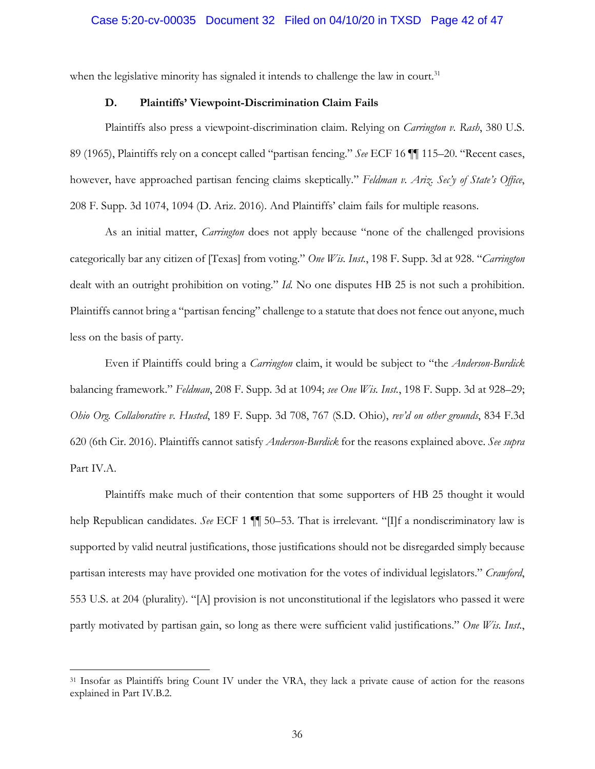when the legislative minority has signaled it intends to challenge the law in court.[31]

### D. Plaintiffs' Viewpoint-Discrimination Claim Fails

Plaintiffs also press a viewpoint-discrimination claim. Relying on *Carrington v. Rash*, 380 U.S. 89 (1965), Plaintiffs rely on a concept called "partisan fencing." *See* ECF 16 ¶¶ 115–20. "Recent cases, however, have approached partisan fencing claims skeptically." *Feldman v. Ariz. Sec'y of State's Office*, 208 F. Supp. 3d 1074, 1094 (D. Ariz. 2016). And Plaintiffs' claim fails for multiple reasons.

As an initial matter, *Carrington* does not apply because "none of the challenged provisions categorically bar any citizen of [Texas] from voting." *One Wis. Inst.*, 198 F. Supp. 3d at 928. "*Carrington* dealt with an outright prohibition on voting." *Id.* No one disputes HB 25 is not such a prohibition. Plaintiffs cannot bring a "partisan fencing" challenge to a statute that does not fence out anyone, much less on the basis of party.

Even if Plaintiffs could bring a *Carrington* claim, it would be subject to "the *Anderson-Burdick* balancing framework." *Feldman*, 208 F. Supp. 3d at 1094; *see One Wis. Inst.*, 198 F. Supp. 3d at 928–29; *Ohio Org. Collaborative v. Husted*, 189 F. Supp. 3d 708, 767 (S.D. Ohio), *rev'd on other grounds*, 834 F.3d 620 (6th Cir. 2016). Plaintiffs cannot satisfy *Anderson-Burdick* for the reasons explained above. *See supra* Part IV.A.

Plaintiffs make much of their contention that some supporters of HB 25 thought it would help Republican candidates. *See* ECF 1 ¶¶ 50–53. That is irrelevant. "[I]f a nondiscriminatory law is supported by valid neutral justifications, those justifications should not be disregarded simply because partisan interests may have provided one motivation for the votes of individual legislators." *Crawford*, 553 U.S. at 204 (plurality). "[A] provision is not unconstitutional if the legislators who passed it were partly motivated by partisan gain, so long as there were sufficient valid justifications." *One Wis. Inst.*,

---

[31] Insofar as Plaintiffs bring Count IV under the VRA, they lack a private cause of action for the reasons explained in Part IV.B.2.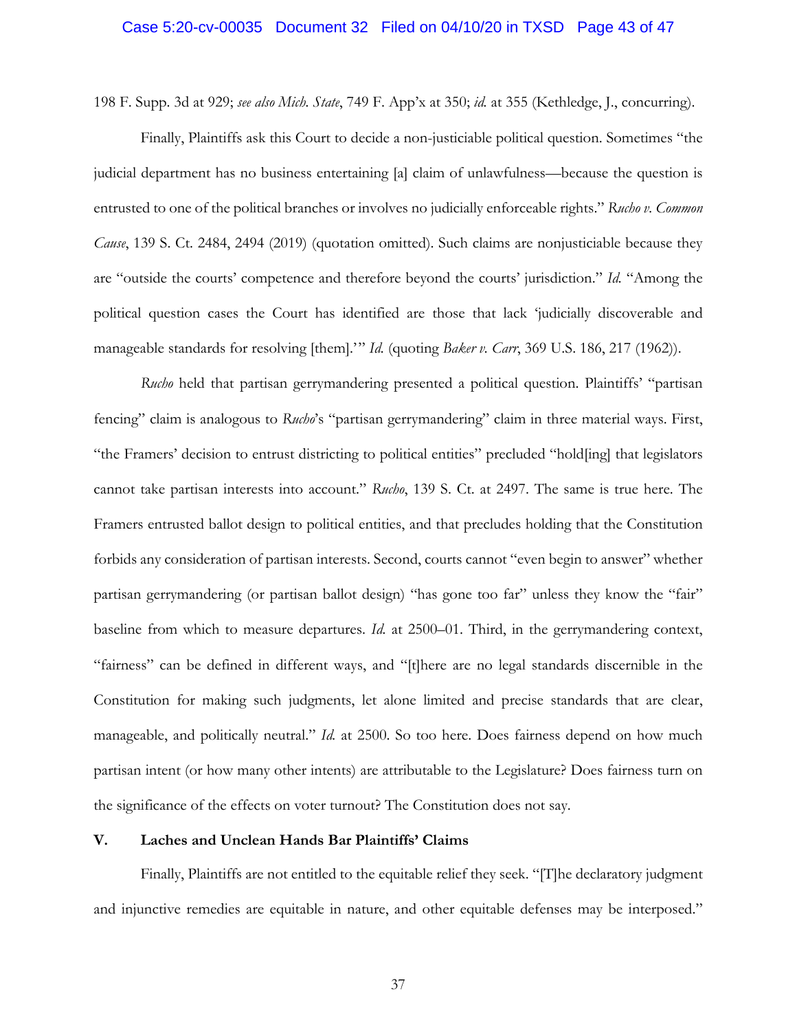198 F. Supp. 3d at 929; *see also Mich. State*, 749 F. App'x at 350; *id.* at 355 (Kethledge, J., concurring).

Finally, Plaintiffs ask this Court to decide a non-justiciable political question. Sometimes "the judicial department has no business entertaining [a] claim of unlawfulness—because the question is entrusted to one of the political branches or involves no judicially enforceable rights." *Rucho v. Common Cause*, 139 S. Ct. 2484, 2494 (2019) (quotation omitted). Such claims are nonjusticiable because they are "outside the courts' competence and therefore beyond the courts' jurisdiction." *Id.* "Among the political question cases the Court has identified are those that lack 'judicially discoverable and manageable standards for resolving [them].'" *Id.* (quoting *Baker v. Carr*, 369 U.S. 186, 217 (1962)).

*Rucho* held that partisan gerrymandering presented a political question. Plaintiffs' "partisan fencing" claim is analogous to *Rucho*'s "partisan gerrymandering" claim in three material ways. First, "the Framers' decision to entrust districting to political entities" precluded "hold[ing] that legislators cannot take partisan interests into account." *Rucho*, 139 S. Ct. at 2497. The same is true here. The Framers entrusted ballot design to political entities, and that precludes holding that the Constitution forbids any consideration of partisan interests. Second, courts cannot "even begin to answer" whether partisan gerrymandering (or partisan ballot design) "has gone too far" unless they know the "fair" baseline from which to measure departures. *Id.* at 2500–01. Third, in the gerrymandering context, "fairness" can be defined in different ways, and "[t]here are no legal standards discernible in the Constitution for making such judgments, let alone limited and precise standards that are clear, manageable, and politically neutral." *Id.* at 2500. So too here. Does fairness depend on how much partisan intent (or how many other intents) are attributable to the Legislature? Does fairness turn on the significance of the effects on voter turnout? The Constitution does not say.

## V. Laches and Unclean Hands Bar Plaintiffs' Claims

Finally, Plaintiffs are not entitled to the equitable relief they seek. "[T]he declaratory judgment and injunctive remedies are equitable in nature, and other equitable defenses may be interposed."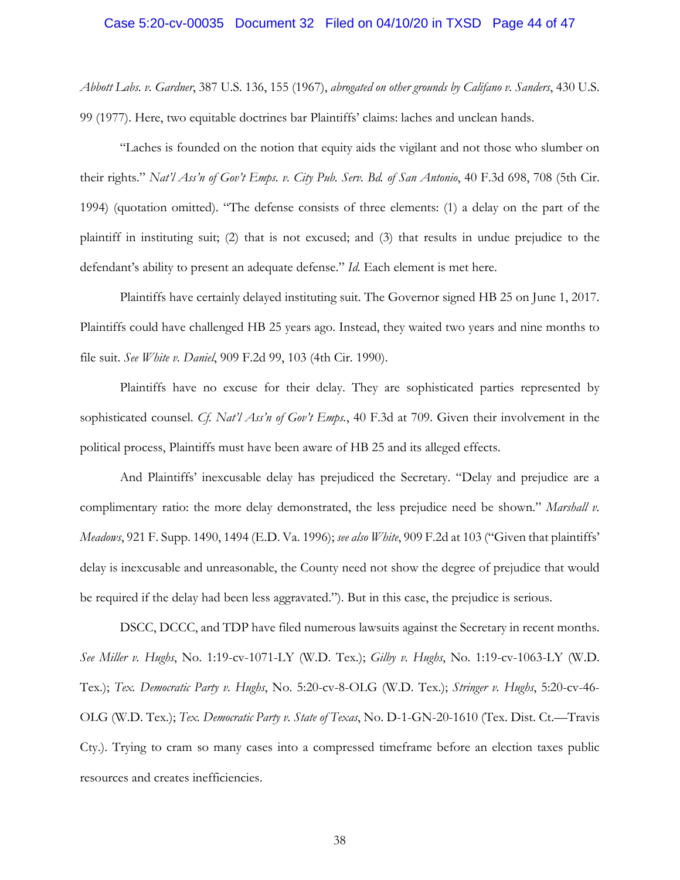*Abbott Labs. v. Gardner*, 387 U.S. 136, 155 (1967), *abrogated on other grounds by Califano v. Sanders*, 430 U.S. 99 (1977). Here, two equitable doctrines bar Plaintiffs' claims: laches and unclean hands.

"Laches is founded on the notion that equity aids the vigilant and not those who slumber on their rights." *Nat'l Ass'n of Gov't Emps. v. City Pub. Serv. Bd. of San Antonio*, 40 F.3d 698, 708 (5th Cir. 1994) (quotation omitted). "The defense consists of three elements: (1) a delay on the part of the plaintiff in instituting suit; (2) that is not excused; and (3) that results in undue prejudice to the defendant's ability to present an adequate defense." *Id.* Each element is met here.

Plaintiffs have certainly delayed instituting suit. The Governor signed HB 25 on June 1, 2017. Plaintiffs could have challenged HB 25 years ago. Instead, they waited two years and nine months to file suit. *See White v. Daniel*, 909 F.2d 99, 103 (4th Cir. 1990).

Plaintiffs have no excuse for their delay. They are sophisticated parties represented by sophisticated counsel. *Cf. Nat'l Ass'n of Gov't Emps.*, 40 F.3d at 709. Given their involvement in the political process, Plaintiffs must have been aware of HB 25 and its alleged effects.

And Plaintiffs' inexcusable delay has prejudiced the Secretary. "Delay and prejudice are a complimentary ratio: the more delay demonstrated, the less prejudice need be shown." *Marshall v. Meadows*, 921 F. Supp. 1490, 1494 (E.D. Va. 1996); *see also White*, 909 F.2d at 103 ("Given that plaintiffs' delay is inexcusable and unreasonable, the County need not show the degree of prejudice that would be required if the delay had been less aggravated."). But in this case, the prejudice is serious.

DSCC, DCCC, and TDP have filed numerous lawsuits against the Secretary in recent months. *See Miller v. Hughs*, No. 1:19-cv-1071-LY (W.D. Tex.); *Gilby v. Hughs*, No. 1:19-cv-1063-LY (W.D. Tex.); *Tex. Democratic Party v. Hughs*, No. 5:20-cv-8-OLG (W.D. Tex.); *Stringer v. Hughs*, 5:20-cv-46-OLG (W.D. Tex.); *Tex. Democratic Party v. State of Texas*, No. D-1-GN-20-1610 (Tex. Dist. Ct.—Travis Cty.). Trying to cram so many cases into a compressed timeframe before an election taxes public resources and creates inefficiencies.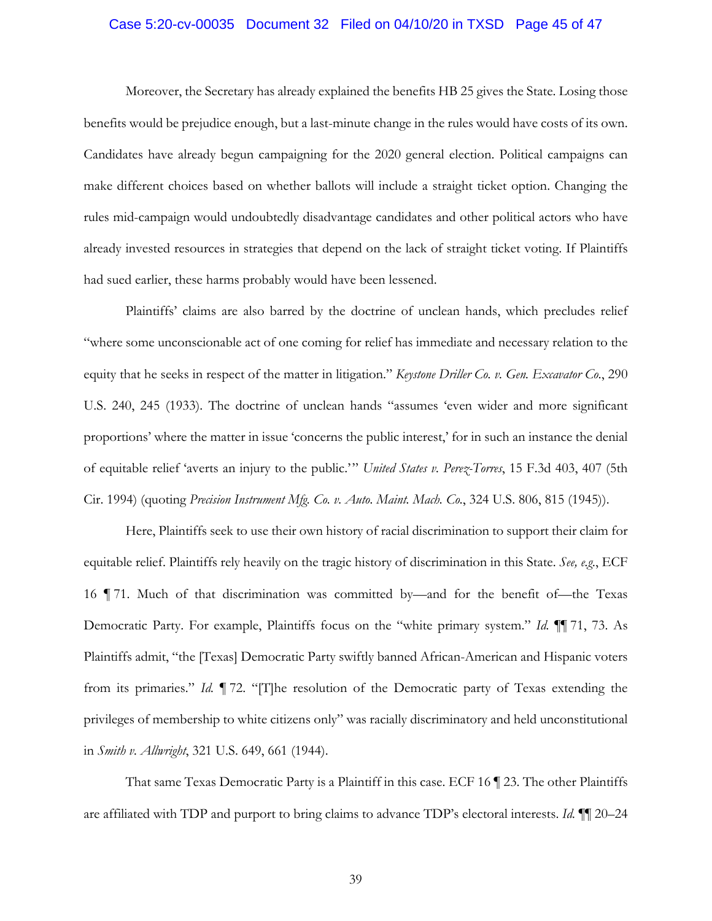Moreover, the Secretary has already explained the benefits HB 25 gives the State. Losing those benefits would be prejudice enough, but a last-minute change in the rules would have costs of its own. Candidates have already begun campaigning for the 2020 general election. Political campaigns can make different choices based on whether ballots will include a straight ticket option. Changing the rules mid-campaign would undoubtedly disadvantage candidates and other political actors who have already invested resources in strategies that depend on the lack of straight ticket voting. If Plaintiffs had sued earlier, these harms probably would have been lessened.

Plaintiffs' claims are also barred by the doctrine of unclean hands, which precludes relief "where some unconscionable act of one coming for relief has immediate and necessary relation to the equity that he seeks in respect of the matter in litigation." *Keystone Driller Co. v. Gen. Excavator Co.*, 290 U.S. 240, 245 (1933). The doctrine of unclean hands "assumes 'even wider and more significant proportions' where the matter in issue 'concerns the public interest,' for in such an instance the denial of equitable relief 'averts an injury to the public.'" *United States v. Perez-Torres*, 15 F.3d 403, 407 (5th Cir. 1994) (quoting *Precision Instrument Mfg. Co. v. Auto. Maint. Mach. Co.*, 324 U.S. 806, 815 (1945)).

Here, Plaintiffs seek to use their own history of racial discrimination to support their claim for equitable relief. Plaintiffs rely heavily on the tragic history of discrimination in this State. *See, e.g.*, ECF 16 ¶ 71. Much of that discrimination was committed by—and for the benefit of—the Texas Democratic Party. For example, Plaintiffs focus on the "white primary system." *Id.* ¶¶ 71, 73. As Plaintiffs admit, "the [Texas] Democratic Party swiftly banned African-American and Hispanic voters from its primaries." *Id.* ¶ 72. "[T]he resolution of the Democratic party of Texas extending the privileges of membership to white citizens only" was racially discriminatory and held unconstitutional in *Smith v. Allwright*, 321 U.S. 649, 661 (1944).

That same Texas Democratic Party is a Plaintiff in this case. ECF 16 ¶ 23. The other Plaintiffs are affiliated with TDP and purport to bring claims to advance TDP's electoral interests. *Id.* ¶¶ 20–24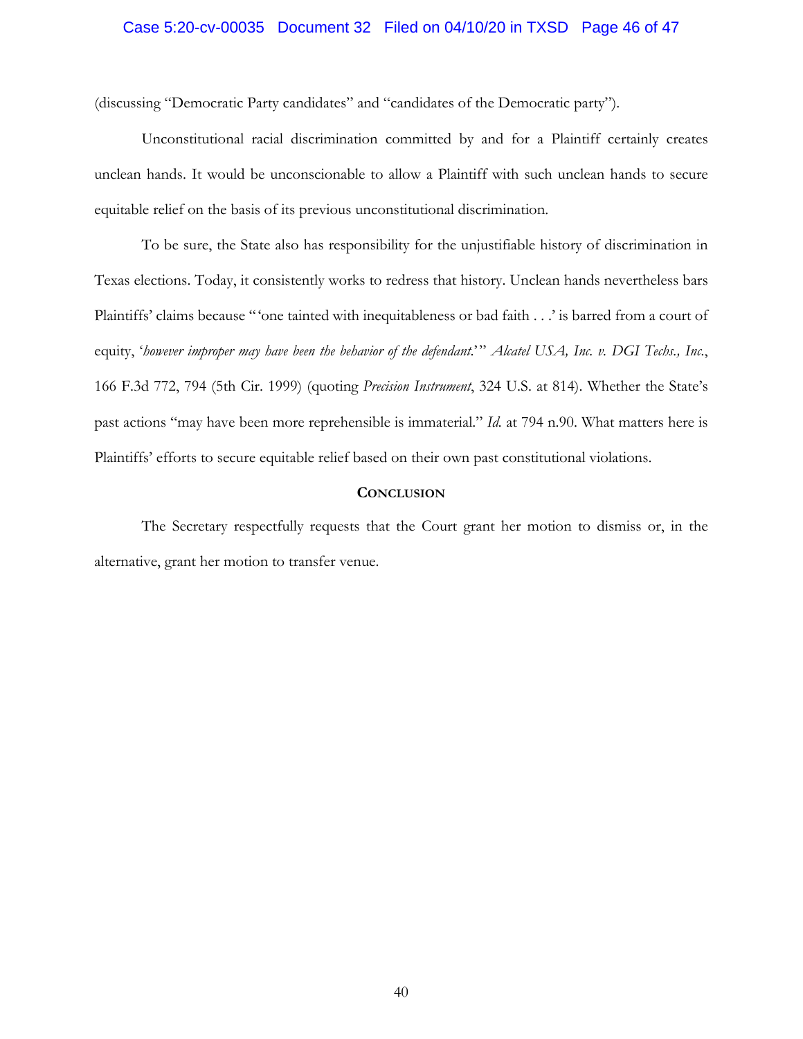(discussing "Democratic Party candidates" and "candidates of the Democratic party").

Unconstitutional racial discrimination committed by and for a Plaintiff certainly creates unclean hands. It would be unconscionable to allow a Plaintiff with such unclean hands to secure equitable relief on the basis of its previous unconstitutional discrimination.

To be sure, the State also has responsibility for the unjustifiable history of discrimination in Texas elections. Today, it consistently works to redress that history. Unclean hands nevertheless bars Plaintiffs' claims because "'one tainted with inequitableness or bad faith . . .' is barred from a court of equity, '*however improper may have been the behavior of the defendant*.'" *Alcatel USA, Inc. v. DGI Techs., Inc.*, 166 F.3d 772, 794 (5th Cir. 1999) (quoting *Precision Instrument*, 324 U.S. at 814). Whether the State's past actions "may have been more reprehensible is immaterial." *Id.* at 794 n.90. What matters here is Plaintiffs' efforts to secure equitable relief based on their own past constitutional violations.

## Conclusion

The Secretary respectfully requests that the Court grant her motion to dismiss or, in the alternative, grant her motion to transfer venue.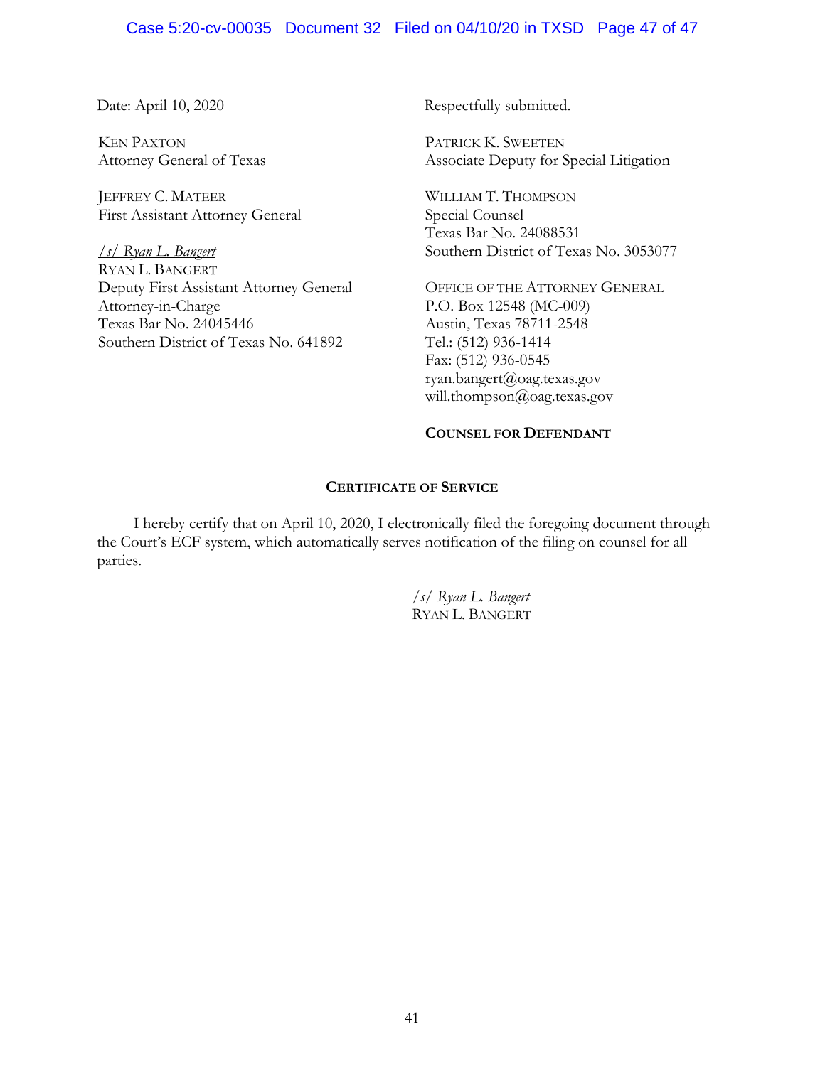Date: April 10, 2020

KEN PAXTON
Attorney General of Texas

JEFFREY C. MATEER
First Assistant Attorney General

*/s/ Ryan L. Bangert*
RYAN L. BANGERT
Deputy First Assistant Attorney General
Attorney-in-Charge
Texas Bar No. 24045446
Southern District of Texas No. 641892

Respectfully submitted.

PATRICK K. SWEETEN
Associate Deputy for Special Litigation

WILLIAM T. THOMPSON
Special Counsel
Texas Bar No. 24088531
Southern District of Texas No. 3053077

OFFICE OF THE ATTORNEY GENERAL
P.O. Box 12548 (MC-009)
Austin, Texas 78711-2548
Tel.: (512) 936-1414
Fax: (512) 936-0545
ryan.bangert@oag.texas.gov
will.thompson@oag.texas.gov

**COUNSEL FOR DEFENDANT**

**CERTIFICATE OF SERVICE**

I hereby certify that on April 10, 2020, I electronically filed the foregoing document through the Court's ECF system, which automatically serves notification of the filing on counsel for all parties.

*/s/ Ryan L. Bangert*
RYAN L. BANGERT